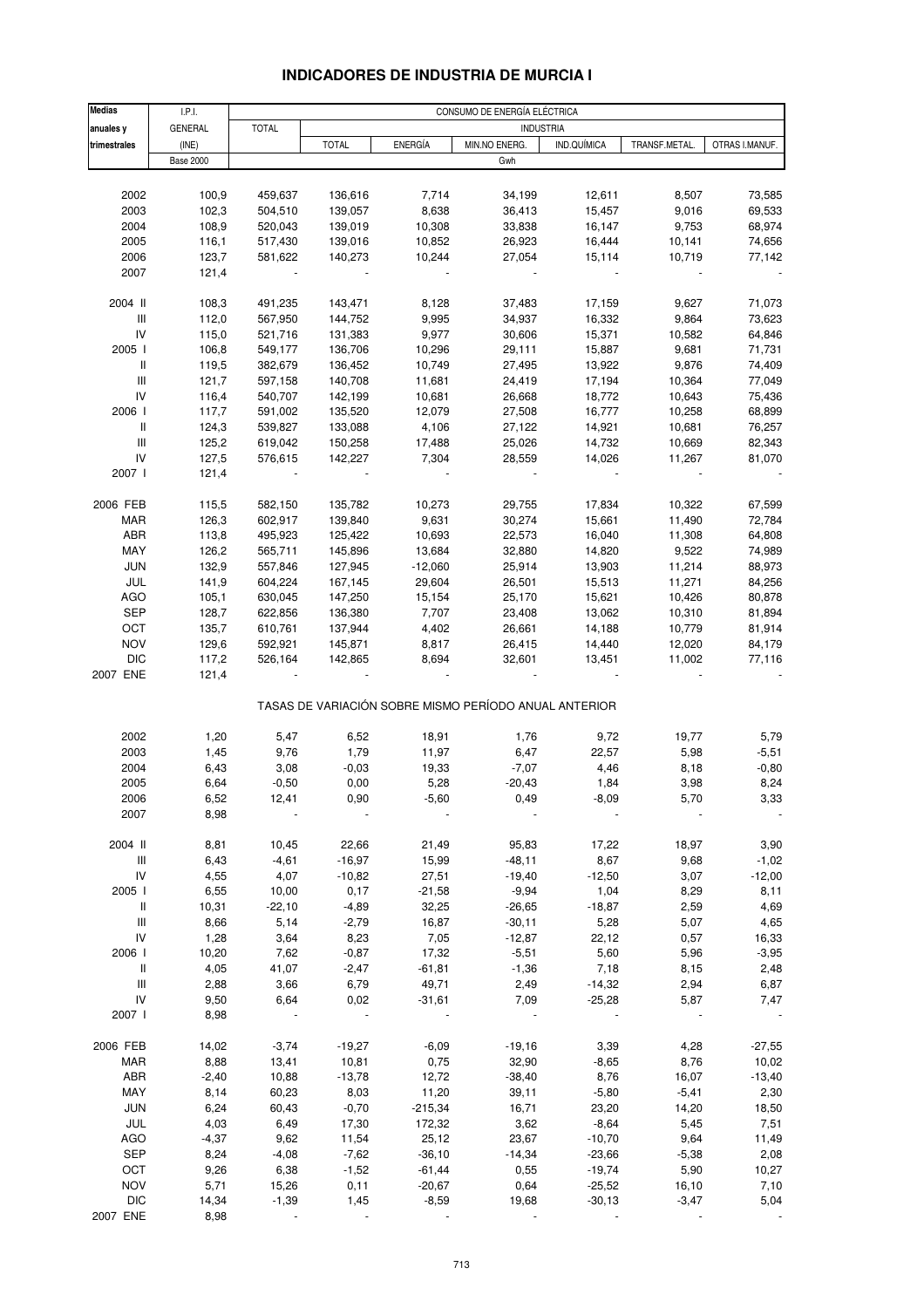## INDICADORES DE INDUSTRIA DE MURCIA I

| Medias anuales y trimestrales | I.P.I. GENERAL (INE) | CONSUMO DE ENERGÍA ELÉCTRICA | | | | | | |
|---|---|---|---|---|---|---|---|---|
| | | TOTAL | INDUSTRIA | | | | | |
| | | | TOTAL | ENERGÍA | MIN.NO ENERG. | IND.QUÍMICA | TRANSF.METAL. | OTRAS I.MANUF. |
| | Base 2000 | Gwh | | | | | | |
| 2002 | 100,9 | 459,637 | 136,616 | 7,714 | 34,199 | 12,611 | 8,507 | 73,585 |
| 2003 | 102,3 | 504,510 | 139,057 | 8,638 | 36,413 | 15,457 | 9,016 | 69,533 |
| 2004 | 108,9 | 520,043 | 139,019 | 10,308 | 33,838 | 16,147 | 9,753 | 68,974 |
| 2005 | 116,1 | 517,430 | 139,016 | 10,852 | 26,923 | 16,444 | 10,141 | 74,656 |
| 2006 | 123,7 | 581,622 | 140,273 | 10,244 | 27,054 | 15,114 | 10,719 | 77,142 |
| 2007 | 121,4 | - | - | - | - | - | - | - |
| 2004 II | 108,3 | 491,235 | 143,471 | 8,128 | 37,483 | 17,159 | 9,627 | 71,073 |
| III | 112,0 | 567,950 | 144,752 | 9,995 | 34,937 | 16,332 | 9,864 | 73,623 |
| IV | 115,0 | 521,716 | 131,383 | 9,977 | 30,606 | 15,371 | 10,582 | 64,846 |
| 2005 I | 106,8 | 549,177 | 136,706 | 10,296 | 29,111 | 15,887 | 9,681 | 71,731 |
| II | 119,5 | 382,679 | 136,452 | 10,749 | 27,495 | 13,922 | 9,876 | 74,409 |
| III | 121,7 | 597,158 | 140,708 | 11,681 | 24,419 | 17,194 | 10,364 | 77,049 |
| IV | 116,4 | 540,707 | 142,199 | 10,681 | 26,668 | 18,772 | 10,643 | 75,436 |
| 2006 I | 117,7 | 591,002 | 135,520 | 12,079 | 27,508 | 16,777 | 10,258 | 68,899 |
| II | 124,3 | 539,827 | 133,088 | 4,106 | 27,122 | 14,921 | 10,681 | 76,257 |
| III | 125,2 | 619,042 | 150,258 | 17,488 | 25,026 | 14,732 | 10,669 | 82,343 |
| IV | 127,5 | 576,615 | 142,227 | 7,304 | 28,559 | 14,026 | 11,267 | 81,070 |
| 2007 I | 121,4 | - | - | - | - | - | - | - |
| 2006 FEB | 115,5 | 582,150 | 135,782 | 10,273 | 29,755 | 17,834 | 10,322 | 67,599 |
| MAR | 126,3 | 602,917 | 139,840 | 9,631 | 30,274 | 15,661 | 11,490 | 72,784 |
| ABR | 113,8 | 495,923 | 125,422 | 10,693 | 22,573 | 16,040 | 11,308 | 64,808 |
| MAY | 126,2 | 565,711 | 145,896 | 13,684 | 32,880 | 14,820 | 9,522 | 74,989 |
| JUN | 132,9 | 557,846 | 127,945 | -12,060 | 25,914 | 13,903 | 11,214 | 88,973 |
| JUL | 141,9 | 604,224 | 167,145 | 29,604 | 26,501 | 15,513 | 11,271 | 84,256 |
| AGO | 105,1 | 630,045 | 147,250 | 15,154 | 25,170 | 15,621 | 10,426 | 80,878 |
| SEP | 128,7 | 622,856 | 136,380 | 7,707 | 23,408 | 13,062 | 10,310 | 81,894 |
| OCT | 135,7 | 610,761 | 137,944 | 4,402 | 26,661 | 14,188 | 10,779 | 81,914 |
| NOV | 129,6 | 592,921 | 145,871 | 8,817 | 26,415 | 14,440 | 12,020 | 84,179 |
| DIC | 117,2 | 526,164 | 142,865 | 8,694 | 32,601 | 13,451 | 11,002 | 77,116 |
| 2007 ENE | 121,4 | - | - | - | - | - | - | - |
| | TASAS DE VARIACIÓN SOBRE MISMO PERÍODO ANUAL ANTERIOR | | | | | | | |
| 2002 | 1,20 | 5,47 | 6,52 | 18,91 | 1,76 | 9,72 | 19,77 | 5,79 |
| 2003 | 1,45 | 9,76 | 1,79 | 11,97 | 6,47 | 22,57 | 5,98 | -5,51 |
| 2004 | 6,43 | 3,08 | -0,03 | 19,33 | -7,07 | 4,46 | 8,18 | -0,80 |
| 2005 | 6,64 | -0,50 | 0,00 | 5,28 | -20,43 | 1,84 | 3,98 | 8,24 |
| 2006 | 6,52 | 12,41 | 0,90 | -5,60 | 0,49 | -8,09 | 5,70 | 3,33 |
| 2007 | 8,98 | - | - | - | - | - | - | - |
| 2004 II | 8,81 | 10,45 | 22,66 | 21,49 | 95,83 | 17,22 | 18,97 | 3,90 |
| III | 6,43 | -4,61 | -16,97 | 15,99 | -48,11 | 8,67 | 9,68 | -1,02 |
| IV | 4,55 | 4,07 | -10,82 | 27,51 | -19,40 | -12,50 | 3,07 | -12,00 |
| 2005 I | 6,55 | 10,00 | 0,17 | -21,58 | -9,94 | 1,04 | 8,29 | 8,11 |
| II | 10,31 | -22,10 | -4,89 | 32,25 | -26,65 | -18,87 | 2,59 | 4,69 |
| III | 8,66 | 5,14 | -2,79 | 16,87 | -30,11 | 5,28 | 5,07 | 4,65 |
| IV | 1,28 | 3,64 | 8,23 | 7,05 | -12,87 | 22,12 | 0,57 | 16,33 |
| 2006 I | 10,20 | 7,62 | -0,87 | 17,32 | -5,51 | 5,60 | 5,96 | -3,95 |
| II | 4,05 | 41,07 | -2,47 | -61,81 | -1,36 | 7,18 | 8,15 | 2,48 |
| III | 2,88 | 3,66 | 6,79 | 49,71 | 2,49 | -14,32 | 2,94 | 6,87 |
| IV | 9,50 | 6,64 | 0,02 | -31,61 | 7,09 | -25,28 | 5,87 | 7,47 |
| 2007 I | 8,98 | - | - | - | - | - | - | - |
| 2006 FEB | 14,02 | -3,74 | -19,27 | -6,09 | -19,16 | 3,39 | 4,28 | -27,55 |
| MAR | 8,88 | 13,41 | 10,81 | 0,75 | 32,90 | -8,65 | 8,76 | 10,02 |
| ABR | -2,40 | 10,88 | -13,78 | 12,72 | -38,40 | 8,76 | 16,07 | -13,40 |
| MAY | 8,14 | 60,23 | 8,03 | 11,20 | 39,11 | -5,80 | -5,41 | 2,30 |
| JUN | 6,24 | 60,43 | -0,70 | -215,34 | 16,71 | 23,20 | 14,20 | 18,50 |
| JUL | 4,03 | 6,49 | 17,30 | 172,32 | 3,62 | -8,64 | 5,45 | 7,51 |
| AGO | -4,37 | 9,62 | 11,54 | 25,12 | 23,67 | -10,70 | 9,64 | 11,49 |
| SEP | 8,24 | -4,08 | -7,62 | -36,10 | -14,34 | -23,66 | -5,38 | 2,08 |
| OCT | 9,26 | 6,38 | -1,52 | -61,44 | 0,55 | -19,74 | 5,90 | 10,27 |
| NOV | 5,71 | 15,26 | 0,11 | -20,67 | 0,64 | -25,52 | 16,10 | 7,10 |
| DIC | 14,34 | -1,39 | 1,45 | -8,59 | 19,68 | -30,13 | -3,47 | 5,04 |
| 2007 ENE | 8,98 | - | - | - | - | - | - | - |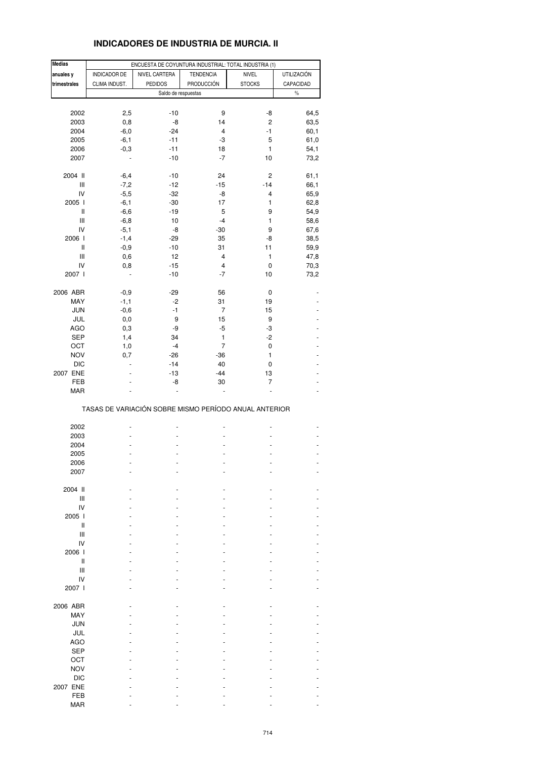# INDICADORES DE INDUSTRIA DE MURCIA. II

| Medias anuales y trimestrales | ENCUESTA DE COYUNTURA INDUSTRIAL: TOTAL INDUSTRIA (1) | | | | |
|---|---|---|---|---|---|
| | INDICADOR DE CLIMA INDUST. | NIVEL CARTERA PEDIDOS | TENDENCIA PRODUCCIÓN | NIVEL STOCKS | UTILIZACIÓN CAPACIDAD |
| | Saldo de respuestas | | | | % |
| 2002 | 2,5 | -10 | 9 | -8 | 64,5 |
| 2003 | 0,8 | -8 | 14 | 2 | 63,5 |
| 2004 | -6,0 | -24 | 4 | -1 | 60,1 |
| 2005 | -6,1 | -11 | -3 | 5 | 61,0 |
| 2006 | -0,3 | -11 | 18 | 1 | 54,1 |
| 2007 | - | -10 | -7 | 10 | 73,2 |
| 2004 II | -6,4 | -10 | 24 | 2 | 61,1 |
| III | -7,2 | -12 | -15 | -14 | 66,1 |
| IV | -5,5 | -32 | -8 | 4 | 65,9 |
| 2005 I | -6,1 | -30 | 17 | 1 | 62,8 |
| II | -6,6 | -19 | 5 | 9 | 54,9 |
| III | -6,8 | 10 | -4 | 1 | 58,6 |
| IV | -5,1 | -8 | -30 | 9 | 67,6 |
| 2006 I | -1,4 | -29 | 35 | -8 | 38,5 |
| II | -0,9 | -10 | 31 | 11 | 59,9 |
| III | 0,6 | 12 | 4 | 1 | 47,8 |
| IV | 0,8 | -15 | 4 | 0 | 70,3 |
| 2007 I | - | -10 | -7 | 10 | 73,2 |
| 2006 ABR | -0,9 | -29 | 56 | 0 | - |
| MAY | -1,1 | -2 | 31 | 19 | - |
| JUN | -0,6 | -1 | 7 | 15 | - |
| JUL | 0,0 | 9 | 15 | 9 | - |
| AGO | 0,3 | -9 | -5 | -3 | - |
| SEP | 1,4 | 34 | 1 | -2 | - |
| OCT | 1,0 | -4 | 7 | 0 | - |
| NOV | 0,7 | -26 | -36 | 1 | - |
| DIC | - | -14 | 40 | 0 | - |
| 2007 ENE | - | -13 | -44 | 13 | - |
| FEB | - | -8 | 30 | 7 | - |
| MAR | - | - | - | - | - |

TASAS DE VARIACIÓN SOBRE MISMO PERÍODO ANUAL ANTERIOR

| | | | | | |
|---|---|---|---|---|---|
| 2002 | - | - | - | - | - |
| 2003 | - | - | - | - | - |
| 2004 | - | - | - | - | - |
| 2005 | - | - | - | - | - |
| 2006 | - | - | - | - | - |
| 2007 | - | - | - | - | - |
| 2004 II | - | - | - | - | - |
| III | - | - | - | - | - |
| IV | - | - | - | - | - |
| 2005 I | - | - | - | - | - |
| II | - | - | - | - | - |
| III | - | - | - | - | - |
| IV | - | - | - | - | - |
| 2006 I | - | - | - | - | - |
| II | - | - | - | - | - |
| III | - | - | - | - | - |
| IV | - | - | - | - | - |
| 2007 I | - | - | - | - | - |
| 2006 ABR | - | - | - | - | - |
| MAY | - | - | - | - | - |
| JUN | - | - | - | - | - |
| JUL | - | - | - | - | - |
| AGO | - | - | - | - | - |
| SEP | - | - | - | - | - |
| OCT | - | - | - | - | - |
| NOV | - | - | - | - | - |
| DIC | - | - | - | - | - |
| 2007 ENE | - | - | - | - | - |
| FEB | - | - | - | - | - |
| MAR | - | - | - | - | - |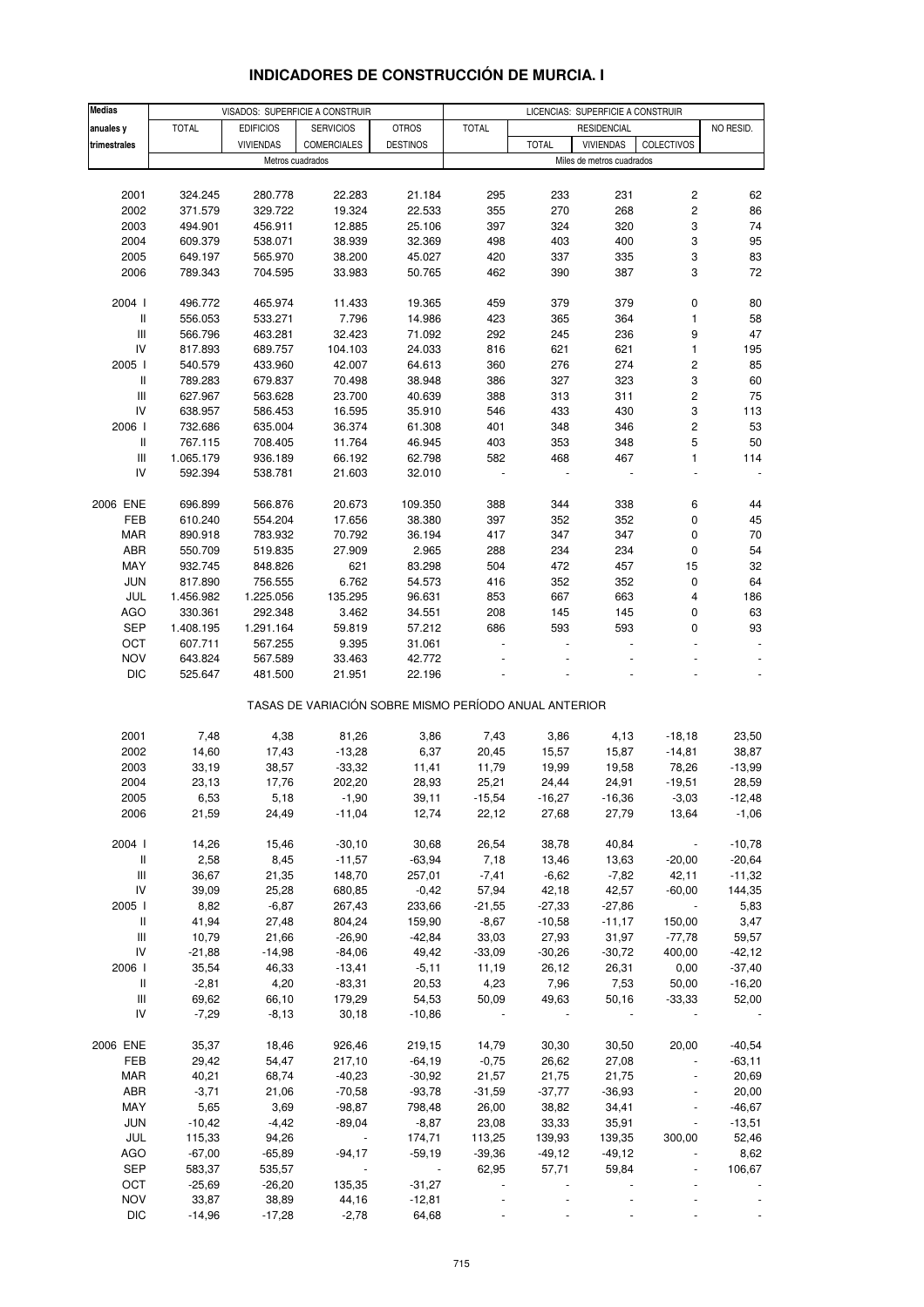# INDICADORES DE CONSTRUCCIÓN DE MURCIA. I

| Medias anuales y trimestrales | VISADOS: SUPERFICIE A CONSTRUIR | | | | LICENCIAS: SUPERFICIE A CONSTRUIR | | | | |
|---|---|---|---|---|---|---|---|---|---|
| | TOTAL | EDIFICIOS VIVIENDAS | SERVICIOS COMERCIALES | OTROS DESTINOS | TOTAL | RESIDENCIAL | | | NO RESID. |
| | | | | | | TOTAL | VIVIENDAS | COLECTIVOS | |
| | Metros cuadrados | | | | Miles de metros cuadrados | | | | |
| 2001 | 324.245 | 280.778 | 22.283 | 21.184 | 295 | 233 | 231 | 2 | 62 |
| 2002 | 371.579 | 329.722 | 19.324 | 22.533 | 355 | 270 | 268 | 2 | 86 |
| 2003 | 494.901 | 456.911 | 12.885 | 25.106 | 397 | 324 | 320 | 3 | 74 |
| 2004 | 609.379 | 538.071 | 38.939 | 32.369 | 498 | 403 | 400 | 3 | 95 |
| 2005 | 649.197 | 565.970 | 38.200 | 45.027 | 420 | 337 | 335 | 3 | 83 |
| 2006 | 789.343 | 704.595 | 33.983 | 50.765 | 462 | 390 | 387 | 3 | 72 |
| 2004 I | 496.772 | 465.974 | 11.433 | 19.365 | 459 | 379 | 379 | 0 | 80 |
| II | 556.053 | 533.271 | 7.796 | 14.986 | 423 | 365 | 364 | 1 | 58 |
| III | 566.796 | 463.281 | 32.423 | 71.092 | 292 | 245 | 236 | 9 | 47 |
| IV | 817.893 | 689.757 | 104.103 | 24.033 | 816 | 621 | 621 | 1 | 195 |
| 2005 I | 540.579 | 433.960 | 42.007 | 64.613 | 360 | 276 | 274 | 2 | 85 |
| II | 789.283 | 679.837 | 70.498 | 38.948 | 386 | 327 | 323 | 3 | 60 |
| III | 627.967 | 563.628 | 23.700 | 40.639 | 388 | 313 | 311 | 2 | 75 |
| IV | 638.957 | 586.453 | 16.595 | 35.910 | 546 | 433 | 430 | 3 | 113 |
| 2006 I | 732.686 | 635.004 | 36.374 | 61.308 | 401 | 348 | 346 | 2 | 53 |
| II | 767.115 | 708.405 | 11.764 | 46.945 | 403 | 353 | 348 | 5 | 50 |
| III | 1.065.179 | 936.189 | 66.192 | 62.798 | 582 | 468 | 467 | 1 | 114 |
| IV | 592.394 | 538.781 | 21.603 | 32.010 | - | - | - | - | - |
| 2006 ENE | 696.899 | 566.876 | 20.673 | 109.350 | 388 | 344 | 338 | 6 | 44 |
| FEB | 610.240 | 554.204 | 17.656 | 38.380 | 397 | 352 | 352 | 0 | 45 |
| MAR | 890.918 | 783.932 | 70.792 | 36.194 | 417 | 347 | 347 | 0 | 70 |
| ABR | 550.709 | 519.835 | 27.909 | 2.965 | 288 | 234 | 234 | 0 | 54 |
| MAY | 932.745 | 848.826 | 621 | 83.298 | 504 | 472 | 457 | 15 | 32 |
| JUN | 817.890 | 756.555 | 6.762 | 54.573 | 416 | 352 | 352 | 0 | 64 |
| JUL | 1.456.982 | 1.225.056 | 135.295 | 96.631 | 853 | 667 | 663 | 4 | 186 |
| AGO | 330.361 | 292.348 | 3.462 | 34.551 | 208 | 145 | 145 | 0 | 63 |
| SEP | 1.408.195 | 1.291.164 | 59.819 | 57.212 | 686 | 593 | 593 | 0 | 93 |
| OCT | 607.711 | 567.255 | 9.395 | 31.061 | - | - | - | - | - |
| NOV | 643.824 | 567.589 | 33.463 | 42.772 | - | - | - | - | - |
| DIC | 525.647 | 481.500 | 21.951 | 22.196 | - | - | - | - | - |
| **TASAS DE VARIACIÓN SOBRE MISMO PERÍODO ANUAL ANTERIOR** | | | | | | | | | |
| 2001 | 7,48 | 4,38 | 81,26 | 3,86 | 7,43 | 3,86 | 4,13 | -18,18 | 23,50 |
| 2002 | 14,60 | 17,43 | -13,28 | 6,37 | 20,45 | 15,57 | 15,87 | -14,81 | 38,87 |
| 2003 | 33,19 | 38,57 | -33,32 | 11,41 | 11,79 | 19,99 | 19,58 | 78,26 | -13,99 |
| 2004 | 23,13 | 17,76 | 202,20 | 28,93 | 25,21 | 24,44 | 24,91 | -19,51 | 28,59 |
| 2005 | 6,53 | 5,18 | -1,90 | 39,11 | -15,54 | -16,27 | -16,36 | -3,03 | -12,48 |
| 2006 | 21,59 | 24,49 | -11,04 | 12,74 | 22,12 | 27,68 | 27,79 | 13,64 | -1,06 |
| 2004 I | 14,26 | 15,46 | -30,10 | 30,68 | 26,54 | 38,78 | 40,84 | - | -10,78 |
| II | 2,58 | 8,45 | -11,57 | -63,94 | 7,18 | 13,46 | 13,63 | -20,00 | -20,64 |
| III | 36,67 | 21,35 | 148,70 | 257,01 | -7,41 | -6,62 | -7,82 | 42,11 | -11,32 |
| IV | 39,09 | 25,28 | 680,85 | -0,42 | 57,94 | 42,18 | 42,57 | -60,00 | 144,35 |
| 2005 I | 8,82 | -6,87 | 267,43 | 233,66 | -21,55 | -27,33 | -27,86 | - | 5,83 |
| II | 41,94 | 27,48 | 804,24 | 159,90 | -8,67 | -10,58 | -11,17 | 150,00 | 3,47 |
| III | 10,79 | 21,66 | -26,90 | -42,84 | 33,03 | 27,93 | 31,97 | -77,78 | 59,57 |
| IV | -21,88 | -14,98 | -84,06 | 49,42 | -33,09 | -30,26 | -30,72 | 400,00 | -42,12 |
| 2006 I | 35,54 | 46,33 | -13,41 | -5,11 | 11,19 | 26,12 | 26,31 | 0,00 | -37,40 |
| II | -2,81 | 4,20 | -83,31 | 20,53 | 4,23 | 7,96 | 7,53 | 50,00 | -16,20 |
| III | 69,62 | 66,10 | 179,29 | 54,53 | 50,09 | 49,63 | 50,16 | -33,33 | 52,00 |
| IV | -7,29 | -8,13 | 30,18 | -10,86 | - | - | - | - | - |
| 2006 ENE | 35,37 | 18,46 | 926,46 | 219,15 | 14,79 | 30,30 | 30,50 | 20,00 | -40,54 |
| FEB | 29,42 | 54,47 | 217,10 | -64,19 | -0,75 | 26,62 | 27,08 | - | -63,11 |
| MAR | 40,21 | 68,74 | -40,23 | -30,92 | 21,57 | 21,75 | 21,75 | - | 20,69 |
| ABR | -3,71 | 21,06 | -70,58 | -93,78 | -31,59 | -37,77 | -36,93 | - | 20,00 |
| MAY | 5,65 | 3,69 | -98,87 | 798,48 | 26,00 | 38,82 | 34,41 | - | -46,67 |
| JUN | -10,42 | -4,42 | -89,04 | -8,87 | 23,08 | 33,33 | 35,91 | - | -13,51 |
| JUL | 115,33 | 94,26 | - | 174,71 | 113,25 | 139,93 | 139,35 | 300,00 | 52,46 |
| AGO | -67,00 | -65,89 | -94,17 | -59,19 | -39,36 | -49,12 | -49,12 | - | 8,62 |
| SEP | 583,37 | 535,57 | - | - | 62,95 | 57,71 | 59,84 | - | 106,67 |
| OCT | -25,69 | -26,20 | 135,35 | -31,27 | - | - | - | - | - |
| NOV | 33,87 | 38,89 | 44,16 | -12,81 | - | - | - | - | - |
| DIC | -14,96 | -17,28 | -2,78 | 64,68 | - | - | - | - | - |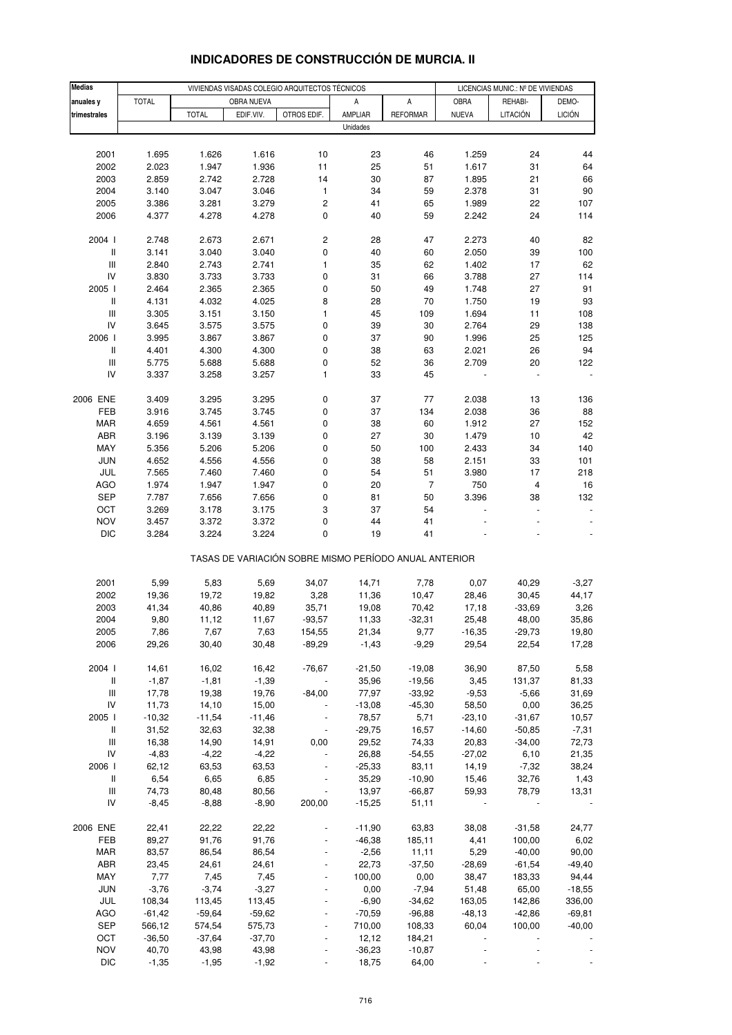## INDICADORES DE CONSTRUCCIÓN DE MURCIA. II

| Medias anuales y trimestrales | VIVIENDAS VISADAS COLEGIO ARQUITECTOS TÉCNICOS | | | | | | LICENCIAS MUNIC.: Nº DE VIVIENDAS | | |
|---|---|---|---|---|---|---|---|---|---|
| | TOTAL | OBRA NUEVA | | | A AMPLIAR | A REFORMAR | OBRA NUEVA | REHABI-LITACIÓN | DEMO-LICIÓN |
| | | TOTAL | EDIF.VIV. | OTROS EDIF. | | | | | |
| | Unidades | | | | | | | | |
| 2001 | 1.695 | 1.626 | 1.616 | 10 | 23 | 46 | 1.259 | 24 | 44 |
| 2002 | 2.023 | 1.947 | 1.936 | 11 | 25 | 51 | 1.617 | 31 | 64 |
| 2003 | 2.859 | 2.742 | 2.728 | 14 | 30 | 87 | 1.895 | 21 | 66 |
| 2004 | 3.140 | 3.047 | 3.046 | 1 | 34 | 59 | 2.378 | 31 | 90 |
| 2005 | 3.386 | 3.281 | 3.279 | 2 | 41 | 65 | 1.989 | 22 | 107 |
| 2006 | 4.377 | 4.278 | 4.278 | 0 | 40 | 59 | 2.242 | 24 | 114 |
| 2004 I | 2.748 | 2.673 | 2.671 | 2 | 28 | 47 | 2.273 | 40 | 82 |
| II | 3.141 | 3.040 | 3.040 | 0 | 40 | 60 | 2.050 | 39 | 100 |
| III | 2.840 | 2.743 | 2.741 | 1 | 35 | 62 | 1.402 | 17 | 62 |
| IV | 3.830 | 3.733 | 3.733 | 0 | 31 | 66 | 3.788 | 27 | 114 |
| 2005 I | 2.464 | 2.365 | 2.365 | 0 | 50 | 49 | 1.748 | 27 | 91 |
| II | 4.131 | 4.032 | 4.025 | 8 | 28 | 70 | 1.750 | 19 | 93 |
| III | 3.305 | 3.151 | 3.150 | 1 | 45 | 109 | 1.694 | 11 | 108 |
| IV | 3.645 | 3.575 | 3.575 | 0 | 39 | 30 | 2.764 | 29 | 138 |
| 2006 I | 3.995 | 3.867 | 3.867 | 0 | 37 | 90 | 1.996 | 25 | 125 |
| II | 4.401 | 4.300 | 4.300 | 0 | 38 | 63 | 2.021 | 26 | 94 |
| III | 5.775 | 5.688 | 5.688 | 0 | 52 | 36 | 2.709 | 20 | 122 |
| IV | 3.337 | 3.258 | 3.257 | 1 | 33 | 45 | - | - | - |
| 2006 ENE | 3.409 | 3.295 | 3.295 | 0 | 37 | 77 | 2.038 | 13 | 136 |
| FEB | 3.916 | 3.745 | 3.745 | 0 | 37 | 134 | 2.038 | 36 | 88 |
| MAR | 4.659 | 4.561 | 4.561 | 0 | 38 | 60 | 1.912 | 27 | 152 |
| ABR | 3.196 | 3.139 | 3.139 | 0 | 27 | 30 | 1.479 | 10 | 42 |
| MAY | 5.356 | 5.206 | 5.206 | 0 | 50 | 100 | 2.433 | 34 | 140 |
| JUN | 4.652 | 4.556 | 4.556 | 0 | 38 | 58 | 2.151 | 33 | 101 |
| JUL | 7.565 | 7.460 | 7.460 | 0 | 54 | 51 | 3.980 | 17 | 218 |
| AGO | 1.974 | 1.947 | 1.947 | 0 | 20 | 7 | 750 | 4 | 16 |
| SEP | 7.787 | 7.656 | 7.656 | 0 | 81 | 50 | 3.396 | 38 | 132 |
| OCT | 3.269 | 3.178 | 3.175 | 3 | 37 | 54 | - | - | - |
| NOV | 3.457 | 3.372 | 3.372 | 0 | 44 | 41 | - | - | - |
| DIC | 3.284 | 3.224 | 3.224 | 0 | 19 | 41 | - | - | - |
| | TASAS DE VARIACIÓN SOBRE MISMO PERÍODO ANUAL ANTERIOR | | | | | | | | |
| 2001 | 5,99 | 5,83 | 5,69 | 34,07 | 14,71 | 7,78 | 0,07 | 40,29 | -3,27 |
| 2002 | 19,36 | 19,72 | 19,82 | 3,28 | 11,36 | 10,47 | 28,46 | 30,45 | 44,17 |
| 2003 | 41,34 | 40,86 | 40,89 | 35,71 | 19,08 | 70,42 | 17,18 | -33,69 | 3,26 |
| 2004 | 9,80 | 11,12 | 11,67 | -93,57 | 11,33 | -32,31 | 25,48 | 48,00 | 35,86 |
| 2005 | 7,86 | 7,67 | 7,63 | 154,55 | 21,34 | 9,77 | -16,35 | -29,73 | 19,80 |
| 2006 | 29,26 | 30,40 | 30,48 | -89,29 | -1,43 | -9,29 | 29,54 | 22,54 | 17,28 |
| 2004 I | 14,61 | 16,02 | 16,42 | -76,67 | -21,50 | -19,08 | 36,90 | 87,50 | 5,58 |
| II | -1,87 | -1,81 | -1,39 | - | 35,96 | -19,56 | 3,45 | 131,37 | 81,33 |
| III | 17,78 | 19,38 | 19,76 | -84,00 | 77,97 | -33,92 | -9,53 | -5,66 | 31,69 |
| IV | 11,73 | 14,10 | 15,00 | - | -13,08 | -45,30 | 58,50 | 0,00 | 36,25 |
| 2005 I | -10,32 | -11,54 | -11,46 | - | 78,57 | 5,71 | -23,10 | -31,67 | 10,57 |
| II | 31,52 | 32,63 | 32,38 | - | -29,75 | 16,57 | -14,60 | -50,85 | -7,31 |
| III | 16,38 | 14,90 | 14,91 | 0,00 | 29,52 | 74,33 | 20,83 | -34,00 | 72,73 |
| IV | -4,83 | -4,22 | -4,22 | - | 26,88 | -54,55 | -27,02 | 6,10 | 21,35 |
| 2006 I | 62,12 | 63,53 | 63,53 | - | -25,33 | 83,11 | 14,19 | -7,32 | 38,24 |
| II | 6,54 | 6,65 | 6,85 | - | 35,29 | -10,90 | 15,46 | 32,76 | 1,43 |
| III | 74,73 | 80,48 | 80,56 | - | 13,97 | -66,87 | 59,93 | 78,79 | 13,31 |
| IV | -8,45 | -8,88 | -8,90 | 200,00 | -15,25 | 51,11 | - | - | - |
| 2006 ENE | 22,41 | 22,22 | 22,22 | - | -11,90 | 63,83 | 38,08 | -31,58 | 24,77 |
| FEB | 89,27 | 91,76 | 91,76 | - | -46,38 | 185,11 | 4,41 | 100,00 | 6,02 |
| MAR | 83,57 | 86,54 | 86,54 | - | -2,56 | 11,11 | 5,29 | -40,00 | 90,00 |
| ABR | 23,45 | 24,61 | 24,61 | - | 22,73 | -37,50 | -28,69 | -61,54 | -49,40 |
| MAY | 7,77 | 7,45 | 7,45 | - | 100,00 | 0,00 | 38,47 | 183,33 | 94,44 |
| JUN | -3,76 | -3,74 | -3,27 | - | 0,00 | -7,94 | 51,48 | 65,00 | -18,55 |
| JUL | 108,34 | 113,45 | 113,45 | - | -6,90 | -34,62 | 163,05 | 142,86 | 336,00 |
| AGO | -61,42 | -59,64 | -59,62 | - | -70,59 | -96,88 | -48,13 | -42,86 | -69,81 |
| SEP | 566,12 | 574,54 | 575,73 | - | 710,00 | 108,33 | 60,04 | 100,00 | -40,00 |
| OCT | -36,50 | -37,64 | -37,70 | - | 12,12 | 184,21 | - | - | - |
| NOV | 40,70 | 43,98 | 43,98 | - | -36,23 | -10,87 | - | - | - |
| DIC | -1,35 | -1,95 | -1,92 | - | 18,75 | 64,00 | - | - | - |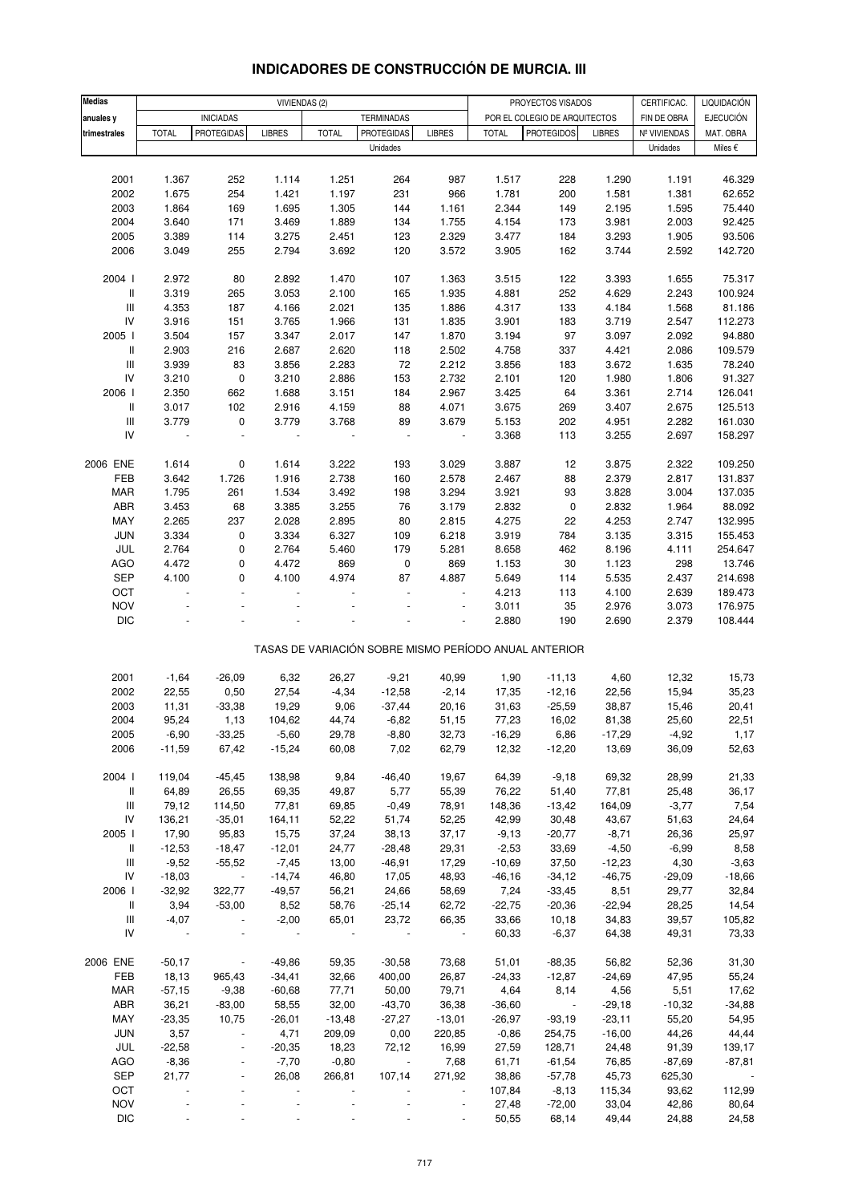# INDICADORES DE CONSTRUCCIÓN DE MURCIA. III

| Medias anuales y trimestrales | VIVIENDAS (2) | | | | | | PROYECTOS VISADOS POR EL COLEGIO DE ARQUITECTOS | | | CERTIFICAC. FIN DE OBRA | LIQUIDACIÓN EJECUCIÓN MAT. OBRA |
|---|---|---|---|---|---|---|---|---|---|---|---|
| | INICIADAS | | | TERMINADAS | | | | | | | |
| | TOTAL | PROTEGIDAS | LIBRES | TOTAL | PROTEGIDAS | LIBRES | TOTAL | PROTEGIDOS | LIBRES | Nº VIVIENDAS | |
| | Unidades | | | | | | | | | Unidades | Miles € |
| 2001 | 1.367 | 252 | 1.114 | 1.251 | 264 | 987 | 1.517 | 228 | 1.290 | 1.191 | 46.329 |
| 2002 | 1.675 | 254 | 1.421 | 1.197 | 231 | 966 | 1.781 | 200 | 1.581 | 1.381 | 62.652 |
| 2003 | 1.864 | 169 | 1.695 | 1.305 | 144 | 1.161 | 2.344 | 149 | 2.195 | 1.595 | 75.440 |
| 2004 | 3.640 | 171 | 3.469 | 1.889 | 134 | 1.755 | 4.154 | 173 | 3.981 | 2.003 | 92.425 |
| 2005 | 3.389 | 114 | 3.275 | 2.451 | 123 | 2.329 | 3.477 | 184 | 3.293 | 1.905 | 93.506 |
| 2006 | 3.049 | 255 | 2.794 | 3.692 | 120 | 3.572 | 3.905 | 162 | 3.744 | 2.592 | 142.720 |
| 2004 I | 2.972 | 80 | 2.892 | 1.470 | 107 | 1.363 | 3.515 | 122 | 3.393 | 1.655 | 75.317 |
| II | 3.319 | 265 | 3.053 | 2.100 | 165 | 1.935 | 4.881 | 252 | 4.629 | 2.243 | 100.924 |
| III | 4.353 | 187 | 4.166 | 2.021 | 135 | 1.886 | 4.317 | 133 | 4.184 | 1.568 | 81.186 |
| IV | 3.916 | 151 | 3.765 | 1.966 | 131 | 1.835 | 3.901 | 183 | 3.719 | 2.547 | 112.273 |
| 2005 I | 3.504 | 157 | 3.347 | 2.017 | 147 | 1.870 | 3.194 | 97 | 3.097 | 2.092 | 94.880 |
| II | 2.903 | 216 | 2.687 | 2.620 | 118 | 2.502 | 4.758 | 337 | 4.421 | 2.086 | 109.579 |
| III | 3.939 | 83 | 3.856 | 2.283 | 72 | 2.212 | 3.856 | 183 | 3.672 | 1.635 | 78.240 |
| IV | 3.210 | 0 | 3.210 | 2.886 | 153 | 2.732 | 2.101 | 120 | 1.980 | 1.806 | 91.327 |
| 2006 I | 2.350 | 662 | 1.688 | 3.151 | 184 | 2.967 | 3.425 | 64 | 3.361 | 2.714 | 126.041 |
| II | 3.017 | 102 | 2.916 | 4.159 | 88 | 4.071 | 3.675 | 269 | 3.407 | 2.675 | 125.513 |
| III | 3.779 | 0 | 3.779 | 3.768 | 89 | 3.679 | 5.153 | 202 | 4.951 | 2.282 | 161.030 |
| IV | - | - | - | - | - | - | 3.368 | 113 | 3.255 | 2.697 | 158.297 |
| 2006 ENE | 1.614 | 0 | 1.614 | 3.222 | 193 | 3.029 | 3.887 | 12 | 3.875 | 2.322 | 109.250 |
| FEB | 3.642 | 1.726 | 1.916 | 2.738 | 160 | 2.578 | 2.467 | 88 | 2.379 | 2.817 | 131.837 |
| MAR | 1.795 | 261 | 1.534 | 3.492 | 198 | 3.294 | 3.921 | 93 | 3.828 | 3.004 | 137.035 |
| ABR | 3.453 | 68 | 3.385 | 3.255 | 76 | 3.179 | 2.832 | 0 | 2.832 | 1.964 | 88.092 |
| MAY | 2.265 | 237 | 2.028 | 2.895 | 80 | 2.815 | 4.275 | 22 | 4.253 | 2.747 | 132.995 |
| JUN | 3.334 | 0 | 3.334 | 6.327 | 109 | 6.218 | 3.919 | 784 | 3.135 | 3.315 | 155.453 |
| JUL | 2.764 | 0 | 2.764 | 5.460 | 179 | 5.281 | 8.658 | 462 | 8.196 | 4.111 | 254.647 |
| AGO | 4.472 | 0 | 4.472 | 869 | 0 | 869 | 1.153 | 30 | 1.123 | 298 | 13.746 |
| SEP | 4.100 | 0 | 4.100 | 4.974 | 87 | 4.887 | 5.649 | 114 | 5.535 | 2.437 | 214.698 |
| OCT | - | - | - | - | - | - | 4.213 | 113 | 4.100 | 2.639 | 189.473 |
| NOV | - | - | - | - | - | - | 3.011 | 35 | 2.976 | 3.073 | 176.975 |
| DIC | - | - | - | - | - | - | 2.880 | 190 | 2.690 | 2.379 | 108.444 |
| | TASAS DE VARIACIÓN SOBRE MISMO PERÍODO ANUAL ANTERIOR | | | | | | | | | | |
| 2001 | -1,64 | -26,09 | 6,32 | 26,27 | -9,21 | 40,99 | 1,90 | -11,13 | 4,60 | 12,32 | 15,73 |
| 2002 | 22,55 | 0,50 | 27,54 | -4,34 | -12,58 | -2,14 | 17,35 | -12,16 | 22,56 | 15,94 | 35,23 |
| 2003 | 11,31 | -33,38 | 19,29 | 9,06 | -37,44 | 20,16 | 31,63 | -25,59 | 38,87 | 15,46 | 20,41 |
| 2004 | 95,24 | 1,13 | 104,62 | 44,74 | -6,82 | 51,15 | 77,23 | 16,02 | 81,38 | 25,60 | 22,51 |
| 2005 | -6,90 | -33,25 | -5,60 | 29,78 | -8,80 | 32,73 | -16,29 | 6,86 | -17,29 | -4,92 | 1,17 |
| 2006 | -11,59 | 67,42 | -15,24 | 60,08 | 7,02 | 62,79 | 12,32 | -12,20 | 13,69 | 36,09 | 52,63 |
| 2004 I | 119,04 | -45,45 | 138,98 | 9,84 | -46,40 | 19,67 | 64,39 | -9,18 | 69,32 | 28,99 | 21,33 |
| II | 64,89 | 26,55 | 69,35 | 49,87 | 5,77 | 55,39 | 76,22 | 51,40 | 77,81 | 25,48 | 36,17 |
| III | 79,12 | 114,50 | 77,81 | 69,85 | -0,49 | 78,91 | 148,36 | -13,42 | 164,09 | -3,77 | 7,54 |
| IV | 136,21 | -35,01 | 164,11 | 52,22 | 51,74 | 52,25 | 42,99 | 30,48 | 43,67 | 51,63 | 24,64 |
| 2005 I | 17,90 | 95,83 | 15,75 | 37,24 | 38,13 | 37,17 | -9,13 | -20,77 | -8,71 | 26,36 | 25,97 |
| II | -12,53 | -18,47 | -12,01 | 24,77 | -28,48 | 29,31 | -2,53 | 33,69 | -4,50 | -6,99 | 8,58 |
| III | -9,52 | -55,52 | -7,45 | 13,00 | -46,91 | 17,29 | -10,69 | 37,50 | -12,23 | 4,30 | -3,63 |
| IV | -18,03 | - | -14,74 | 46,80 | 17,05 | 48,93 | -46,16 | -34,12 | -46,75 | -29,09 | -18,66 |
| 2006 I | -32,92 | 322,77 | -49,57 | 56,21 | 24,66 | 58,69 | 7,24 | -33,45 | 8,51 | 29,77 | 32,84 |
| II | 3,94 | -53,00 | 8,52 | 58,76 | -25,14 | 62,72 | -22,75 | -20,36 | -22,94 | 28,25 | 14,54 |
| III | -4,07 | - | -2,00 | 65,01 | 23,72 | 66,35 | 33,66 | 10,18 | 34,83 | 39,57 | 105,82 |
| IV | - | - | - | - | - | - | 60,33 | -6,37 | 64,38 | 49,31 | 73,33 |
| 2006 ENE | -50,17 | - | -49,86 | 59,35 | -30,58 | 73,68 | 51,01 | -88,35 | 56,82 | 52,36 | 31,30 |
| FEB | 18,13 | 965,43 | -34,41 | 32,66 | 400,00 | 26,87 | -24,33 | -12,87 | -24,69 | 47,95 | 55,24 |
| MAR | -57,15 | -9,38 | -60,68 | 77,71 | 50,00 | 79,71 | 4,64 | 8,14 | 4,56 | 5,51 | 17,62 |
| ABR | 36,21 | -83,00 | 58,55 | 32,00 | -43,70 | 36,38 | -36,60 | - | -29,18 | -10,32 | -34,88 |
| MAY | -23,35 | 10,75 | -26,01 | -13,48 | -27,27 | -13,01 | -26,97 | -93,19 | -23,11 | 55,20 | 54,95 |
| JUN | 3,57 | - | 4,71 | 209,09 | 0,00 | 220,85 | -0,86 | 254,75 | -16,00 | 44,26 | 44,44 |
| JUL | -22,58 | - | -20,35 | 18,23 | 72,12 | 16,99 | 27,59 | 128,71 | 24,48 | 91,39 | 139,17 |
| AGO | -8,36 | - | -7,70 | -0,80 | - | 7,68 | 61,71 | -61,54 | 76,85 | -87,69 | -87,81 |
| SEP | 21,77 | - | 26,08 | 266,81 | 107,14 | 271,92 | 38,86 | -57,78 | 45,73 | 625,30 | - |
| OCT | - | - | - | - | - | - | 107,84 | -8,13 | 115,34 | 93,62 | 112,99 |
| NOV | - | - | - | - | - | - | 27,48 | -72,00 | 33,04 | 42,86 | 80,64 |
| DIC | - | - | - | - | - | - | 50,55 | 68,14 | 49,44 | 24,88 | 24,58 |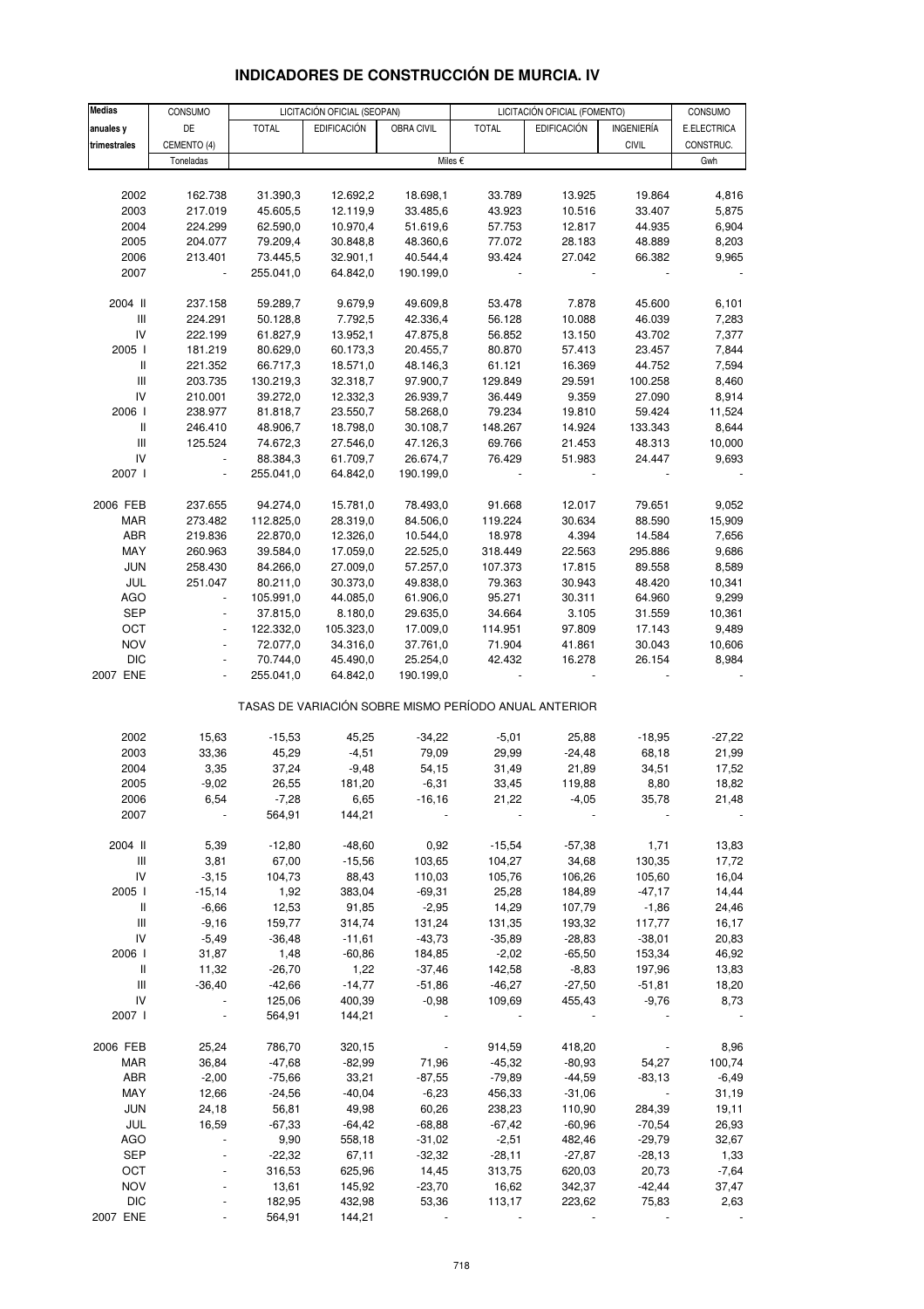# INDICADORES DE CONSTRUCCIÓN DE MURCIA. IV

| Medias anuales y trimestrales | CONSUMO DE CEMENTO (4) | LICITACIÓN OFICIAL (SEOPAN) | | | LICITACIÓN OFICIAL (FOMENTO) | | | CONSUMO E.ELECTRICA CONSTRUC. |
|---|---|---|---|---|---|---|---|---|
| | | TOTAL | EDIFICACIÓN | OBRA CIVIL | TOTAL | EDIFICACIÓN | INGENIERÍA CIVIL | |
| | Toneladas | Miles € | | | | | | Gwh |
| 2002 | 162.738 | 31.390,3 | 12.692,2 | 18.698,1 | 33.789 | 13.925 | 19.864 | 4,816 |
| 2003 | 217.019 | 45.605,5 | 12.119,9 | 33.485,6 | 43.923 | 10.516 | 33.407 | 5,875 |
| 2004 | 224.299 | 62.590,0 | 10.970,4 | 51.619,6 | 57.753 | 12.817 | 44.935 | 6,904 |
| 2005 | 204.077 | 79.209,4 | 30.848,8 | 48.360,6 | 77.072 | 28.183 | 48.889 | 8,203 |
| 2006 | 213.401 | 73.445,5 | 32.901,1 | 40.544,4 | 93.424 | 27.042 | 66.382 | 9,965 |
| 2007 | - | 255.041,0 | 64.842,0 | 190.199,0 | - | - | - | - |
| 2004 II | 237.158 | 59.289,7 | 9.679,9 | 49.609,8 | 53.478 | 7.878 | 45.600 | 6,101 |
| III | 224.291 | 50.128,8 | 7.792,5 | 42.336,4 | 56.128 | 10.088 | 46.039 | 7,283 |
| IV | 222.199 | 61.827,9 | 13.952,1 | 47.875,8 | 56.852 | 13.150 | 43.702 | 7,377 |
| 2005 I | 181.219 | 80.629,0 | 60.173,3 | 20.455,7 | 80.870 | 57.413 | 23.457 | 7,844 |
| II | 221.352 | 66.717,3 | 18.571,0 | 48.146,3 | 61.121 | 16.369 | 44.752 | 7,594 |
| III | 203.735 | 130.219,3 | 32.318,7 | 97.900,7 | 129.849 | 29.591 | 100.258 | 8,460 |
| IV | 210.001 | 39.272,0 | 12.332,3 | 26.939,7 | 36.449 | 9.359 | 27.090 | 8,914 |
| 2006 I | 238.977 | 81.818,7 | 23.550,7 | 58.268,0 | 79.234 | 19.810 | 59.424 | 11,524 |
| II | 246.410 | 48.906,7 | 18.798,0 | 30.108,7 | 148.267 | 14.924 | 133.343 | 8,644 |
| III | 125.524 | 74.672,3 | 27.546,0 | 47.126,3 | 69.766 | 21.453 | 48.313 | 10,000 |
| IV | - | 88.384,3 | 61.709,7 | 26.674,7 | 76.429 | 51.983 | 24.447 | 9,693 |
| 2007 I | - | 255.041,0 | 64.842,0 | 190.199,0 | - | - | - | - |
| 2006 FEB | 237.655 | 94.274,0 | 15.781,0 | 78.493,0 | 91.668 | 12.017 | 79.651 | 9,052 |
| MAR | 273.482 | 112.825,0 | 28.319,0 | 84.506,0 | 119.224 | 30.634 | 88.590 | 15,909 |
| ABR | 219.836 | 22.870,0 | 12.326,0 | 10.544,0 | 18.978 | 4.394 | 14.584 | 7,656 |
| MAY | 260.963 | 39.584,0 | 17.059,0 | 22.525,0 | 318.449 | 22.563 | 295.886 | 9,686 |
| JUN | 258.430 | 84.266,0 | 27.009,0 | 57.257,0 | 107.373 | 17.815 | 89.558 | 8,589 |
| JUL | 251.047 | 80.211,0 | 30.373,0 | 49.838,0 | 79.363 | 30.943 | 48.420 | 10,341 |
| AGO | - | 105.991,0 | 44.085,0 | 61.906,0 | 95.271 | 30.311 | 64.960 | 9,299 |
| SEP | - | 37.815,0 | 8.180,0 | 29.635,0 | 34.664 | 3.105 | 31.559 | 10,361 |
| OCT | - | 122.332,0 | 105.323,0 | 17.009,0 | 114.951 | 97.809 | 17.143 | 9,489 |
| NOV | - | 72.077,0 | 34.316,0 | 37.761,0 | 71.904 | 41.861 | 30.043 | 10,606 |
| DIC | - | 70.744,0 | 45.490,0 | 25.254,0 | 42.432 | 16.278 | 26.154 | 8,984 |
| 2007 ENE | - | 255.041,0 | 64.842,0 | 190.199,0 | - | - | - | - |
| TASAS DE VARIACIÓN SOBRE MISMO PERÍODO ANUAL ANTERIOR | | | | | | | | |
| 2002 | 15,63 | -15,53 | 45,25 | -34,22 | -5,01 | 25,88 | -18,95 | -27,22 |
| 2003 | 33,36 | 45,29 | -4,51 | 79,09 | 29,99 | -24,48 | 68,18 | 21,99 |
| 2004 | 3,35 | 37,24 | -9,48 | 54,15 | 31,49 | 21,89 | 34,51 | 17,52 |
| 2005 | -9,02 | 26,55 | 181,20 | -6,31 | 33,45 | 119,88 | 8,80 | 18,82 |
| 2006 | 6,54 | -7,28 | 6,65 | -16,16 | 21,22 | -4,05 | 35,78 | 21,48 |
| 2007 | - | 564,91 | 144,21 | - | - | - | - | - |
| 2004 II | 5,39 | -12,80 | -48,60 | 0,92 | -15,54 | -57,38 | 1,71 | 13,83 |
| III | 3,81 | 67,00 | -15,56 | 103,65 | 104,27 | 34,68 | 130,35 | 17,72 |
| IV | -3,15 | 104,73 | 88,43 | 110,03 | 105,76 | 106,26 | 105,60 | 16,04 |
| 2005 I | -15,14 | 1,92 | 383,04 | -69,31 | 25,28 | 184,89 | -47,17 | 14,44 |
| II | -6,66 | 12,53 | 91,85 | -2,95 | 14,29 | 107,79 | -1,86 | 24,46 |
| III | -9,16 | 159,77 | 314,74 | 131,24 | 131,35 | 193,32 | 117,77 | 16,17 |
| IV | -5,49 | -36,48 | -11,61 | -43,73 | -35,89 | -28,83 | -38,01 | 20,83 |
| 2006 I | 31,87 | 1,48 | -60,86 | 184,85 | -2,02 | -65,50 | 153,34 | 46,92 |
| II | 11,32 | -26,70 | 1,22 | -37,46 | 142,58 | -8,83 | 197,96 | 13,83 |
| III | -36,40 | -42,66 | -14,77 | -51,86 | -46,27 | -27,50 | -51,81 | 18,20 |
| IV | - | 125,06 | 400,39 | -0,98 | 109,69 | 455,43 | -9,76 | 8,73 |
| 2007 I | - | 564,91 | 144,21 | - | - | - | - | - |
| 2006 FEB | 25,24 | 786,70 | 320,15 | - | 914,59 | 418,20 | - | 8,96 |
| MAR | 36,84 | -47,68 | -82,99 | 71,96 | -45,32 | -80,93 | 54,27 | 100,74 |
| ABR | -2,00 | -75,66 | 33,21 | -87,55 | -79,89 | -44,59 | -83,13 | -6,49 |
| MAY | 12,66 | -24,56 | -40,04 | -6,23 | 456,33 | -31,06 | - | 31,19 |
| JUN | 24,18 | 56,81 | 49,98 | 60,26 | 238,23 | 110,90 | 284,39 | 19,11 |
| JUL | 16,59 | -67,33 | -64,42 | -68,88 | -67,42 | -60,96 | -70,54 | 26,93 |
| AGO | - | 9,90 | 558,18 | -31,02 | -2,51 | 482,46 | -29,79 | 32,67 |
| SEP | - | -22,32 | 67,11 | -32,32 | -28,11 | -27,87 | -28,13 | 1,33 |
| OCT | - | 316,53 | 625,96 | 14,45 | 313,75 | 620,03 | 20,73 | -7,64 |
| NOV | - | 13,61 | 145,92 | -23,70 | 16,62 | 342,37 | -42,44 | 37,47 |
| DIC | - | 182,95 | 432,98 | 53,36 | 113,17 | 223,62 | 75,83 | 2,63 |
| 2007 ENE | - | 564,91 | 144,21 | - | - | - | - | - |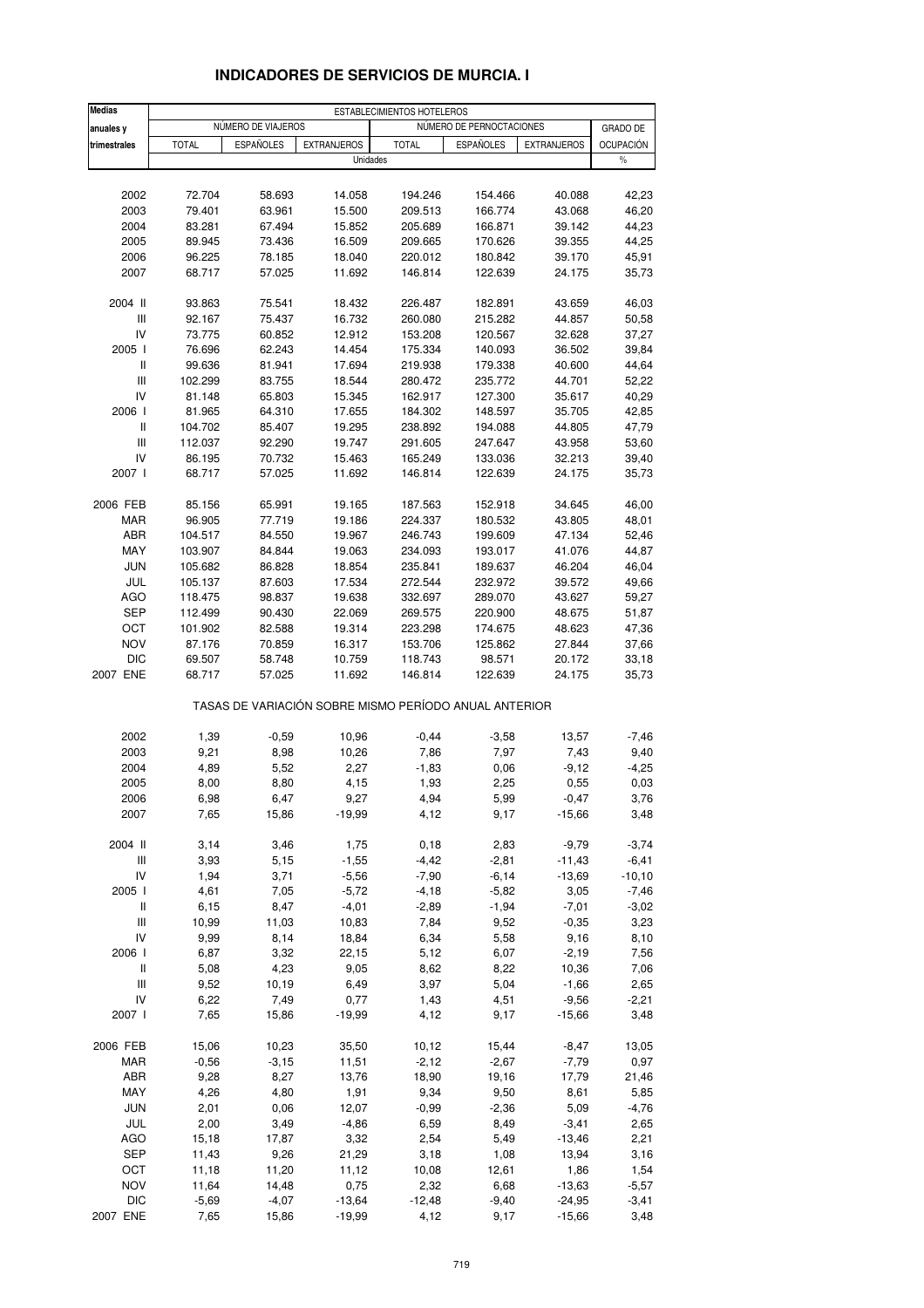## INDICADORES DE SERVICIOS DE MURCIA. I

| Medias anuales y trimestrales | ESTABLECIMIENTOS HOTELEROS | | | | | | |
|---|---|---|---|---|---|---|---|
| | NÚMERO DE VIAJEROS | | | NÚMERO DE PERNOCTACIONES | | | GRADO DE OCUPACIÓN |
| | TOTAL | ESPAÑOLES | EXTRANJEROS | TOTAL | ESPAÑOLES | EXTRANJEROS | |
| | Unidades | | | | | | % |
| 2002 | 72.704 | 58.693 | 14.058 | 194.246 | 154.466 | 40.088 | 42,23 |
| 2003 | 79.401 | 63.961 | 15.500 | 209.513 | 166.774 | 43.068 | 46,20 |
| 2004 | 83.281 | 67.494 | 15.852 | 205.689 | 166.871 | 39.142 | 44,23 |
| 2005 | 89.945 | 73.436 | 16.509 | 209.665 | 170.626 | 39.355 | 44,25 |
| 2006 | 96.225 | 78.185 | 18.040 | 220.012 | 180.842 | 39.170 | 45,91 |
| 2007 | 68.717 | 57.025 | 11.692 | 146.814 | 122.639 | 24.175 | 35,73 |
| 2004 II | 93.863 | 75.541 | 18.432 | 226.487 | 182.891 | 43.659 | 46,03 |
| III | 92.167 | 75.437 | 16.732 | 260.080 | 215.282 | 44.857 | 50,58 |
| IV | 73.775 | 60.852 | 12.912 | 153.208 | 120.567 | 32.628 | 37,27 |
| 2005 I | 76.696 | 62.243 | 14.454 | 175.334 | 140.093 | 36.502 | 39,84 |
| II | 99.636 | 81.941 | 17.694 | 219.938 | 179.338 | 40.600 | 44,64 |
| III | 102.299 | 83.755 | 18.544 | 280.472 | 235.772 | 44.701 | 52,22 |
| IV | 81.148 | 65.803 | 15.345 | 162.917 | 127.300 | 35.617 | 40,29 |
| 2006 I | 81.965 | 64.310 | 17.655 | 184.302 | 148.597 | 35.705 | 42,85 |
| II | 104.702 | 85.407 | 19.295 | 238.892 | 194.088 | 44.805 | 47,79 |
| III | 112.037 | 92.290 | 19.747 | 291.605 | 247.647 | 43.958 | 53,60 |
| IV | 86.195 | 70.732 | 15.463 | 165.249 | 133.036 | 32.213 | 39,40 |
| 2007 I | 68.717 | 57.025 | 11.692 | 146.814 | 122.639 | 24.175 | 35,73 |
| 2006 FEB | 85.156 | 65.991 | 19.165 | 187.563 | 152.918 | 34.645 | 46,00 |
| MAR | 96.905 | 77.719 | 19.186 | 224.337 | 180.532 | 43.805 | 48,01 |
| ABR | 104.517 | 84.550 | 19.967 | 246.743 | 199.609 | 47.134 | 52,46 |
| MAY | 103.907 | 84.844 | 19.063 | 234.093 | 193.017 | 41.076 | 44,87 |
| JUN | 105.682 | 86.828 | 18.854 | 235.841 | 189.637 | 46.204 | 46,04 |
| JUL | 105.137 | 87.603 | 17.534 | 272.544 | 232.972 | 39.572 | 49,66 |
| AGO | 118.475 | 98.837 | 19.638 | 332.697 | 289.070 | 43.627 | 59,27 |
| SEP | 112.499 | 90.430 | 22.069 | 269.575 | 220.900 | 48.675 | 51,87 |
| OCT | 101.902 | 82.588 | 19.314 | 223.298 | 174.675 | 48.623 | 47,36 |
| NOV | 87.176 | 70.859 | 16.317 | 153.706 | 125.862 | 27.844 | 37,66 |
| DIC | 69.507 | 58.748 | 10.759 | 118.743 | 98.571 | 20.172 | 33,18 |
| 2007 ENE | 68.717 | 57.025 | 11.692 | 146.814 | 122.639 | 24.175 | 35,73 |
| | TASAS DE VARIACIÓN SOBRE MISMO PERÍODO ANUAL ANTERIOR | | | | | | |
| 2002 | 1,39 | -0,59 | 10,96 | -0,44 | -3,58 | 13,57 | -7,46 |
| 2003 | 9,21 | 8,98 | 10,26 | 7,86 | 7,97 | 7,43 | 9,40 |
| 2004 | 4,89 | 5,52 | 2,27 | -1,83 | 0,06 | -9,12 | -4,25 |
| 2005 | 8,00 | 8,80 | 4,15 | 1,93 | 2,25 | 0,55 | 0,03 |
| 2006 | 6,98 | 6,47 | 9,27 | 4,94 | 5,99 | -0,47 | 3,76 |
| 2007 | 7,65 | 15,86 | -19,99 | 4,12 | 9,17 | -15,66 | 3,48 |
| 2004 II | 3,14 | 3,46 | 1,75 | 0,18 | 2,83 | -9,79 | -3,74 |
| III | 3,93 | 5,15 | -1,55 | -4,42 | -2,81 | -11,43 | -6,41 |
| IV | 1,94 | 3,71 | -5,56 | -7,90 | -6,14 | -13,69 | -10,10 |
| 2005 I | 4,61 | 7,05 | -5,72 | -4,18 | -5,82 | 3,05 | -7,46 |
| II | 6,15 | 8,47 | -4,01 | -2,89 | -1,94 | -7,01 | -3,02 |
| III | 10,99 | 11,03 | 10,83 | 7,84 | 9,52 | -0,35 | 3,23 |
| IV | 9,99 | 8,14 | 18,84 | 6,34 | 5,58 | 9,16 | 8,10 |
| 2006 I | 6,87 | 3,32 | 22,15 | 5,12 | 6,07 | -2,19 | 7,56 |
| II | 5,08 | 4,23 | 9,05 | 8,62 | 8,22 | 10,36 | 7,06 |
| III | 9,52 | 10,19 | 6,49 | 3,97 | 5,04 | -1,66 | 2,65 |
| IV | 6,22 | 7,49 | 0,77 | 1,43 | 4,51 | -9,56 | -2,21 |
| 2007 I | 7,65 | 15,86 | -19,99 | 4,12 | 9,17 | -15,66 | 3,48 |
| 2006 FEB | 15,06 | 10,23 | 35,50 | 10,12 | 15,44 | -8,47 | 13,05 |
| MAR | -0,56 | -3,15 | 11,51 | -2,12 | -2,67 | -7,79 | 0,97 |
| ABR | 9,28 | 8,27 | 13,76 | 18,90 | 19,16 | 17,79 | 21,46 |
| MAY | 4,26 | 4,80 | 1,91 | 9,34 | 9,50 | 8,61 | 5,85 |
| JUN | 2,01 | 0,06 | 12,07 | -0,99 | -2,36 | 5,09 | -4,76 |
| JUL | 2,00 | 3,49 | -4,86 | 6,59 | 8,49 | -3,41 | 2,65 |
| AGO | 15,18 | 17,87 | 3,32 | 2,54 | 5,49 | -13,46 | 2,21 |
| SEP | 11,43 | 9,26 | 21,29 | 3,18 | 1,08 | 13,94 | 3,16 |
| OCT | 11,18 | 11,20 | 11,12 | 10,08 | 12,61 | 1,86 | 1,54 |
| NOV | 11,64 | 14,48 | 0,75 | 2,32 | 6,68 | -13,63 | -5,57 |
| DIC | -5,69 | -4,07 | -13,64 | -12,48 | -9,40 | -24,95 | -3,41 |
| 2007 ENE | 7,65 | 15,86 | -19,99 | 4,12 | 9,17 | -15,66 | 3,48 |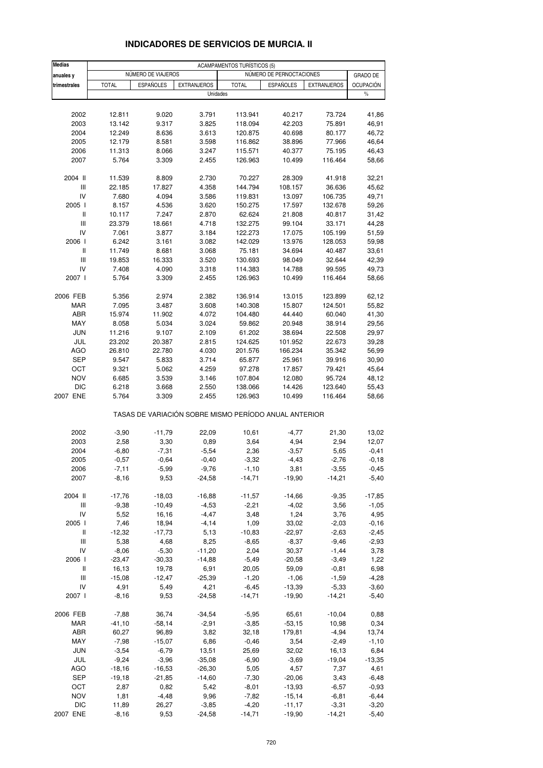## INDICADORES DE SERVICIOS DE MURCIA. II

| Medias anuales y trimestrales | ACAMPAMENTOS TURÍSTICOS (5) | | | | | | |
|---|---|---|---|---|---|---|---|
| | NÚMERO DE VIAJEROS | | | NÚMERO DE PERNOCTACIONES | | | GRADO DE OCUPACIÓN |
| | TOTAL | ESPAÑOLES | EXTRANJEROS | TOTAL | ESPAÑOLES | EXTRANJEROS | |
| | Unidades | | | | | | % |
| 2002 | 12.811 | 9.020 | 3.791 | 113.941 | 40.217 | 73.724 | 41,86 |
| 2003 | 13.142 | 9.317 | 3.825 | 118.094 | 42.203 | 75.891 | 46,91 |
| 2004 | 12.249 | 8.636 | 3.613 | 120.875 | 40.698 | 80.177 | 46,72 |
| 2005 | 12.179 | 8.581 | 3.598 | 116.862 | 38.896 | 77.966 | 46,64 |
| 2006 | 11.313 | 8.066 | 3.247 | 115.571 | 40.377 | 75.195 | 46,43 |
| 2007 | 5.764 | 3.309 | 2.455 | 126.963 | 10.499 | 116.464 | 58,66 |
| 2004 II | 11.539 | 8.809 | 2.730 | 70.227 | 28.309 | 41.918 | 32,21 |
| III | 22.185 | 17.827 | 4.358 | 144.794 | 108.157 | 36.636 | 45,62 |
| IV | 7.680 | 4.094 | 3.586 | 119.831 | 13.097 | 106.735 | 49,71 |
| 2005 I | 8.157 | 4.536 | 3.620 | 150.275 | 17.597 | 132.678 | 59,26 |
| II | 10.117 | 7.247 | 2.870 | 62.624 | 21.808 | 40.817 | 31,42 |
| III | 23.379 | 18.661 | 4.718 | 132.275 | 99.104 | 33.171 | 44,28 |
| IV | 7.061 | 3.877 | 3.184 | 122.273 | 17.075 | 105.199 | 51,59 |
| 2006 I | 6.242 | 3.161 | 3.082 | 142.029 | 13.976 | 128.053 | 59,98 |
| II | 11.749 | 8.681 | 3.068 | 75.181 | 34.694 | 40.487 | 33,61 |
| III | 19.853 | 16.333 | 3.520 | 130.693 | 98.049 | 32.644 | 42,39 |
| IV | 7.408 | 4.090 | 3.318 | 114.383 | 14.788 | 99.595 | 49,73 |
| 2007 I | 5.764 | 3.309 | 2.455 | 126.963 | 10.499 | 116.464 | 58,66 |
| 2006 FEB | 5.356 | 2.974 | 2.382 | 136.914 | 13.015 | 123.899 | 62,12 |
| MAR | 7.095 | 3.487 | 3.608 | 140.308 | 15.807 | 124.501 | 55,82 |
| ABR | 15.974 | 11.902 | 4.072 | 104.480 | 44.440 | 60.040 | 41,30 |
| MAY | 8.058 | 5.034 | 3.024 | 59.862 | 20.948 | 38.914 | 29,56 |
| JUN | 11.216 | 9.107 | 2.109 | 61.202 | 38.694 | 22.508 | 29,97 |
| JUL | 23.202 | 20.387 | 2.815 | 124.625 | 101.952 | 22.673 | 39,28 |
| AGO | 26.810 | 22.780 | 4.030 | 201.576 | 166.234 | 35.342 | 56,99 |
| SEP | 9.547 | 5.833 | 3.714 | 65.877 | 25.961 | 39.916 | 30,90 |
| OCT | 9.321 | 5.062 | 4.259 | 97.278 | 17.857 | 79.421 | 45,64 |
| NOV | 6.685 | 3.539 | 3.146 | 107.804 | 12.080 | 95.724 | 48,12 |
| DIC | 6.218 | 3.668 | 2.550 | 138.066 | 14.426 | 123.640 | 55,43 |
| 2007 ENE | 5.764 | 3.309 | 2.455 | 126.963 | 10.499 | 116.464 | 58,66 |
| | TASAS DE VARIACIÓN SOBRE MISMO PERÍODO ANUAL ANTERIOR | | | | | | |
| 2002 | -3,90 | -11,79 | 22,09 | 10,61 | -4,77 | 21,30 | 13,02 |
| 2003 | 2,58 | 3,30 | 0,89 | 3,64 | 4,94 | 2,94 | 12,07 |
| 2004 | -6,80 | -7,31 | -5,54 | 2,36 | -3,57 | 5,65 | -0,41 |
| 2005 | -0,57 | -0,64 | -0,40 | -3,32 | -4,43 | -2,76 | -0,18 |
| 2006 | -7,11 | -5,99 | -9,76 | -1,10 | 3,81 | -3,55 | -0,45 |
| 2007 | -8,16 | 9,53 | -24,58 | -14,71 | -19,90 | -14,21 | -5,40 |
| 2004 II | -17,76 | -18,03 | -16,88 | -11,57 | -14,66 | -9,35 | -17,85 |
| III | -9,38 | -10,49 | -4,53 | -2,21 | -4,02 | 3,56 | -1,05 |
| IV | 5,52 | 16,16 | -4,47 | 3,48 | 1,24 | 3,76 | 4,95 |
| 2005 I | 7,46 | 18,94 | -4,14 | 1,09 | 33,02 | -2,03 | -0,16 |
| II | -12,32 | -17,73 | 5,13 | -10,83 | -22,97 | -2,63 | -2,45 |
| III | 5,38 | 4,68 | 8,25 | -8,65 | -8,37 | -9,46 | -2,93 |
| IV | -8,06 | -5,30 | -11,20 | 2,04 | 30,37 | -1,44 | 3,78 |
| 2006 I | -23,47 | -30,33 | -14,88 | -5,49 | -20,58 | -3,49 | 1,22 |
| II | 16,13 | 19,78 | 6,91 | 20,05 | 59,09 | -0,81 | 6,98 |
| III | -15,08 | -12,47 | -25,39 | -1,20 | -1,06 | -1,59 | -4,28 |
| IV | 4,91 | 5,49 | 4,21 | -6,45 | -13,39 | -5,33 | -3,60 |
| 2007 I | -8,16 | 9,53 | -24,58 | -14,71 | -19,90 | -14,21 | -5,40 |
| 2006 FEB | -7,88 | 36,74 | -34,54 | -5,95 | 65,61 | -10,04 | 0,88 |
| MAR | -41,10 | -58,14 | -2,91 | -3,85 | -53,15 | 10,98 | 0,34 |
| ABR | 60,27 | 96,89 | 3,82 | 32,18 | 179,81 | -4,94 | 13,74 |
| MAY | -7,98 | -15,07 | 6,86 | -0,46 | 3,54 | -2,49 | -1,10 |
| JUN | -3,54 | -6,79 | 13,51 | 25,69 | 32,02 | 16,13 | 6,84 |
| JUL | -9,24 | -3,96 | -35,08 | -6,90 | -3,69 | -19,04 | -13,35 |
| AGO | -18,16 | -16,53 | -26,30 | 5,05 | 4,57 | 7,37 | 4,61 |
| SEP | -19,18 | -21,85 | -14,60 | -7,30 | -20,06 | 3,43 | -6,48 |
| OCT | 2,87 | 0,82 | 5,42 | -8,01 | -13,93 | -6,57 | -0,93 |
| NOV | 1,81 | -4,48 | 9,96 | -7,82 | -15,14 | -6,81 | -6,44 |
| DIC | 11,89 | 26,27 | -3,85 | -4,20 | -11,17 | -3,31 | -3,20 |
| 2007 ENE | -8,16 | 9,53 | -24,58 | -14,71 | -19,90 | -14,21 | -5,40 |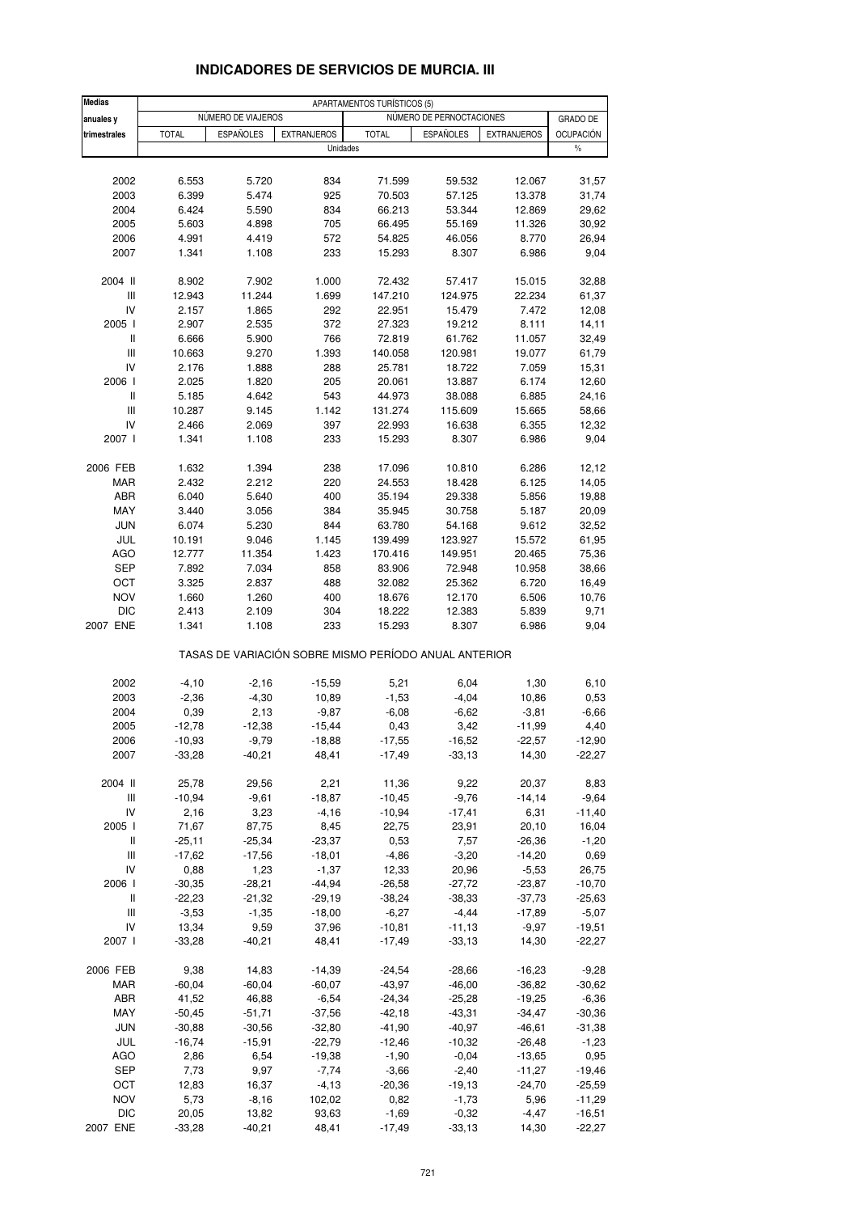# INDICADORES DE SERVICIOS DE MURCIA. III

| Medias anuales y trimestrales | APARTAMENTOS TURÍSTICOS (5) | | | | | | |
|---|---|---|---|---|---|---|---|
| | NÚMERO DE VIAJEROS | | | NÚMERO DE PERNOCTACIONES | | | GRADO DE OCUPACIÓN |
| | TOTAL | ESPAÑOLES | EXTRANJEROS | TOTAL | ESPAÑOLES | EXTRANJEROS | |
| | Unidades | | | | | | % |
| 2002 | 6.553 | 5.720 | 834 | 71.599 | 59.532 | 12.067 | 31,57 |
| 2003 | 6.399 | 5.474 | 925 | 70.503 | 57.125 | 13.378 | 31,74 |
| 2004 | 6.424 | 5.590 | 834 | 66.213 | 53.344 | 12.869 | 29,62 |
| 2005 | 5.603 | 4.898 | 705 | 66.495 | 55.169 | 11.326 | 30,92 |
| 2006 | 4.991 | 4.419 | 572 | 54.825 | 46.056 | 8.770 | 26,94 |
| 2007 | 1.341 | 1.108 | 233 | 15.293 | 8.307 | 6.986 | 9,04 |
| 2004 II | 8.902 | 7.902 | 1.000 | 72.432 | 57.417 | 15.015 | 32,88 |
| III | 12.943 | 11.244 | 1.699 | 147.210 | 124.975 | 22.234 | 61,37 |
| IV | 2.157 | 1.865 | 292 | 22.951 | 15.479 | 7.472 | 12,08 |
| 2005 I | 2.907 | 2.535 | 372 | 27.323 | 19.212 | 8.111 | 14,11 |
| II | 6.666 | 5.900 | 766 | 72.819 | 61.762 | 11.057 | 32,49 |
| III | 10.663 | 9.270 | 1.393 | 140.058 | 120.981 | 19.077 | 61,79 |
| IV | 2.176 | 1.888 | 288 | 25.781 | 18.722 | 7.059 | 15,31 |
| 2006 I | 2.025 | 1.820 | 205 | 20.061 | 13.887 | 6.174 | 12,60 |
| II | 5.185 | 4.642 | 543 | 44.973 | 38.088 | 6.885 | 24,16 |
| III | 10.287 | 9.145 | 1.142 | 131.274 | 115.609 | 15.665 | 58,66 |
| IV | 2.466 | 2.069 | 397 | 22.993 | 16.638 | 6.355 | 12,32 |
| 2007 I | 1.341 | 1.108 | 233 | 15.293 | 8.307 | 6.986 | 9,04 |
| 2006 FEB | 1.632 | 1.394 | 238 | 17.096 | 10.810 | 6.286 | 12,12 |
| MAR | 2.432 | 2.212 | 220 | 24.553 | 18.428 | 6.125 | 14,05 |
| ABR | 6.040 | 5.640 | 400 | 35.194 | 29.338 | 5.856 | 19,88 |
| MAY | 3.440 | 3.056 | 384 | 35.945 | 30.758 | 5.187 | 20,09 |
| JUN | 6.074 | 5.230 | 844 | 63.780 | 54.168 | 9.612 | 32,52 |
| JUL | 10.191 | 9.046 | 1.145 | 139.499 | 123.927 | 15.572 | 61,95 |
| AGO | 12.777 | 11.354 | 1.423 | 170.416 | 149.951 | 20.465 | 75,36 |
| SEP | 7.892 | 7.034 | 858 | 83.906 | 72.948 | 10.958 | 38,66 |
| OCT | 3.325 | 2.837 | 488 | 32.082 | 25.362 | 6.720 | 16,49 |
| NOV | 1.660 | 1.260 | 400 | 18.676 | 12.170 | 6.506 | 10,76 |
| DIC | 2.413 | 2.109 | 304 | 18.222 | 12.383 | 5.839 | 9,71 |
| 2007 ENE | 1.341 | 1.108 | 233 | 15.293 | 8.307 | 6.986 | 9,04 |
| | TASAS DE VARIACIÓN SOBRE MISMO PERÍODO ANUAL ANTERIOR | | | | | | |
| 2002 | -4,10 | -2,16 | -15,59 | 5,21 | 6,04 | 1,30 | 6,10 |
| 2003 | -2,36 | -4,30 | 10,89 | -1,53 | -4,04 | 10,86 | 0,53 |
| 2004 | 0,39 | 2,13 | -9,87 | -6,08 | -6,62 | -3,81 | -6,66 |
| 2005 | -12,78 | -12,38 | -15,44 | 0,43 | 3,42 | -11,99 | 4,40 |
| 2006 | -10,93 | -9,79 | -18,88 | -17,55 | -16,52 | -22,57 | -12,90 |
| 2007 | -33,28 | -40,21 | 48,41 | -17,49 | -33,13 | 14,30 | -22,27 |
| 2004 II | 25,78 | 29,56 | 2,21 | 11,36 | 9,22 | 20,37 | 8,83 |
| III | -10,94 | -9,61 | -18,87 | -10,45 | -9,76 | -14,14 | -9,64 |
| IV | 2,16 | 3,23 | -4,16 | -10,94 | -17,41 | 6,31 | -11,40 |
| 2005 I | 71,67 | 87,75 | 8,45 | 22,75 | 23,91 | 20,10 | 16,04 |
| II | -25,11 | -25,34 | -23,37 | 0,53 | 7,57 | -26,36 | -1,20 |
| III | -17,62 | -17,56 | -18,01 | -4,86 | -3,20 | -14,20 | 0,69 |
| IV | 0,88 | 1,23 | -1,37 | 12,33 | 20,96 | -5,53 | 26,75 |
| 2006 I | -30,35 | -28,21 | -44,94 | -26,58 | -27,72 | -23,87 | -10,70 |
| II | -22,23 | -21,32 | -29,19 | -38,24 | -38,33 | -37,73 | -25,63 |
| III | -3,53 | -1,35 | -18,00 | -6,27 | -4,44 | -17,89 | -5,07 |
| IV | 13,34 | 9,59 | 37,96 | -10,81 | -11,13 | -9,97 | -19,51 |
| 2007 I | -33,28 | -40,21 | 48,41 | -17,49 | -33,13 | 14,30 | -22,27 |
| 2006 FEB | 9,38 | 14,83 | -14,39 | -24,54 | -28,66 | -16,23 | -9,28 |
| MAR | -60,04 | -60,04 | -60,07 | -43,97 | -46,00 | -36,82 | -30,62 |
| ABR | 41,52 | 46,88 | -6,54 | -24,34 | -25,28 | -19,25 | -6,36 |
| MAY | -50,45 | -51,71 | -37,56 | -42,18 | -43,31 | -34,47 | -30,36 |
| JUN | -30,88 | -30,56 | -32,80 | -41,90 | -40,97 | -46,61 | -31,38 |
| JUL | -16,74 | -15,91 | -22,79 | -12,46 | -10,32 | -26,48 | -1,23 |
| AGO | 2,86 | 6,54 | -19,38 | -1,90 | -0,04 | -13,65 | 0,95 |
| SEP | 7,73 | 9,97 | -7,74 | -3,66 | -2,40 | -11,27 | -19,46 |
| OCT | 12,83 | 16,37 | -4,13 | -20,36 | -19,13 | -24,70 | -25,59 |
| NOV | 5,73 | -8,16 | 102,02 | 0,82 | -1,73 | 5,96 | -11,29 |
| DIC | 20,05 | 13,82 | 93,63 | -1,69 | -0,32 | -4,47 | -16,51 |
| 2007 ENE | -33,28 | -40,21 | 48,41 | -17,49 | -33,13 | 14,30 | -22,27 |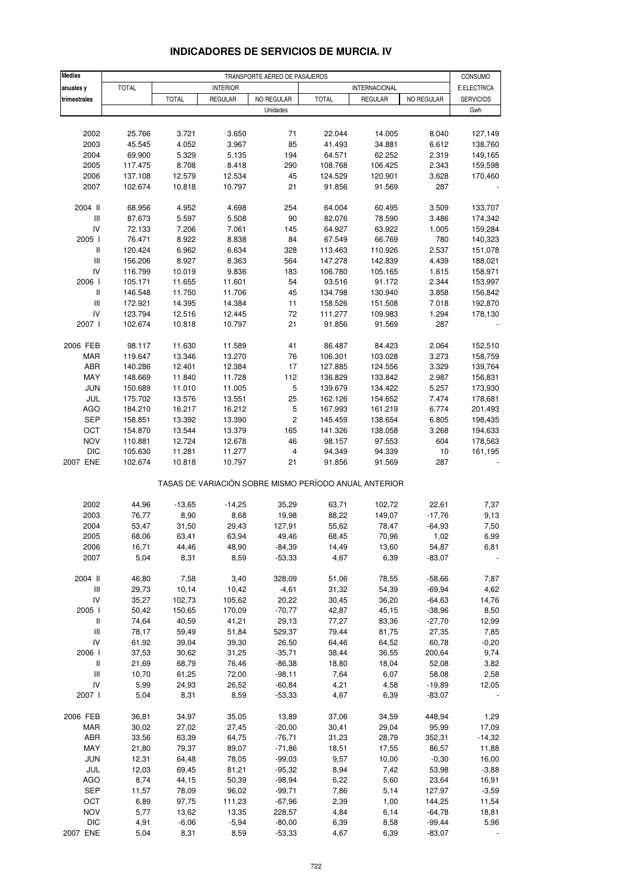## INDICADORES DE SERVICIOS DE MURCIA. IV

| Medias anuales y trimestrales | TRANSPORTE AÉREO DE PASAJEROS | | | | | | | CONSUMO E.ELECTRICA SERVICIOS |
|---|---|---|---|---|---|---|---|---|
| | TOTAL | INTERIOR | | | INTERNACIONAL | | | |
| | | TOTAL | REGULAR | NO REGULAR | TOTAL | REGULAR | NO REGULAR | |
| | Unidades | | | | | | | Gwh |
| 2002 | 25.766 | 3.721 | 3.650 | 71 | 22.044 | 14.005 | 8.040 | 127,149 |
| 2003 | 45.545 | 4.052 | 3.967 | 85 | 41.493 | 34.881 | 6.612 | 138,760 |
| 2004 | 69.900 | 5.329 | 5.135 | 194 | 64.571 | 62.252 | 2.319 | 149,165 |
| 2005 | 117.475 | 8.708 | 8.418 | 290 | 108.768 | 106.425 | 2.343 | 159,598 |
| 2006 | 137.108 | 12.579 | 12.534 | 45 | 124.529 | 120.901 | 3.628 | 170,460 |
| 2007 | 102.674 | 10.818 | 10.797 | 21 | 91.856 | 91.569 | 287 | - |
| 2004 II | 68.956 | 4.952 | 4.698 | 254 | 64.004 | 60.495 | 3.509 | 133,707 |
| III | 87.673 | 5.597 | 5.508 | 90 | 82.076 | 78.590 | 3.486 | 174,342 |
| IV | 72.133 | 7.206 | 7.061 | 145 | 64.927 | 63.922 | 1.005 | 159,284 |
| 2005 I | 76.471 | 8.922 | 8.838 | 84 | 67.549 | 66.769 | 780 | 140,323 |
| II | 120.424 | 6.962 | 6.634 | 328 | 113.463 | 110.926 | 2.537 | 151,078 |
| III | 156.206 | 8.927 | 8.363 | 564 | 147.278 | 142.839 | 4.439 | 188,021 |
| IV | 116.799 | 10.019 | 9.836 | 183 | 106.780 | 105.165 | 1.615 | 158,971 |
| 2006 I | 105.171 | 11.655 | 11.601 | 54 | 93.516 | 91.172 | 2.344 | 153,997 |
| II | 146.548 | 11.750 | 11.706 | 45 | 134.798 | 130.940 | 3.858 | 156,842 |
| III | 172.921 | 14.395 | 14.384 | 11 | 158.526 | 151.508 | 7.018 | 192,870 |
| IV | 123.794 | 12.516 | 12.445 | 72 | 111.277 | 109.983 | 1.294 | 178,130 |
| 2007 I | 102.674 | 10.818 | 10.797 | 21 | 91.856 | 91.569 | 287 | - |
| 2006 FEB | 98.117 | 11.630 | 11.589 | 41 | 86.487 | 84.423 | 2.064 | 152,510 |
| MAR | 119.647 | 13.346 | 13.270 | 76 | 106.301 | 103.028 | 3.273 | 158,759 |
| ABR | 140.286 | 12.401 | 12.384 | 17 | 127.885 | 124.556 | 3.329 | 139,764 |
| MAY | 148.669 | 11.840 | 11.728 | 112 | 136.829 | 133.842 | 2.987 | 156,831 |
| JUN | 150.689 | 11.010 | 11.005 | 5 | 139.679 | 134.422 | 5.257 | 173,930 |
| JUL | 175.702 | 13.576 | 13.551 | 25 | 162.126 | 154.652 | 7.474 | 178,681 |
| AGO | 184.210 | 16.217 | 16.212 | 5 | 167.993 | 161.219 | 6.774 | 201,493 |
| SEP | 158.851 | 13.392 | 13.390 | 2 | 145.459 | 138.654 | 6.805 | 198,435 |
| OCT | 154.870 | 13.544 | 13.379 | 165 | 141.326 | 138.058 | 3.268 | 194,633 |
| NOV | 110.881 | 12.724 | 12.678 | 46 | 98.157 | 97.553 | 604 | 178,563 |
| DIC | 105.630 | 11.281 | 11.277 | 4 | 94.349 | 94.339 | 10 | 161,195 |
| 2007 ENE | 102.674 | 10.818 | 10.797 | 21 | 91.856 | 91.569 | 287 | - |
| | TASAS DE VARIACIÓN SOBRE MISMO PERÍODO ANUAL ANTERIOR | | | | | | | |
| 2002 | 44,96 | -13,65 | -14,25 | 35,29 | 63,71 | 102,72 | 22,61 | 7,37 |
| 2003 | 76,77 | 8,90 | 8,68 | 19,98 | 88,22 | 149,07 | -17,76 | 9,13 |
| 2004 | 53,47 | 31,50 | 29,43 | 127,91 | 55,62 | 78,47 | -64,93 | 7,50 |
| 2005 | 68,06 | 63,41 | 63,94 | 49,46 | 68,45 | 70,96 | 1,02 | 6,99 |
| 2006 | 16,71 | 44,46 | 48,90 | -84,39 | 14,49 | 13,60 | 54,87 | 6,81 |
| 2007 | 5,04 | 8,31 | 8,59 | -53,33 | 4,67 | 6,39 | -83,07 | - |
| 2004 II | 46,80 | 7,58 | 3,40 | 328,09 | 51,06 | 78,55 | -58,66 | 7,87 |
| III | 29,73 | 10,14 | 10,42 | -4,61 | 31,32 | 54,39 | -69,94 | 4,62 |
| IV | 35,27 | 102,73 | 105,62 | 20,22 | 30,45 | 36,20 | -64,63 | 14,76 |
| 2005 I | 50,42 | 150,65 | 170,09 | -70,77 | 42,87 | 45,15 | -38,96 | 8,50 |
| II | 74,64 | 40,59 | 41,21 | 29,13 | 77,27 | 83,36 | -27,70 | 12,99 |
| III | 78,17 | 59,49 | 51,84 | 529,37 | 79,44 | 81,75 | 27,35 | 7,85 |
| IV | 61,92 | 39,04 | 39,30 | 26,50 | 64,46 | 64,52 | 60,78 | -0,20 |
| 2006 I | 37,53 | 30,62 | 31,25 | -35,71 | 38,44 | 36,55 | 200,64 | 9,74 |
| II | 21,69 | 68,79 | 76,46 | -86,38 | 18,80 | 18,04 | 52,08 | 3,82 |
| III | 10,70 | 61,25 | 72,00 | -98,11 | 7,64 | 6,07 | 58,08 | 2,58 |
| IV | 5,99 | 24,93 | 26,52 | -60,84 | 4,21 | 4,58 | -19,89 | 12,05 |
| 2007 I | 5,04 | 8,31 | 8,59 | -53,33 | 4,67 | 6,39 | -83,07 | - |
| 2006 FEB | 36,81 | 34,97 | 35,05 | 13,89 | 37,06 | 34,59 | 448,94 | 1,29 |
| MAR | 30,02 | 27,02 | 27,45 | -20,00 | 30,41 | 29,04 | 95,99 | 17,09 |
| ABR | 33,56 | 63,39 | 64,75 | -76,71 | 31,23 | 28,79 | 352,31 | -14,32 |
| MAY | 21,80 | 79,37 | 89,07 | -71,86 | 18,51 | 17,55 | 86,57 | 11,88 |
| JUN | 12,31 | 64,48 | 78,05 | -99,03 | 9,57 | 10,00 | -0,30 | 16,00 |
| JUL | 12,03 | 69,45 | 81,21 | -95,32 | 8,94 | 7,42 | 53,98 | -3,88 |
| AGO | 8,74 | 44,15 | 50,39 | -98,94 | 6,22 | 5,60 | 23,64 | 16,91 |
| SEP | 11,57 | 78,09 | 96,02 | -99,71 | 7,86 | 5,14 | 127,97 | -3,59 |
| OCT | 6,89 | 97,75 | 111,23 | -67,96 | 2,39 | 1,00 | 144,25 | 11,54 |
| NOV | 5,77 | 13,62 | 13,35 | 228,57 | 4,84 | 6,14 | -64,78 | 18,81 |
| DIC | 4,91 | -6,06 | -5,94 | -80,00 | 6,39 | 8,58 | -99,44 | 5,96 |
| 2007 ENE | 5,04 | 8,31 | 8,59 | -53,33 | 4,67 | 6,39 | -83,07 | - |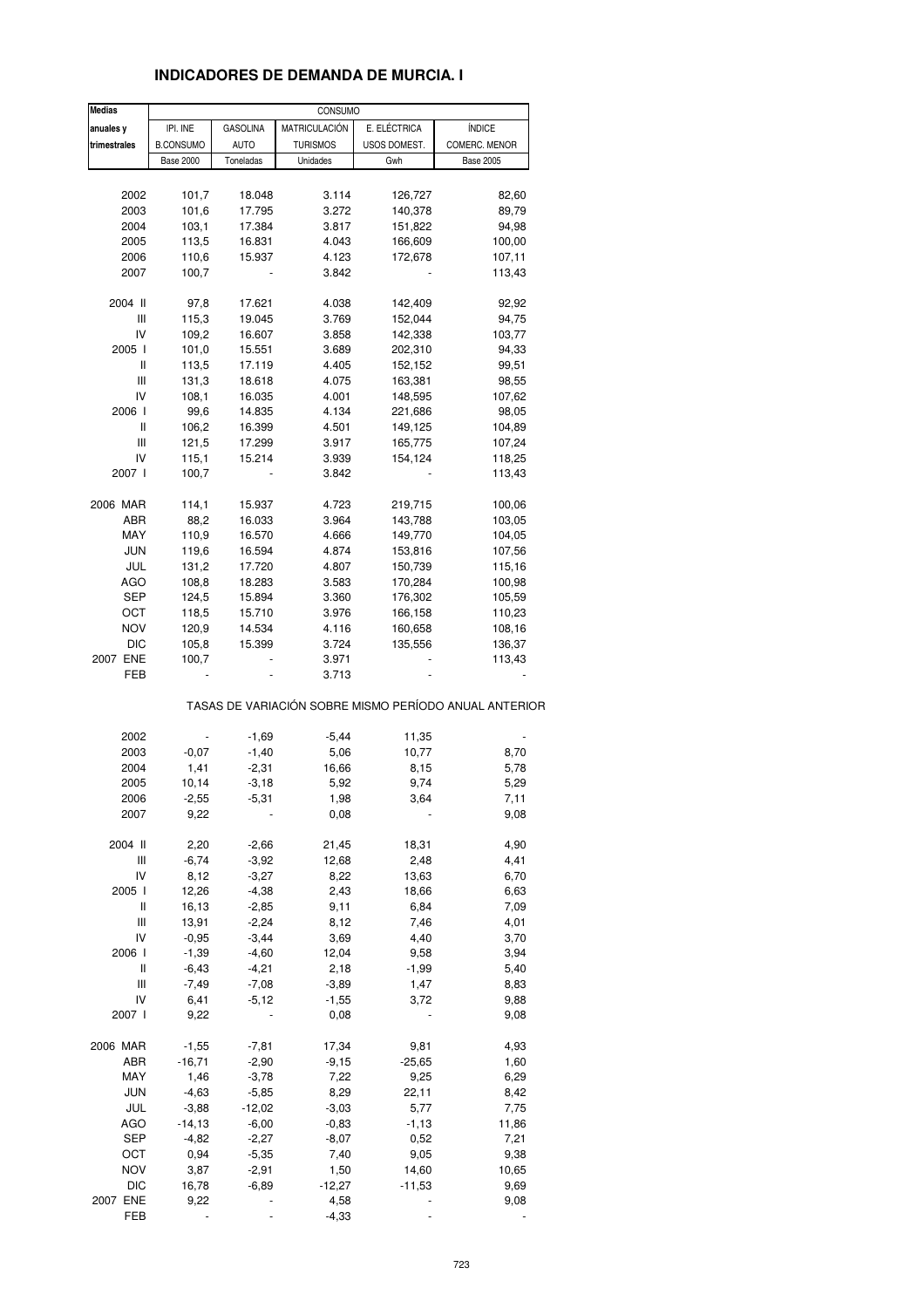## INDICADORES DE DEMANDA DE MURCIA. I

| Medias anuales y trimestrales | CONSUMO | | | | |
|---|---|---|---|---|---|
| | IPI. INE B.CONSUMO | GASOLINA AUTO | MATRICULACIÓN TURISMOS | E. ELÉCTRICA USOS DOMEST. | ÍNDICE COMERC. MENOR |
| | Base 2000 | Toneladas | Unidades | Gwh | Base 2005 |
| 2002 | 101,7 | 18.048 | 3.114 | 126,727 | 82,60 |
| 2003 | 101,6 | 17.795 | 3.272 | 140,378 | 89,79 |
| 2004 | 103,1 | 17.384 | 3.817 | 151,822 | 94,98 |
| 2005 | 113,5 | 16.831 | 4.043 | 166,609 | 100,00 |
| 2006 | 110,6 | 15.937 | 4.123 | 172,678 | 107,11 |
| 2007 | 100,7 | - | 3.842 | - | 113,43 |
| 2004 II | 97,8 | 17.621 | 4.038 | 142,409 | 92,92 |
| III | 115,3 | 19.045 | 3.769 | 152,044 | 94,75 |
| IV | 109,2 | 16.607 | 3.858 | 142,338 | 103,77 |
| 2005 I | 101,0 | 15.551 | 3.689 | 202,310 | 94,33 |
| II | 113,5 | 17.119 | 4.405 | 152,152 | 99,51 |
| III | 131,3 | 18.618 | 4.075 | 163,381 | 98,55 |
| IV | 108,1 | 16.035 | 4.001 | 148,595 | 107,62 |
| 2006 I | 99,6 | 14.835 | 4.134 | 221,686 | 98,05 |
| II | 106,2 | 16.399 | 4.501 | 149,125 | 104,89 |
| III | 121,5 | 17.299 | 3.917 | 165,775 | 107,24 |
| IV | 115,1 | 15.214 | 3.939 | 154,124 | 118,25 |
| 2007 I | 100,7 | - | 3.842 | - | 113,43 |
| 2006 MAR | 114,1 | 15.937 | 4.723 | 219,715 | 100,06 |
| ABR | 88,2 | 16.033 | 3.964 | 143,788 | 103,05 |
| MAY | 110,9 | 16.570 | 4.666 | 149,770 | 104,05 |
| JUN | 119,6 | 16.594 | 4.874 | 153,816 | 107,56 |
| JUL | 131,2 | 17.720 | 4.807 | 150,739 | 115,16 |
| AGO | 108,8 | 18.283 | 3.583 | 170,284 | 100,98 |
| SEP | 124,5 | 15.894 | 3.360 | 176,302 | 105,59 |
| OCT | 118,5 | 15.710 | 3.976 | 166,158 | 110,23 |
| NOV | 120,9 | 14.534 | 4.116 | 160,658 | 108,16 |
| DIC | 105,8 | 15.399 | 3.724 | 135,556 | 136,37 |
| 2007 ENE | 100,7 | - | 3.971 | - | 113,43 |
| FEB | - | - | 3.713 | - | - |
| | TASAS DE VARIACIÓN SOBRE MISMO PERÍODO ANUAL ANTERIOR | | | | |
| 2002 | - | -1,69 | -5,44 | 11,35 | - |
| 2003 | -0,07 | -1,40 | 5,06 | 10,77 | 8,70 |
| 2004 | 1,41 | -2,31 | 16,66 | 8,15 | 5,78 |
| 2005 | 10,14 | -3,18 | 5,92 | 9,74 | 5,29 |
| 2006 | -2,55 | -5,31 | 1,98 | 3,64 | 7,11 |
| 2007 | 9,22 | - | 0,08 | - | 9,08 |
| 2004 II | 2,20 | -2,66 | 21,45 | 18,31 | 4,90 |
| III | -6,74 | -3,92 | 12,68 | 2,48 | 4,41 |
| IV | 8,12 | -3,27 | 8,22 | 13,63 | 6,70 |
| 2005 I | 12,26 | -4,38 | 2,43 | 18,66 | 6,63 |
| II | 16,13 | -2,85 | 9,11 | 6,84 | 7,09 |
| III | 13,91 | -2,24 | 8,12 | 7,46 | 4,01 |
| IV | -0,95 | -3,44 | 3,69 | 4,40 | 3,70 |
| 2006 I | -1,39 | -4,60 | 12,04 | 9,58 | 3,94 |
| II | -6,43 | -4,21 | 2,18 | -1,99 | 5,40 |
| III | -7,49 | -7,08 | -3,89 | 1,47 | 8,83 |
| IV | 6,41 | -5,12 | -1,55 | 3,72 | 9,88 |
| 2007 I | 9,22 | - | 0,08 | - | 9,08 |
| 2006 MAR | -1,55 | -7,81 | 17,34 | 9,81 | 4,93 |
| ABR | -16,71 | -2,90 | -9,15 | -25,65 | 1,60 |
| MAY | 1,46 | -3,78 | 7,22 | 9,25 | 6,29 |
| JUN | -4,63 | -5,85 | 8,29 | 22,11 | 8,42 |
| JUL | -3,88 | -12,02 | -3,03 | 5,77 | 7,75 |
| AGO | -14,13 | -6,00 | -0,83 | -1,13 | 11,86 |
| SEP | -4,82 | -2,27 | -8,07 | 0,52 | 7,21 |
| OCT | 0,94 | -5,35 | 7,40 | 9,05 | 9,38 |
| NOV | 3,87 | -2,91 | 1,50 | 14,60 | 10,65 |
| DIC | 16,78 | -6,89 | -12,27 | -11,53 | 9,69 |
| 2007 ENE | 9,22 | - | 4,58 | - | 9,08 |
| FEB | - | - | -4,33 | - | - |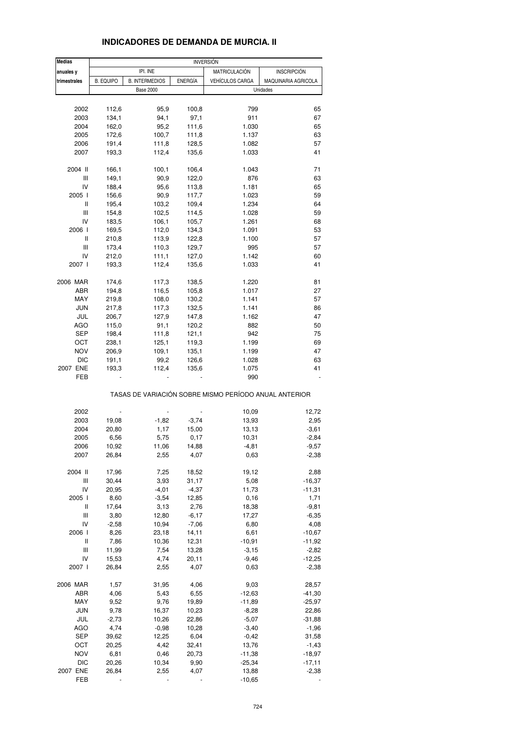# INDICADORES DE DEMANDA DE MURCIA. II

| Medias anuales y trimestrales | INVERSIÓN | | | | |
|---|---|---|---|---|---|
| | IPI. INE | | | MATRICULACIÓN | INSCRIPCIÓN |
| | B. EQUIPO | B. INTERMEDIOS | ENERGÍA | VEHÍCULOS CARGA | MAQUINARIA AGRICOLA |
| | Base 2000 | | | Unidades | |
| 2002 | 112,6 | 95,9 | 100,8 | 799 | 65 |
| 2003 | 134,1 | 94,1 | 97,1 | 911 | 67 |
| 2004 | 162,0 | 95,2 | 111,6 | 1.030 | 65 |
| 2005 | 172,6 | 100,7 | 111,8 | 1.137 | 63 |
| 2006 | 191,4 | 111,8 | 128,5 | 1.082 | 57 |
| 2007 | 193,3 | 112,4 | 135,6 | 1.033 | 41 |
| 2004 II | 166,1 | 100,1 | 106,4 | 1.043 | 71 |
| III | 149,1 | 90,9 | 122,0 | 876 | 63 |
| IV | 188,4 | 95,6 | 113,8 | 1.181 | 65 |
| 2005 I | 156,6 | 90,9 | 117,7 | 1.023 | 59 |
| II | 195,4 | 103,2 | 109,4 | 1.234 | 64 |
| III | 154,8 | 102,5 | 114,5 | 1.028 | 59 |
| IV | 183,5 | 106,1 | 105,7 | 1.261 | 68 |
| 2006 I | 169,5 | 112,0 | 134,3 | 1.091 | 53 |
| II | 210,8 | 113,9 | 122,8 | 1.100 | 57 |
| III | 173,4 | 110,3 | 129,7 | 995 | 57 |
| IV | 212,0 | 111,1 | 127,0 | 1.142 | 60 |
| 2007 I | 193,3 | 112,4 | 135,6 | 1.033 | 41 |
| 2006 MAR | 174,6 | 117,3 | 138,5 | 1.220 | 81 |
| ABR | 194,8 | 116,5 | 105,8 | 1.017 | 27 |
| MAY | 219,8 | 108,0 | 130,2 | 1.141 | 57 |
| JUN | 217,8 | 117,3 | 132,5 | 1.141 | 86 |
| JUL | 206,7 | 127,9 | 147,8 | 1.162 | 47 |
| AGO | 115,0 | 91,1 | 120,2 | 882 | 50 |
| SEP | 198,4 | 111,8 | 121,1 | 942 | 75 |
| OCT | 238,1 | 125,1 | 119,3 | 1.199 | 69 |
| NOV | 206,9 | 109,1 | 135,1 | 1.199 | 47 |
| DIC | 191,1 | 99,2 | 126,6 | 1.028 | 63 |
| 2007 ENE | 193,3 | 112,4 | 135,6 | 1.075 | 41 |
| FEB | - | - | - | 990 | - |

TASAS DE VARIACIÓN SOBRE MISMO PERÍODO ANUAL ANTERIOR

| Medias anuales y trimestrales | B. EQUIPO | B. INTERMEDIOS | ENERGÍA | VEHÍCULOS CARGA | MAQUINARIA AGRICOLA |
|---|---|---|---|---|---|
| 2002 | - | - | - | 10,09 | 12,72 |
| 2003 | 19,08 | -1,82 | -3,74 | 13,93 | 2,95 |
| 2004 | 20,80 | 1,17 | 15,00 | 13,13 | -3,61 |
| 2005 | 6,56 | 5,75 | 0,17 | 10,31 | -2,84 |
| 2006 | 10,92 | 11,06 | 14,88 | -4,81 | -9,57 |
| 2007 | 26,84 | 2,55 | 4,07 | 0,63 | -2,38 |
| 2004 II | 17,96 | 7,25 | 18,52 | 19,12 | 2,88 |
| III | 30,44 | 3,93 | 31,17 | 5,08 | -16,37 |
| IV | 20,95 | -4,01 | -4,37 | 11,73 | -11,31 |
| 2005 I | 8,60 | -3,54 | 12,85 | 0,16 | 1,71 |
| II | 17,64 | 3,13 | 2,76 | 18,38 | -9,81 |
| III | 3,80 | 12,80 | -6,17 | 17,27 | -6,35 |
| IV | -2,58 | 10,94 | -7,06 | 6,80 | 4,08 |
| 2006 I | 8,26 | 23,18 | 14,11 | 6,61 | -10,67 |
| II | 7,86 | 10,36 | 12,31 | -10,91 | -11,92 |
| III | 11,99 | 7,54 | 13,28 | -3,15 | -2,82 |
| IV | 15,53 | 4,74 | 20,11 | -9,46 | -12,25 |
| 2007 I | 26,84 | 2,55 | 4,07 | 0,63 | -2,38 |
| 2006 MAR | 1,57 | 31,95 | 4,06 | 9,03 | 28,57 |
| ABR | 4,06 | 5,43 | 6,55 | -12,63 | -41,30 |
| MAY | 9,52 | 9,76 | 19,89 | -11,89 | -25,97 |
| JUN | 9,78 | 16,37 | 10,23 | -8,28 | 22,86 |
| JUL | -2,73 | 10,26 | 22,86 | -5,07 | -31,88 |
| AGO | 4,74 | -0,98 | 10,28 | -3,40 | -1,96 |
| SEP | 39,62 | 12,25 | 6,04 | -0,42 | 31,58 |
| OCT | 20,25 | 4,42 | 32,41 | 13,76 | -1,43 |
| NOV | 6,81 | 0,46 | 20,73 | -11,38 | -18,97 |
| DIC | 20,26 | 10,34 | 9,90 | -25,34 | -17,11 |
| 2007 ENE | 26,84 | 2,55 | 4,07 | 13,88 | -2,38 |
| FEB | - | - | - | -10,65 | - |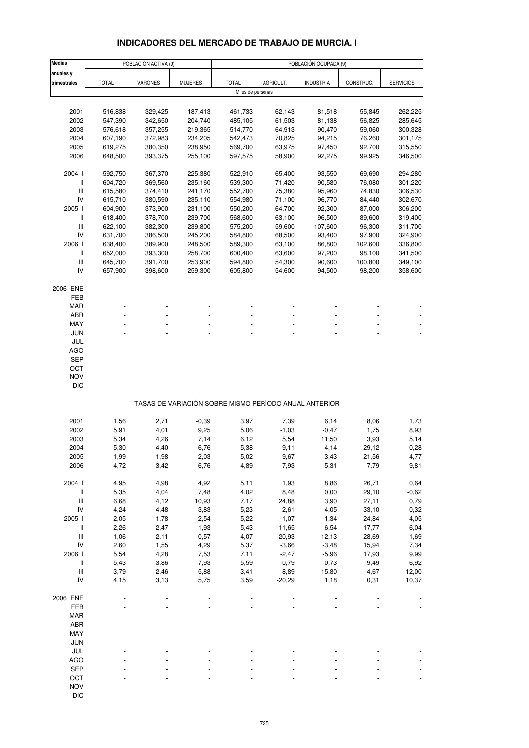# INDICADORES DEL MERCADO DE TRABAJO DE MURCIA. I

| Medias anuales y trimestrales | POBLACIÓN ACTIVA (9) | | | POBLACIÓN OCUPADA (9) | | | | |
|---|---|---|---|---|---|---|---|---|
| | TOTAL | VARONES | MUJERES | TOTAL | AGRICULT. | INDUSTRIA | CONSTRUC. | SERVICIOS |
| | Miles de personas | | | | | | | |
| 2001 | 516,838 | 329,425 | 187,413 | 461,733 | 62,143 | 81,518 | 55,845 | 262,225 |
| 2002 | 547,390 | 342,650 | 204,740 | 485,105 | 61,503 | 81,138 | 56,825 | 285,645 |
| 2003 | 576,618 | 357,255 | 219,365 | 514,770 | 64,913 | 90,470 | 59,060 | 300,328 |
| 2004 | 607,190 | 372,983 | 234,205 | 542,473 | 70,825 | 94,215 | 76,260 | 301,175 |
| 2005 | 619,275 | 380,350 | 238,950 | 569,700 | 63,975 | 97,450 | 92,700 | 315,550 |
| 2006 | 648,500 | 393,375 | 255,100 | 597,575 | 58,900 | 92,275 | 99,925 | 346,500 |
| 2004 I | 592,750 | 367,370 | 225,380 | 522,910 | 65,400 | 93,550 | 69,690 | 294,280 |
| II | 604,720 | 369,560 | 235,160 | 539,300 | 71,420 | 90,580 | 76,080 | 301,220 |
| III | 615,580 | 374,410 | 241,170 | 552,700 | 75,380 | 95,960 | 74,830 | 306,530 |
| IV | 615,710 | 380,590 | 235,110 | 554,980 | 71,100 | 96,770 | 84,440 | 302,670 |
| 2005 I | 604,900 | 373,900 | 231,100 | 550,200 | 64,700 | 92,300 | 87,000 | 306,200 |
| II | 618,400 | 378,700 | 239,700 | 568,600 | 63,100 | 96,500 | 89,600 | 319,400 |
| III | 622,100 | 382,300 | 239,800 | 575,200 | 59,600 | 107,600 | 96,300 | 311,700 |
| IV | 631,700 | 386,500 | 245,200 | 584,800 | 68,500 | 93,400 | 97,900 | 324,900 |
| 2006 I | 638,400 | 389,900 | 248,500 | 589,300 | 63,100 | 86,800 | 102,600 | 336,800 |
| II | 652,000 | 393,300 | 258,700 | 600,400 | 63,600 | 97,200 | 98,100 | 341,500 |
| III | 645,700 | 391,700 | 253,900 | 594,800 | 54,300 | 90,600 | 100,800 | 349,100 |
| IV | 657,900 | 398,600 | 259,300 | 605,800 | 54,600 | 94,500 | 98,200 | 358,600 |
| 2006 ENE | - | - | - | - | - | - | - | - |
| FEB | - | - | - | - | - | - | - | - |
| MAR | - | - | - | - | - | - | - | - |
| ABR | - | - | - | - | - | - | - | - |
| MAY | - | - | - | - | - | - | - | - |
| JUN | - | - | - | - | - | - | - | - |
| JUL | - | - | - | - | - | - | - | - |
| AGO | - | - | - | - | - | - | - | - |
| SEP | - | - | - | - | - | - | - | - |
| OCT | - | - | - | - | - | - | - | - |
| NOV | - | - | - | - | - | - | - | - |
| DIC | - | - | - | - | - | - | - | - |
| | TASAS DE VARIACIÓN SOBRE MISMO PERÍODO ANUAL ANTERIOR | | | | | | | |
| 2001 | 1,56 | 2,71 | -0,39 | 3,97 | 7,39 | 6,14 | 8,06 | 1,73 |
| 2002 | 5,91 | 4,01 | 9,25 | 5,06 | -1,03 | -0,47 | 1,75 | 8,93 |
| 2003 | 5,34 | 4,26 | 7,14 | 6,12 | 5,54 | 11,50 | 3,93 | 5,14 |
| 2004 | 5,30 | 4,40 | 6,76 | 5,38 | 9,11 | 4,14 | 29,12 | 0,28 |
| 2005 | 1,99 | 1,98 | 2,03 | 5,02 | -9,67 | 3,43 | 21,56 | 4,77 |
| 2006 | 4,72 | 3,42 | 6,76 | 4,89 | -7,93 | -5,31 | 7,79 | 9,81 |
| 2004 I | 4,95 | 4,98 | 4,92 | 5,11 | 1,93 | 8,86 | 26,71 | 0,64 |
| II | 5,35 | 4,04 | 7,48 | 4,02 | 8,48 | 0,00 | 29,10 | -0,62 |
| III | 6,68 | 4,12 | 10,93 | 7,17 | 24,88 | 3,90 | 27,11 | 0,79 |
| IV | 4,24 | 4,48 | 3,83 | 5,23 | 2,61 | 4,05 | 33,10 | 0,32 |
| 2005 I | 2,05 | 1,78 | 2,54 | 5,22 | -1,07 | -1,34 | 24,84 | 4,05 |
| II | 2,26 | 2,47 | 1,93 | 5,43 | -11,65 | 6,54 | 17,77 | 6,04 |
| III | 1,06 | 2,11 | -0,57 | 4,07 | -20,93 | 12,13 | 28,69 | 1,69 |
| IV | 2,60 | 1,55 | 4,29 | 5,37 | -3,66 | -3,48 | 15,94 | 7,34 |
| 2006 I | 5,54 | 4,28 | 7,53 | 7,11 | -2,47 | -5,96 | 17,93 | 9,99 |
| II | 5,43 | 3,86 | 7,93 | 5,59 | 0,79 | 0,73 | 9,49 | 6,92 |
| III | 3,79 | 2,46 | 5,88 | 3,41 | -8,89 | -15,80 | 4,67 | 12,00 |
| IV | 4,15 | 3,13 | 5,75 | 3,59 | -20,29 | 1,18 | 0,31 | 10,37 |
| 2006 ENE | - | - | - | - | - | - | - | - |
| FEB | - | - | - | - | - | - | - | - |
| MAR | - | - | - | - | - | - | - | - |
| ABR | - | - | - | - | - | - | - | - |
| MAY | - | - | - | - | - | - | - | - |
| JUN | - | - | - | - | - | - | - | - |
| JUL | - | - | - | - | - | - | - | - |
| AGO | - | - | - | - | - | - | - | - |
| SEP | - | - | - | - | - | - | - | - |
| OCT | - | - | - | - | - | - | - | - |
| NOV | - | - | - | - | - | - | - | - |
| DIC | - | - | - | - | - | - | - | - |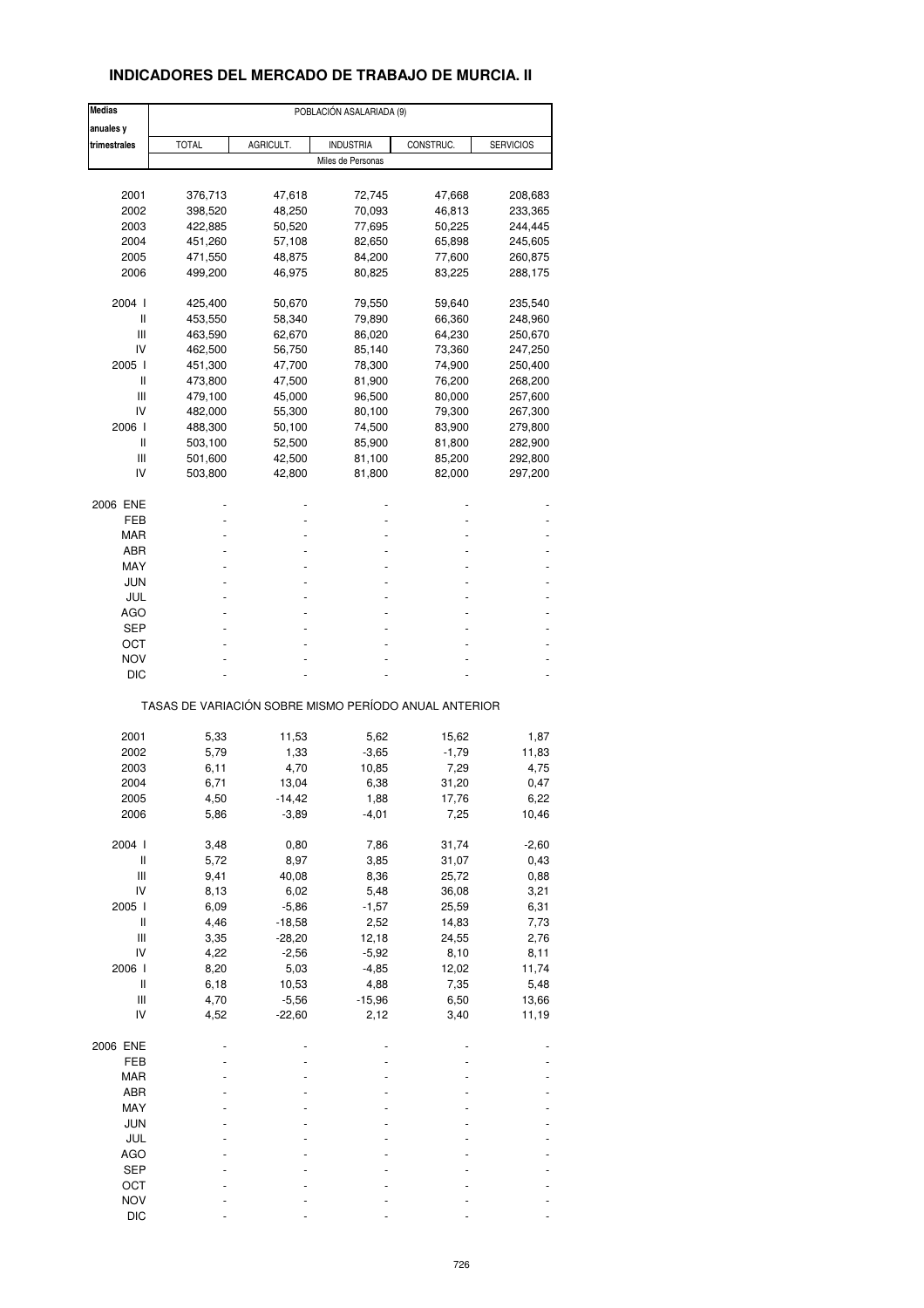# INDICADORES DEL MERCADO DE TRABAJO DE MURCIA. II

| Medias anuales y trimestrales | POBLACIÓN ASALARIADA (9) | | | | |
|---|---|---|---|---|---|
| | TOTAL | AGRICULT. | INDUSTRIA | CONSTRUC. | SERVICIOS |
| | Miles de Personas | | | | |
| 2001 | 376,713 | 47,618 | 72,745 | 47,668 | 208,683 |
| 2002 | 398,520 | 48,250 | 70,093 | 46,813 | 233,365 |
| 2003 | 422,885 | 50,520 | 77,695 | 50,225 | 244,445 |
| 2004 | 451,260 | 57,108 | 82,650 | 65,898 | 245,605 |
| 2005 | 471,550 | 48,875 | 84,200 | 77,600 | 260,875 |
| 2006 | 499,200 | 46,975 | 80,825 | 83,225 | 288,175 |
| 2004 I | 425,400 | 50,670 | 79,550 | 59,640 | 235,540 |
| II | 453,550 | 58,340 | 79,890 | 66,360 | 248,960 |
| III | 463,590 | 62,670 | 86,020 | 64,230 | 250,670 |
| IV | 462,500 | 56,750 | 85,140 | 73,360 | 247,250 |
| 2005 I | 451,300 | 47,700 | 78,300 | 74,900 | 250,400 |
| II | 473,800 | 47,500 | 81,900 | 76,200 | 268,200 |
| III | 479,100 | 45,000 | 96,500 | 80,000 | 257,600 |
| IV | 482,000 | 55,300 | 80,100 | 79,300 | 267,300 |
| 2006 I | 488,300 | 50,100 | 74,500 | 83,900 | 279,800 |
| II | 503,100 | 52,500 | 85,900 | 81,800 | 282,900 |
| III | 501,600 | 42,500 | 81,100 | 85,200 | 292,800 |
| IV | 503,800 | 42,800 | 81,800 | 82,000 | 297,200 |
| 2006 ENE | - | - | - | - | - |
| FEB | - | - | - | - | - |
| MAR | - | - | - | - | - |
| ABR | - | - | - | - | - |
| MAY | - | - | - | - | - |
| JUN | - | - | - | - | - |
| JUL | - | - | - | - | - |
| AGO | - | - | - | - | - |
| SEP | - | - | - | - | - |
| OCT | - | - | - | - | - |
| NOV | - | - | - | - | - |
| DIC | - | - | - | - | - |
| | TASAS DE VARIACIÓN SOBRE MISMO PERÍODO ANUAL ANTERIOR | | | | |
| 2001 | 5,33 | 11,53 | 5,62 | 15,62 | 1,87 |
| 2002 | 5,79 | 1,33 | -3,65 | -1,79 | 11,83 |
| 2003 | 6,11 | 4,70 | 10,85 | 7,29 | 4,75 |
| 2004 | 6,71 | 13,04 | 6,38 | 31,20 | 0,47 |
| 2005 | 4,50 | -14,42 | 1,88 | 17,76 | 6,22 |
| 2006 | 5,86 | -3,89 | -4,01 | 7,25 | 10,46 |
| 2004 I | 3,48 | 0,80 | 7,86 | 31,74 | -2,60 |
| II | 5,72 | 8,97 | 3,85 | 31,07 | 0,43 |
| III | 9,41 | 40,08 | 8,36 | 25,72 | 0,88 |
| IV | 8,13 | 6,02 | 5,48 | 36,08 | 3,21 |
| 2005 I | 6,09 | -5,86 | -1,57 | 25,59 | 6,31 |
| II | 4,46 | -18,58 | 2,52 | 14,83 | 7,73 |
| III | 3,35 | -28,20 | 12,18 | 24,55 | 2,76 |
| IV | 4,22 | -2,56 | -5,92 | 8,10 | 8,11 |
| 2006 I | 8,20 | 5,03 | -4,85 | 12,02 | 11,74 |
| II | 6,18 | 10,53 | 4,88 | 7,35 | 5,48 |
| III | 4,70 | -5,56 | -15,96 | 6,50 | 13,66 |
| IV | 4,52 | -22,60 | 2,12 | 3,40 | 11,19 |
| 2006 ENE | - | - | - | - | - |
| FEB | - | - | - | - | - |
| MAR | - | - | - | - | - |
| ABR | - | - | - | - | - |
| MAY | - | - | - | - | - |
| JUN | - | - | - | - | - |
| JUL | - | - | - | - | - |
| AGO | - | - | - | - | - |
| SEP | - | - | - | - | - |
| OCT | - | - | - | - | - |
| NOV | - | - | - | - | - |
| DIC | - | - | - | - | - |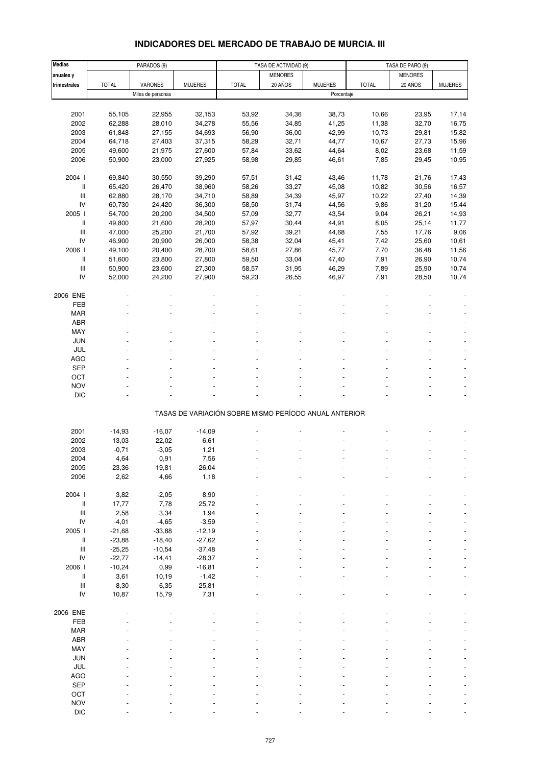# INDICADORES DEL MERCADO DE TRABAJO DE MURCIA. III

| Medias anuales y trimestrales | PARADOS (9) | | | TASA DE ACTIVIDAD (9) | | | TASA DE PARO (9) | | |
|---|---|---|---|---|---|---|---|---|---|
| | TOTAL | VARONES | MUJERES | TOTAL | MENORES 20 AÑOS | MUJERES | TOTAL | MENORES 20 AÑOS | MUJERES |
| | Miles de personas | | | Porcentaje | | | | | |
| 2001 | 55,105 | 22,955 | 32,153 | 53,92 | 34,36 | 38,73 | 10,66 | 23,95 | 17,14 |
| 2002 | 62,288 | 28,010 | 34,278 | 55,56 | 34,85 | 41,25 | 11,38 | 32,70 | 16,75 |
| 2003 | 61,848 | 27,155 | 34,693 | 56,90 | 36,00 | 42,99 | 10,73 | 29,81 | 15,82 |
| 2004 | 64,718 | 27,403 | 37,315 | 58,29 | 32,71 | 44,77 | 10,67 | 27,73 | 15,96 |
| 2005 | 49,600 | 21,975 | 27,600 | 57,84 | 33,62 | 44,64 | 8,02 | 23,68 | 11,59 |
| 2006 | 50,900 | 23,000 | 27,925 | 58,98 | 29,85 | 46,61 | 7,85 | 29,45 | 10,95 |
| 2004 I | 69,840 | 30,550 | 39,290 | 57,51 | 31,42 | 43,46 | 11,78 | 21,76 | 17,43 |
| II | 65,420 | 26,470 | 38,960 | 58,26 | 33,27 | 45,08 | 10,82 | 30,56 | 16,57 |
| III | 62,880 | 28,170 | 34,710 | 58,89 | 34,39 | 45,97 | 10,22 | 27,40 | 14,39 |
| IV | 60,730 | 24,420 | 36,300 | 58,50 | 31,74 | 44,56 | 9,86 | 31,20 | 15,44 |
| 2005 I | 54,700 | 20,200 | 34,500 | 57,09 | 32,77 | 43,54 | 9,04 | 26,21 | 14,93 |
| II | 49,800 | 21,600 | 28,200 | 57,97 | 30,44 | 44,91 | 8,05 | 25,14 | 11,77 |
| III | 47,000 | 25,200 | 21,700 | 57,92 | 39,21 | 44,68 | 7,55 | 17,76 | 9,06 |
| IV | 46,900 | 20,900 | 26,000 | 58,38 | 32,04 | 45,41 | 7,42 | 25,60 | 10,61 |
| 2006 I | 49,100 | 20,400 | 28,700 | 58,61 | 27,86 | 45,77 | 7,70 | 36,48 | 11,56 |
| II | 51,600 | 23,800 | 27,800 | 59,50 | 33,04 | 47,40 | 7,91 | 26,90 | 10,74 |
| III | 50,900 | 23,600 | 27,300 | 58,57 | 31,95 | 46,29 | 7,89 | 25,90 | 10,74 |
| IV | 52,000 | 24,200 | 27,900 | 59,23 | 26,55 | 46,97 | 7,91 | 28,50 | 10,74 |
| 2006 ENE | - | - | - | - | - | - | - | - | - |
| FEB | - | - | - | - | - | - | - | - | - |
| MAR | - | - | - | - | - | - | - | - | - |
| ABR | - | - | - | - | - | - | - | - | - |
| MAY | - | - | - | - | - | - | - | - | - |
| JUN | - | - | - | - | - | - | - | - | - |
| JUL | - | - | - | - | - | - | - | - | - |
| AGO | - | - | - | - | - | - | - | - | - |
| SEP | - | - | - | - | - | - | - | - | - |
| OCT | - | - | - | - | - | - | - | - | - |
| NOV | - | - | - | - | - | - | - | - | - |
| DIC | - | - | - | - | - | - | - | - | - |
| | TASAS DE VARIACIÓN SOBRE MISMO PERÍODO ANUAL ANTERIOR | | | | | | | | |
| 2001 | -14,93 | -16,07 | -14,09 | - | - | - | - | - | - |
| 2002 | 13,03 | 22,02 | 6,61 | - | - | - | - | - | - |
| 2003 | -0,71 | -3,05 | 1,21 | - | - | - | - | - | - |
| 2004 | 4,64 | 0,91 | 7,56 | - | - | - | - | - | - |
| 2005 | -23,36 | -19,81 | -26,04 | - | - | - | - | - | - |
| 2006 | 2,62 | 4,66 | 1,18 | - | - | - | - | - | - |
| 2004 I | 3,82 | -2,05 | 8,90 | - | - | - | - | - | - |
| II | 17,77 | 7,78 | 25,72 | - | - | - | - | - | - |
| III | 2,58 | 3,34 | 1,94 | - | - | - | - | - | - |
| IV | -4,01 | -4,65 | -3,59 | - | - | - | - | - | - |
| 2005 I | -21,68 | -33,88 | -12,19 | - | - | - | - | - | - |
| II | -23,88 | -18,40 | -27,62 | - | - | - | - | - | - |
| III | -25,25 | -10,54 | -37,48 | - | - | - | - | - | - |
| IV | -22,77 | -14,41 | -28,37 | - | - | - | - | - | - |
| 2006 I | -10,24 | 0,99 | -16,81 | - | - | - | - | - | - |
| II | 3,61 | 10,19 | -1,42 | - | - | - | - | - | - |
| III | 8,30 | -6,35 | 25,81 | - | - | - | - | - | - |
| IV | 10,87 | 15,79 | 7,31 | - | - | - | - | - | - |
| 2006 ENE | - | - | - | - | - | - | - | - | - |
| FEB | - | - | - | - | - | - | - | - | - |
| MAR | - | - | - | - | - | - | - | - | - |
| ABR | - | - | - | - | - | - | - | - | - |
| MAY | - | - | - | - | - | - | - | - | - |
| JUN | - | - | - | - | - | - | - | - | - |
| JUL | - | - | - | - | - | - | - | - | - |
| AGO | - | - | - | - | - | - | - | - | - |
| SEP | - | - | - | - | - | - | - | - | - |
| OCT | - | - | - | - | - | - | - | - | - |
| NOV | - | - | - | - | - | - | - | - | - |
| DIC | - | - | - | - | - | - | - | - | - |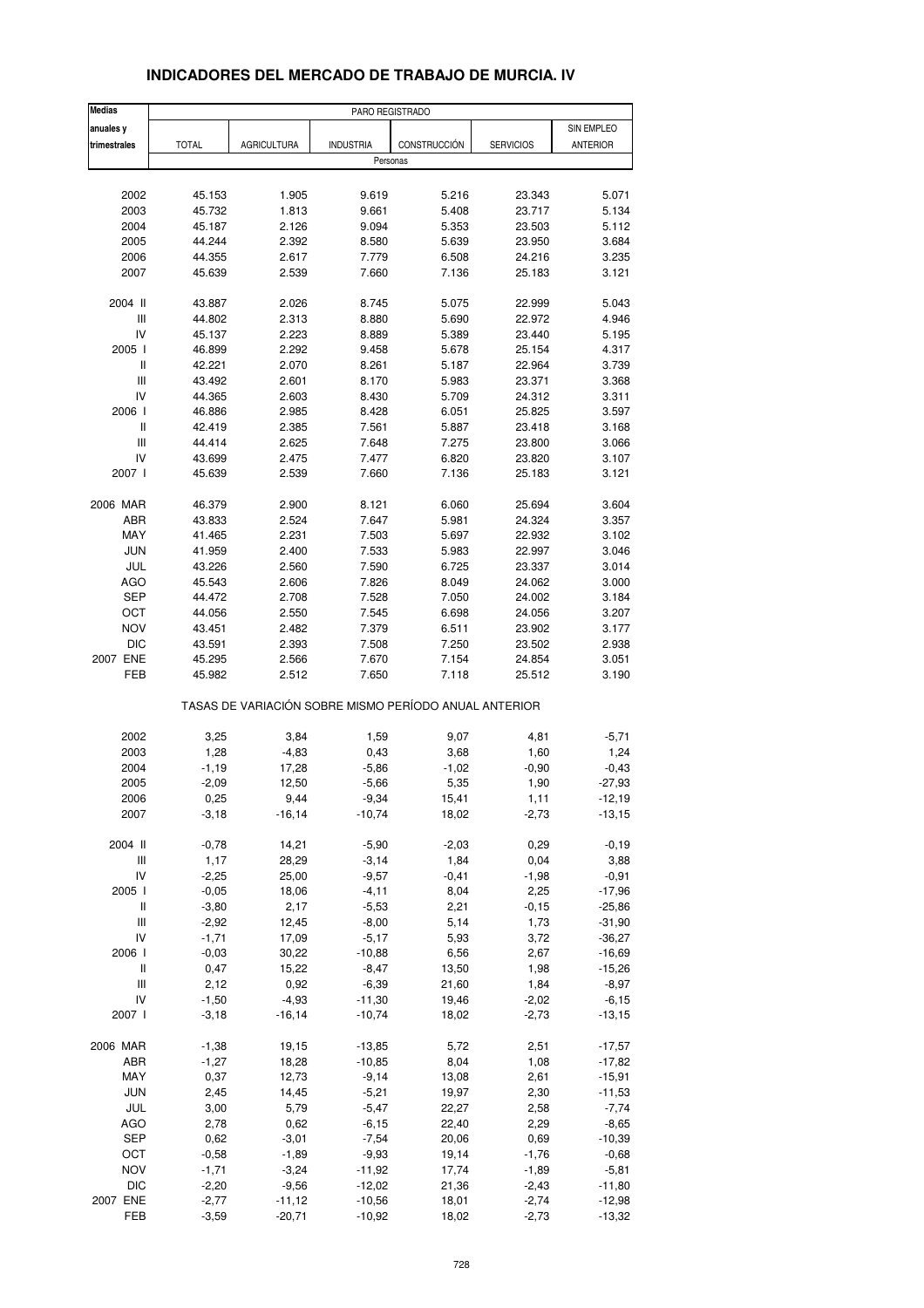## INDICADORES DEL MERCADO DE TRABAJO DE MURCIA. IV

| Medias anuales y trimestrales | PARO REGISTRADO | | | | | |
|---|---|---|---|---|---|---|
| | TOTAL | AGRICULTURA | INDUSTRIA | CONSTRUCCIÓN | SERVICIOS | SIN EMPLEO ANTERIOR |
| | Personas | | | | | |
| 2002 | 45.153 | 1.905 | 9.619 | 5.216 | 23.343 | 5.071 |
| 2003 | 45.732 | 1.813 | 9.661 | 5.408 | 23.717 | 5.134 |
| 2004 | 45.187 | 2.126 | 9.094 | 5.353 | 23.503 | 5.112 |
| 2005 | 44.244 | 2.392 | 8.580 | 5.639 | 23.950 | 3.684 |
| 2006 | 44.355 | 2.617 | 7.779 | 6.508 | 24.216 | 3.235 |
| 2007 | 45.639 | 2.539 | 7.660 | 7.136 | 25.183 | 3.121 |
| 2004 II | 43.887 | 2.026 | 8.745 | 5.075 | 22.999 | 5.043 |
| III | 44.802 | 2.313 | 8.880 | 5.690 | 22.972 | 4.946 |
| IV | 45.137 | 2.223 | 8.889 | 5.389 | 23.440 | 5.195 |
| 2005 I | 46.899 | 2.292 | 9.458 | 5.678 | 25.154 | 4.317 |
| II | 42.221 | 2.070 | 8.261 | 5.187 | 22.964 | 3.739 |
| III | 43.492 | 2.601 | 8.170 | 5.983 | 23.371 | 3.368 |
| IV | 44.365 | 2.603 | 8.430 | 5.709 | 24.312 | 3.311 |
| 2006 I | 46.886 | 2.985 | 8.428 | 6.051 | 25.825 | 3.597 |
| II | 42.419 | 2.385 | 7.561 | 5.887 | 23.418 | 3.168 |
| III | 44.414 | 2.625 | 7.648 | 7.275 | 23.800 | 3.066 |
| IV | 43.699 | 2.475 | 7.477 | 6.820 | 23.820 | 3.107 |
| 2007 I | 45.639 | 2.539 | 7.660 | 7.136 | 25.183 | 3.121 |
| 2006 MAR | 46.379 | 2.900 | 8.121 | 6.060 | 25.694 | 3.604 |
| ABR | 43.833 | 2.524 | 7.647 | 5.981 | 24.324 | 3.357 |
| MAY | 41.465 | 2.231 | 7.503 | 5.697 | 22.932 | 3.102 |
| JUN | 41.959 | 2.400 | 7.533 | 5.983 | 22.997 | 3.046 |
| JUL | 43.226 | 2.560 | 7.590 | 6.725 | 23.337 | 3.014 |
| AGO | 45.543 | 2.606 | 7.826 | 8.049 | 24.062 | 3.000 |
| SEP | 44.472 | 2.708 | 7.528 | 7.050 | 24.002 | 3.184 |
| OCT | 44.056 | 2.550 | 7.545 | 6.698 | 24.056 | 3.207 |
| NOV | 43.451 | 2.482 | 7.379 | 6.511 | 23.902 | 3.177 |
| DIC | 43.591 | 2.393 | 7.508 | 7.250 | 23.502 | 2.938 |
| 2007 ENE | 45.295 | 2.566 | 7.670 | 7.154 | 24.854 | 3.051 |
| FEB | 45.982 | 2.512 | 7.650 | 7.118 | 25.512 | 3.190 |
| | TASAS DE VARIACIÓN SOBRE MISMO PERÍODO ANUAL ANTERIOR | | | | | |
| 2002 | 3,25 | 3,84 | 1,59 | 9,07 | 4,81 | -5,71 |
| 2003 | 1,28 | -4,83 | 0,43 | 3,68 | 1,60 | 1,24 |
| 2004 | -1,19 | 17,28 | -5,86 | -1,02 | -0,90 | -0,43 |
| 2005 | -2,09 | 12,50 | -5,66 | 5,35 | 1,90 | -27,93 |
| 2006 | 0,25 | 9,44 | -9,34 | 15,41 | 1,11 | -12,19 |
| 2007 | -3,18 | -16,14 | -10,74 | 18,02 | -2,73 | -13,15 |
| 2004 II | -0,78 | 14,21 | -5,90 | -2,03 | 0,29 | -0,19 |
| III | 1,17 | 28,29 | -3,14 | 1,84 | 0,04 | 3,88 |
| IV | -2,25 | 25,00 | -9,57 | -0,41 | -1,98 | -0,91 |
| 2005 I | -0,05 | 18,06 | -4,11 | 8,04 | 2,25 | -17,96 |
| II | -3,80 | 2,17 | -5,53 | 2,21 | -0,15 | -25,86 |
| III | -2,92 | 12,45 | -8,00 | 5,14 | 1,73 | -31,90 |
| IV | -1,71 | 17,09 | -5,17 | 5,93 | 3,72 | -36,27 |
| 2006 I | -0,03 | 30,22 | -10,88 | 6,56 | 2,67 | -16,69 |
| II | 0,47 | 15,22 | -8,47 | 13,50 | 1,98 | -15,26 |
| III | 2,12 | 0,92 | -6,39 | 21,60 | 1,84 | -8,97 |
| IV | -1,50 | -4,93 | -11,30 | 19,46 | -2,02 | -6,15 |
| 2007 I | -3,18 | -16,14 | -10,74 | 18,02 | -2,73 | -13,15 |
| 2006 MAR | -1,38 | 19,15 | -13,85 | 5,72 | 2,51 | -17,57 |
| ABR | -1,27 | 18,28 | -10,85 | 8,04 | 1,08 | -17,82 |
| MAY | 0,37 | 12,73 | -9,14 | 13,08 | 2,61 | -15,91 |
| JUN | 2,45 | 14,45 | -5,21 | 19,97 | 2,30 | -11,53 |
| JUL | 3,00 | 5,79 | -5,47 | 22,27 | 2,58 | -7,74 |
| AGO | 2,78 | 0,62 | -6,15 | 22,40 | 2,29 | -8,65 |
| SEP | 0,62 | -3,01 | -7,54 | 20,06 | 0,69 | -10,39 |
| OCT | -0,58 | -1,89 | -9,93 | 19,14 | -1,76 | -0,68 |
| NOV | -1,71 | -3,24 | -11,92 | 17,74 | -1,89 | -5,81 |
| DIC | -2,20 | -9,56 | -12,02 | 21,36 | -2,43 | -11,80 |
| 2007 ENE | -2,77 | -11,12 | -10,56 | 18,01 | -2,74 | -12,98 |
| FEB | -3,59 | -20,71 | -10,92 | 18,02 | -2,73 | -13,32 |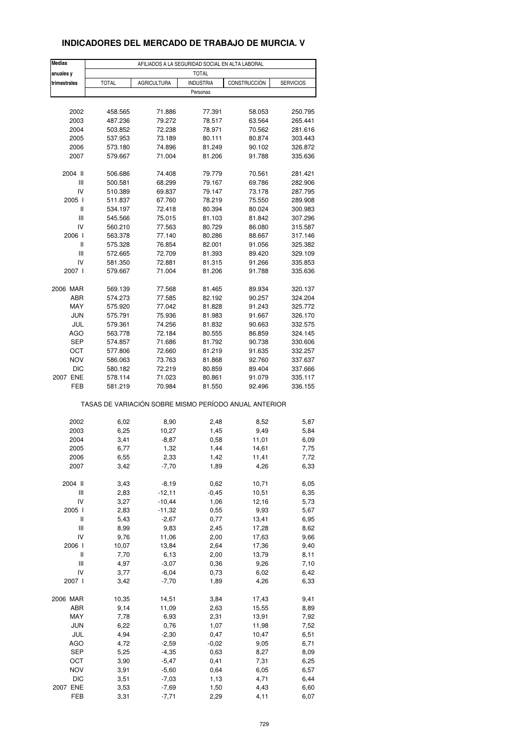## INDICADORES DEL MERCADO DE TRABAJO DE MURCIA. V

| Medias anuales y trimestrales | AFILIADOS A LA SEGURIDAD SOCIAL EN ALTA LABORAL | | | | |
|---|---|---|---|---|---|
| | TOTAL | | | | |
| | TOTAL | AGRICULTURA | INDUSTRIA | CONSTRUCCIÓN | SERVICIOS |
| | Personas | | | | |
| 2002 | 458.565 | 71.886 | 77.391 | 58.053 | 250.795 |
| 2003 | 487.236 | 79.272 | 78.517 | 63.564 | 265.441 |
| 2004 | 503.852 | 72.238 | 78.971 | 70.562 | 281.616 |
| 2005 | 537.953 | 73.189 | 80.111 | 80.874 | 303.443 |
| 2006 | 573.180 | 74.896 | 81.249 | 90.102 | 326.872 |
| 2007 | 579.667 | 71.004 | 81.206 | 91.788 | 335.636 |
| 2004 II | 506.686 | 74.408 | 79.779 | 70.561 | 281.421 |
| III | 500.581 | 68.299 | 79.167 | 69.786 | 282.906 |
| IV | 510.389 | 69.837 | 79.147 | 73.178 | 287.795 |
| 2005 I | 511.837 | 67.760 | 78.219 | 75.550 | 289.908 |
| II | 534.197 | 72.418 | 80.394 | 80.024 | 300.983 |
| III | 545.566 | 75.015 | 81.103 | 81.842 | 307.296 |
| IV | 560.210 | 77.563 | 80.729 | 86.080 | 315.587 |
| 2006 I | 563.378 | 77.140 | 80.286 | 88.667 | 317.146 |
| II | 575.328 | 76.854 | 82.001 | 91.056 | 325.382 |
| III | 572.665 | 72.709 | 81.393 | 89.420 | 329.109 |
| IV | 581.350 | 72.881 | 81.315 | 91.266 | 335.853 |
| 2007 I | 579.667 | 71.004 | 81.206 | 91.788 | 335.636 |
| 2006 MAR | 569.139 | 77.568 | 81.465 | 89.934 | 320.137 |
| ABR | 574.273 | 77.585 | 82.192 | 90.257 | 324.204 |
| MAY | 575.920 | 77.042 | 81.828 | 91.243 | 325.772 |
| JUN | 575.791 | 75.936 | 81.983 | 91.667 | 326.170 |
| JUL | 579.361 | 74.256 | 81.832 | 90.663 | 332.575 |
| AGO | 563.778 | 72.184 | 80.555 | 86.859 | 324.145 |
| SEP | 574.857 | 71.686 | 81.792 | 90.738 | 330.606 |
| OCT | 577.806 | 72.660 | 81.219 | 91.635 | 332.257 |
| NOV | 586.063 | 73.763 | 81.868 | 92.760 | 337.637 |
| DIC | 580.182 | 72.219 | 80.859 | 89.404 | 337.666 |
| 2007 ENE | 578.114 | 71.023 | 80.861 | 91.079 | 335.117 |
| FEB | 581.219 | 70.984 | 81.550 | 92.496 | 336.155 |
| | TASAS DE VARIACIÓN SOBRE MISMO PERÍODO ANUAL ANTERIOR | | | | |
| 2002 | 6,02 | 8,90 | 2,48 | 8,52 | 5,87 |
| 2003 | 6,25 | 10,27 | 1,45 | 9,49 | 5,84 |
| 2004 | 3,41 | -8,87 | 0,58 | 11,01 | 6,09 |
| 2005 | 6,77 | 1,32 | 1,44 | 14,61 | 7,75 |
| 2006 | 6,55 | 2,33 | 1,42 | 11,41 | 7,72 |
| 2007 | 3,42 | -7,70 | 1,89 | 4,26 | 6,33 |
| 2004 II | 3,43 | -8,19 | 0,62 | 10,71 | 6,05 |
| III | 2,83 | -12,11 | -0,45 | 10,51 | 6,35 |
| IV | 3,27 | -10,44 | 1,06 | 12,16 | 5,73 |
| 2005 I | 2,83 | -11,32 | 0,55 | 9,93 | 5,67 |
| II | 5,43 | -2,67 | 0,77 | 13,41 | 6,95 |
| III | 8,99 | 9,83 | 2,45 | 17,28 | 8,62 |
| IV | 9,76 | 11,06 | 2,00 | 17,63 | 9,66 |
| 2006 I | 10,07 | 13,84 | 2,64 | 17,36 | 9,40 |
| II | 7,70 | 6,13 | 2,00 | 13,79 | 8,11 |
| III | 4,97 | -3,07 | 0,36 | 9,26 | 7,10 |
| IV | 3,77 | -6,04 | 0,73 | 6,02 | 6,42 |
| 2007 I | 3,42 | -7,70 | 1,89 | 4,26 | 6,33 |
| 2006 MAR | 10,35 | 14,51 | 3,84 | 17,43 | 9,41 |
| ABR | 9,14 | 11,09 | 2,63 | 15,55 | 8,89 |
| MAY | 7,78 | 6,93 | 2,31 | 13,91 | 7,92 |
| JUN | 6,22 | 0,76 | 1,07 | 11,98 | 7,52 |
| JUL | 4,94 | -2,30 | 0,47 | 10,47 | 6,51 |
| AGO | 4,72 | -2,59 | -0,02 | 9,05 | 6,71 |
| SEP | 5,25 | -4,35 | 0,63 | 8,27 | 8,09 |
| OCT | 3,90 | -5,47 | 0,41 | 7,31 | 6,25 |
| NOV | 3,91 | -5,60 | 0,64 | 6,05 | 6,57 |
| DIC | 3,51 | -7,03 | 1,13 | 4,71 | 6,44 |
| 2007 ENE | 3,53 | -7,69 | 1,50 | 4,43 | 6,60 |
| FEB | 3,31 | -7,71 | 2,29 | 4,11 | 6,07 |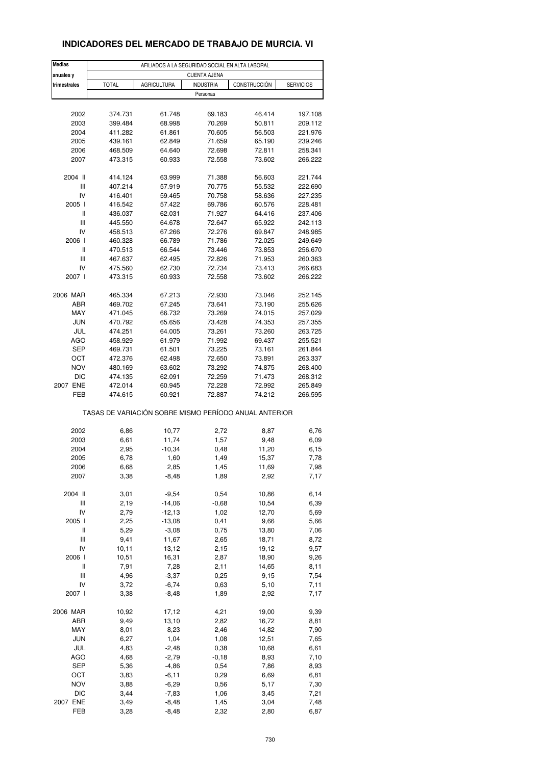## INDICADORES DEL MERCADO DE TRABAJO DE MURCIA. VI

| Medias anuales y trimestrales | AFILIADOS A LA SEGURIDAD SOCIAL EN ALTA LABORAL | | | | |
|---|---|---|---|---|---|
| | CUENTA AJENA | | | | |
| | TOTAL | AGRICULTURA | INDUSTRIA | CONSTRUCCIÓN | SERVICIOS |
| | Personas | | | | |
| 2002 | 374.731 | 61.748 | 69.183 | 46.414 | 197.108 |
| 2003 | 399.484 | 68.998 | 70.269 | 50.811 | 209.112 |
| 2004 | 411.282 | 61.861 | 70.605 | 56.503 | 221.976 |
| 2005 | 439.161 | 62.849 | 71.659 | 65.190 | 239.246 |
| 2006 | 468.509 | 64.640 | 72.698 | 72.811 | 258.341 |
| 2007 | 473.315 | 60.933 | 72.558 | 73.602 | 266.222 |
| 2004 II | 414.124 | 63.999 | 71.388 | 56.603 | 221.744 |
| III | 407.214 | 57.919 | 70.775 | 55.532 | 222.690 |
| IV | 416.401 | 59.465 | 70.758 | 58.636 | 227.235 |
| 2005 I | 416.542 | 57.422 | 69.786 | 60.576 | 228.481 |
| II | 436.037 | 62.031 | 71.927 | 64.416 | 237.406 |
| III | 445.550 | 64.678 | 72.647 | 65.922 | 242.113 |
| IV | 458.513 | 67.266 | 72.276 | 69.847 | 248.985 |
| 2006 I | 460.328 | 66.789 | 71.786 | 72.025 | 249.649 |
| II | 470.513 | 66.544 | 73.446 | 73.853 | 256.670 |
| III | 467.637 | 62.495 | 72.826 | 71.953 | 260.363 |
| IV | 475.560 | 62.730 | 72.734 | 73.413 | 266.683 |
| 2007 I | 473.315 | 60.933 | 72.558 | 73.602 | 266.222 |
| 2006 MAR | 465.334 | 67.213 | 72.930 | 73.046 | 252.145 |
| ABR | 469.702 | 67.245 | 73.641 | 73.190 | 255.626 |
| MAY | 471.045 | 66.732 | 73.269 | 74.015 | 257.029 |
| JUN | 470.792 | 65.656 | 73.428 | 74.353 | 257.355 |
| JUL | 474.251 | 64.005 | 73.261 | 73.260 | 263.725 |
| AGO | 458.929 | 61.979 | 71.992 | 69.437 | 255.521 |
| SEP | 469.731 | 61.501 | 73.225 | 73.161 | 261.844 |
| OCT | 472.376 | 62.498 | 72.650 | 73.891 | 263.337 |
| NOV | 480.169 | 63.602 | 73.292 | 74.875 | 268.400 |
| DIC | 474.135 | 62.091 | 72.259 | 71.473 | 268.312 |
| 2007 ENE | 472.014 | 60.945 | 72.228 | 72.992 | 265.849 |
| FEB | 474.615 | 60.921 | 72.887 | 74.212 | 266.595 |
| | TASAS DE VARIACIÓN SOBRE MISMO PERÍODO ANUAL ANTERIOR | | | | |
| 2002 | 6,86 | 10,77 | 2,72 | 8,87 | 6,76 |
| 2003 | 6,61 | 11,74 | 1,57 | 9,48 | 6,09 |
| 2004 | 2,95 | -10,34 | 0,48 | 11,20 | 6,15 |
| 2005 | 6,78 | 1,60 | 1,49 | 15,37 | 7,78 |
| 2006 | 6,68 | 2,85 | 1,45 | 11,69 | 7,98 |
| 2007 | 3,38 | -8,48 | 1,89 | 2,92 | 7,17 |
| 2004 II | 3,01 | -9,54 | 0,54 | 10,86 | 6,14 |
| III | 2,19 | -14,06 | -0,68 | 10,54 | 6,39 |
| IV | 2,79 | -12,13 | 1,02 | 12,70 | 5,69 |
| 2005 I | 2,25 | -13,08 | 0,41 | 9,66 | 5,66 |
| II | 5,29 | -3,08 | 0,75 | 13,80 | 7,06 |
| III | 9,41 | 11,67 | 2,65 | 18,71 | 8,72 |
| IV | 10,11 | 13,12 | 2,15 | 19,12 | 9,57 |
| 2006 I | 10,51 | 16,31 | 2,87 | 18,90 | 9,26 |
| II | 7,91 | 7,28 | 2,11 | 14,65 | 8,11 |
| III | 4,96 | -3,37 | 0,25 | 9,15 | 7,54 |
| IV | 3,72 | -6,74 | 0,63 | 5,10 | 7,11 |
| 2007 I | 3,38 | -8,48 | 1,89 | 2,92 | 7,17 |
| 2006 MAR | 10,92 | 17,12 | 4,21 | 19,00 | 9,39 |
| ABR | 9,49 | 13,10 | 2,82 | 16,72 | 8,81 |
| MAY | 8,01 | 8,23 | 2,46 | 14,82 | 7,90 |
| JUN | 6,27 | 1,04 | 1,08 | 12,51 | 7,65 |
| JUL | 4,83 | -2,48 | 0,38 | 10,68 | 6,61 |
| AGO | 4,68 | -2,79 | -0,18 | 8,93 | 7,10 |
| SEP | 5,36 | -4,86 | 0,54 | 7,86 | 8,93 |
| OCT | 3,83 | -6,11 | 0,29 | 6,69 | 6,81 |
| NOV | 3,88 | -6,29 | 0,56 | 5,17 | 7,30 |
| DIC | 3,44 | -7,83 | 1,06 | 3,45 | 7,21 |
| 2007 ENE | 3,49 | -8,48 | 1,45 | 3,04 | 7,48 |
| FEB | 3,28 | -8,48 | 2,32 | 2,80 | 6,87 |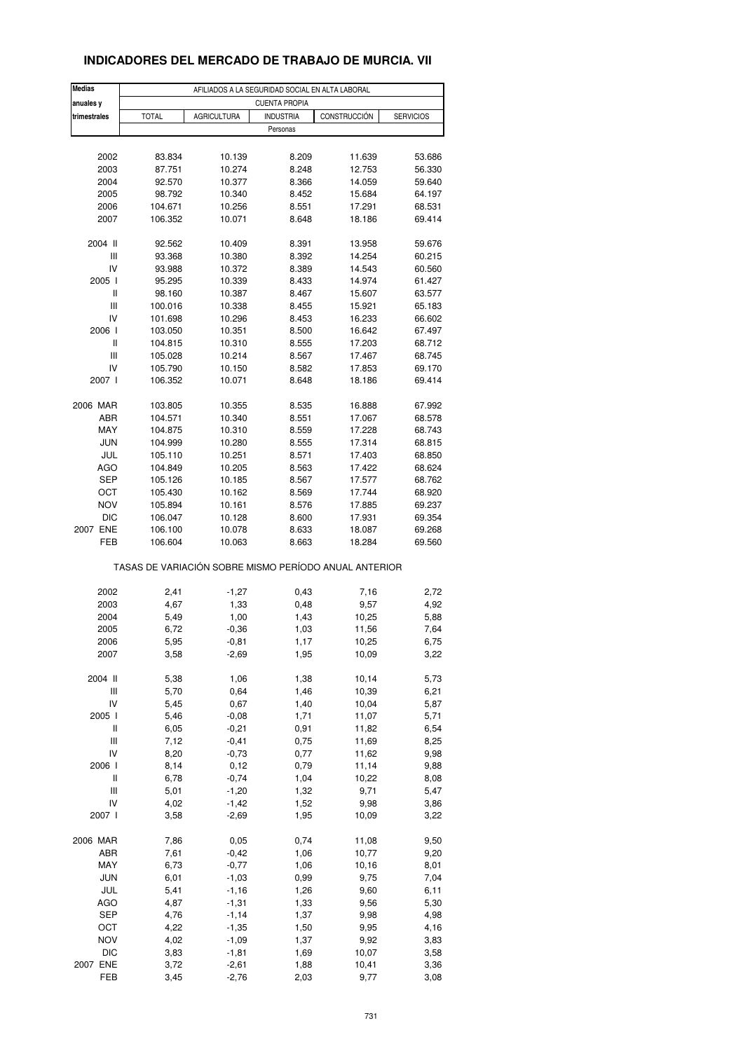# INDICADORES DEL MERCADO DE TRABAJO DE MURCIA. VII

| Medias anuales y trimestrales | AFILIADOS A LA SEGURIDAD SOCIAL EN ALTA LABORAL | | | | |
|---|---|---|---|---|---|
| | CUENTA PROPIA | | | | |
| | TOTAL | AGRICULTURA | INDUSTRIA | CONSTRUCCIÓN | SERVICIOS |
| | Personas | | | | |
| 2002 | 83.834 | 10.139 | 8.209 | 11.639 | 53.686 |
| 2003 | 87.751 | 10.274 | 8.248 | 12.753 | 56.330 |
| 2004 | 92.570 | 10.377 | 8.366 | 14.059 | 59.640 |
| 2005 | 98.792 | 10.340 | 8.452 | 15.684 | 64.197 |
| 2006 | 104.671 | 10.256 | 8.551 | 17.291 | 68.531 |
| 2007 | 106.352 | 10.071 | 8.648 | 18.186 | 69.414 |
| 2004 II | 92.562 | 10.409 | 8.391 | 13.958 | 59.676 |
| III | 93.368 | 10.380 | 8.392 | 14.254 | 60.215 |
| IV | 93.988 | 10.372 | 8.389 | 14.543 | 60.560 |
| 2005 I | 95.295 | 10.339 | 8.433 | 14.974 | 61.427 |
| II | 98.160 | 10.387 | 8.467 | 15.607 | 63.577 |
| III | 100.016 | 10.338 | 8.455 | 15.921 | 65.183 |
| IV | 101.698 | 10.296 | 8.453 | 16.233 | 66.602 |
| 2006 I | 103.050 | 10.351 | 8.500 | 16.642 | 67.497 |
| II | 104.815 | 10.310 | 8.555 | 17.203 | 68.712 |
| III | 105.028 | 10.214 | 8.567 | 17.467 | 68.745 |
| IV | 105.790 | 10.150 | 8.582 | 17.853 | 69.170 |
| 2007 I | 106.352 | 10.071 | 8.648 | 18.186 | 69.414 |
| 2006 MAR | 103.805 | 10.355 | 8.535 | 16.888 | 67.992 |
| ABR | 104.571 | 10.340 | 8.551 | 17.067 | 68.578 |
| MAY | 104.875 | 10.310 | 8.559 | 17.228 | 68.743 |
| JUN | 104.999 | 10.280 | 8.555 | 17.314 | 68.815 |
| JUL | 105.110 | 10.251 | 8.571 | 17.403 | 68.850 |
| AGO | 104.849 | 10.205 | 8.563 | 17.422 | 68.624 |
| SEP | 105.126 | 10.185 | 8.567 | 17.577 | 68.762 |
| OCT | 105.430 | 10.162 | 8.569 | 17.744 | 68.920 |
| NOV | 105.894 | 10.161 | 8.576 | 17.885 | 69.237 |
| DIC | 106.047 | 10.128 | 8.600 | 17.931 | 69.354 |
| 2007 ENE | 106.100 | 10.078 | 8.633 | 18.087 | 69.268 |
| FEB | 106.604 | 10.063 | 8.663 | 18.284 | 69.560 |
| | TASAS DE VARIACIÓN SOBRE MISMO PERÍODO ANUAL ANTERIOR | | | | |
| 2002 | 2,41 | -1,27 | 0,43 | 7,16 | 2,72 |
| 2003 | 4,67 | 1,33 | 0,48 | 9,57 | 4,92 |
| 2004 | 5,49 | 1,00 | 1,43 | 10,25 | 5,88 |
| 2005 | 6,72 | -0,36 | 1,03 | 11,56 | 7,64 |
| 2006 | 5,95 | -0,81 | 1,17 | 10,25 | 6,75 |
| 2007 | 3,58 | -2,69 | 1,95 | 10,09 | 3,22 |
| 2004 II | 5,38 | 1,06 | 1,38 | 10,14 | 5,73 |
| III | 5,70 | 0,64 | 1,46 | 10,39 | 6,21 |
| IV | 5,45 | 0,67 | 1,40 | 10,04 | 5,87 |
| 2005 I | 5,46 | -0,08 | 1,71 | 11,07 | 5,71 |
| II | 6,05 | -0,21 | 0,91 | 11,82 | 6,54 |
| III | 7,12 | -0,41 | 0,75 | 11,69 | 8,25 |
| IV | 8,20 | -0,73 | 0,77 | 11,62 | 9,98 |
| 2006 I | 8,14 | 0,12 | 0,79 | 11,14 | 9,88 |
| II | 6,78 | -0,74 | 1,04 | 10,22 | 8,08 |
| III | 5,01 | -1,20 | 1,32 | 9,71 | 5,47 |
| IV | 4,02 | -1,42 | 1,52 | 9,98 | 3,86 |
| 2007 I | 3,58 | -2,69 | 1,95 | 10,09 | 3,22 |
| 2006 MAR | 7,86 | 0,05 | 0,74 | 11,08 | 9,50 |
| ABR | 7,61 | -0,42 | 1,06 | 10,77 | 9,20 |
| MAY | 6,73 | -0,77 | 1,06 | 10,16 | 8,01 |
| JUN | 6,01 | -1,03 | 0,99 | 9,75 | 7,04 |
| JUL | 5,41 | -1,16 | 1,26 | 9,60 | 6,11 |
| AGO | 4,87 | -1,31 | 1,33 | 9,56 | 5,30 |
| SEP | 4,76 | -1,14 | 1,37 | 9,98 | 4,98 |
| OCT | 4,22 | -1,35 | 1,50 | 9,95 | 4,16 |
| NOV | 4,02 | -1,09 | 1,37 | 9,92 | 3,83 |
| DIC | 3,83 | -1,81 | 1,69 | 10,07 | 3,58 |
| 2007 ENE | 3,72 | -2,61 | 1,88 | 10,41 | 3,36 |
| FEB | 3,45 | -2,76 | 2,03 | 9,77 | 3,08 |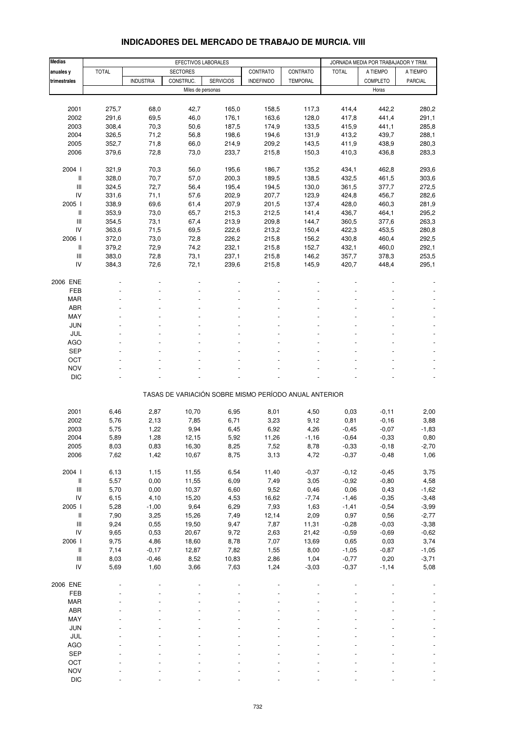# INDICADORES DEL MERCADO DE TRABAJO DE MURCIA. VIII

| Medias anuales y trimestrales | EFECTIVOS LABORALES | | | | | | JORNADA MEDIA POR TRABAJADOR Y TRIM. | | |
|---|---|---|---|---|---|---|---|---|---|
| | TOTAL | SECTORES | | | CONTRATO | CONTRATO | TOTAL | A TIEMPO | A TIEMPO |
| | | INDUSTRIA | CONSTRUC. | SERVICIOS | INDEFINIDO | TEMPORAL | | COMPLETO | PARCIAL |
| | Miles de personas | | | | | | Horas | | |
| 2001 | 275,7 | 68,0 | 42,7 | 165,0 | 158,5 | 117,3 | 414,4 | 442,2 | 280,2 |
| 2002 | 291,6 | 69,5 | 46,0 | 176,1 | 163,6 | 128,0 | 417,8 | 441,4 | 291,1 |
| 2003 | 308,4 | 70,3 | 50,6 | 187,5 | 174,9 | 133,5 | 415,9 | 441,1 | 285,8 |
| 2004 | 326,5 | 71,2 | 56,8 | 198,6 | 194,6 | 131,9 | 413,2 | 439,7 | 288,1 |
| 2005 | 352,7 | 71,8 | 66,0 | 214,9 | 209,2 | 143,5 | 411,9 | 438,9 | 280,3 |
| 2006 | 379,6 | 72,8 | 73,0 | 233,7 | 215,8 | 150,3 | 410,3 | 436,8 | 283,3 |
| 2004 I | 321,9 | 70,3 | 56,0 | 195,6 | 186,7 | 135,2 | 434,1 | 462,8 | 293,6 |
| II | 328,0 | 70,7 | 57,0 | 200,3 | 189,5 | 138,5 | 432,5 | 461,5 | 303,6 |
| III | 324,5 | 72,7 | 56,4 | 195,4 | 194,5 | 130,0 | 361,5 | 377,7 | 272,5 |
| IV | 331,6 | 71,1 | 57,6 | 202,9 | 207,7 | 123,9 | 424,8 | 456,7 | 282,6 |
| 2005 I | 338,9 | 69,6 | 61,4 | 207,9 | 201,5 | 137,4 | 428,0 | 460,3 | 281,9 |
| II | 353,9 | 73,0 | 65,7 | 215,3 | 212,5 | 141,4 | 436,7 | 464,1 | 295,2 |
| III | 354,5 | 73,1 | 67,4 | 213,9 | 209,8 | 144,7 | 360,5 | 377,6 | 263,3 |
| IV | 363,6 | 71,5 | 69,5 | 222,6 | 213,2 | 150,4 | 422,3 | 453,5 | 280,8 |
| 2006 I | 372,0 | 73,0 | 72,8 | 226,2 | 215,8 | 156,2 | 430,8 | 460,4 | 292,5 |
| II | 379,2 | 72,9 | 74,2 | 232,1 | 215,8 | 152,7 | 432,1 | 460,0 | 292,1 |
| III | 383,0 | 72,8 | 73,1 | 237,1 | 215,8 | 146,2 | 357,7 | 378,3 | 253,5 |
| IV | 384,3 | 72,6 | 72,1 | 239,6 | 215,8 | 145,9 | 420,7 | 448,4 | 295,1 |
| 2006 ENE | - | - | - | - | - | - | - | - | - |
| FEB | - | - | - | - | - | - | - | - | - |
| MAR | - | - | - | - | - | - | - | - | - |
| ABR | - | - | - | - | - | - | - | - | - |
| MAY | - | - | - | - | - | - | - | - | - |
| JUN | - | - | - | - | - | - | - | - | - |
| JUL | - | - | - | - | - | - | - | - | - |
| AGO | - | - | - | - | - | - | - | - | - |
| SEP | - | - | - | - | - | - | - | - | - |
| OCT | - | - | - | - | - | - | - | - | - |
| NOV | - | - | - | - | - | - | - | - | - |
| DIC | - | - | - | - | - | - | - | - | - |

TASAS DE VARIACIÓN SOBRE MISMO PERÍODO ANUAL ANTERIOR

| | TOTAL | INDUSTRIA | CONSTRUC. | SERVICIOS | CONTRATO INDEFINIDO | CONTRATO TEMPORAL | TOTAL | A TIEMPO COMPLETO | A TIEMPO PARCIAL |
|---|---|---|---|---|---|---|---|---|---|
| 2001 | 6,46 | 2,87 | 10,70 | 6,95 | 8,01 | 4,50 | 0,03 | -0,11 | 2,00 |
| 2002 | 5,76 | 2,13 | 7,85 | 6,71 | 3,23 | 9,12 | 0,81 | -0,16 | 3,88 |
| 2003 | 5,75 | 1,22 | 9,94 | 6,45 | 6,92 | 4,26 | -0,45 | -0,07 | -1,83 |
| 2004 | 5,89 | 1,28 | 12,15 | 5,92 | 11,26 | -1,16 | -0,64 | -0,33 | 0,80 |
| 2005 | 8,03 | 0,83 | 16,30 | 8,25 | 7,52 | 8,78 | -0,33 | -0,18 | -2,70 |
| 2006 | 7,62 | 1,42 | 10,67 | 8,75 | 3,13 | 4,72 | -0,37 | -0,48 | 1,06 |
| 2004 I | 6,13 | 1,15 | 11,55 | 6,54 | 11,40 | -0,37 | -0,12 | -0,45 | 3,75 |
| II | 5,57 | 0,00 | 11,55 | 6,09 | 7,49 | 3,05 | -0,92 | -0,80 | 4,58 |
| III | 5,70 | 0,00 | 10,37 | 6,60 | 9,52 | 0,46 | 0,06 | 0,43 | -1,62 |
| IV | 6,15 | 4,10 | 15,20 | 4,53 | 16,62 | -7,74 | -1,46 | -0,35 | -3,48 |
| 2005 I | 5,28 | -1,00 | 9,64 | 6,29 | 7,93 | 1,63 | -1,41 | -0,54 | -3,99 |
| II | 7,90 | 3,25 | 15,26 | 7,49 | 12,14 | 2,09 | 0,97 | 0,56 | -2,77 |
| III | 9,24 | 0,55 | 19,50 | 9,47 | 7,87 | 11,31 | -0,28 | -0,03 | -3,38 |
| IV | 9,65 | 0,53 | 20,67 | 9,72 | 2,63 | 21,42 | -0,59 | -0,69 | -0,62 |
| 2006 I | 9,75 | 4,86 | 18,60 | 8,78 | 7,07 | 13,69 | 0,65 | 0,03 | 3,74 |
| II | 7,14 | -0,17 | 12,87 | 7,82 | 1,55 | 8,00 | -1,05 | -0,87 | -1,05 |
| III | 8,03 | -0,46 | 8,52 | 10,83 | 2,86 | 1,04 | -0,77 | 0,20 | -3,71 |
| IV | 5,69 | 1,60 | 3,66 | 7,63 | 1,24 | -3,03 | -0,37 | -1,14 | 5,08 |
| 2006 ENE | - | - | - | - | - | - | - | - | - |
| FEB | - | - | - | - | - | - | - | - | - |
| MAR | - | - | - | - | - | - | - | - | - |
| ABR | - | - | - | - | - | - | - | - | - |
| MAY | - | - | - | - | - | - | - | - | - |
| JUN | - | - | - | - | - | - | - | - | - |
| JUL | - | - | - | - | - | - | - | - | - |
| AGO | - | - | - | - | - | - | - | - | - |
| SEP | - | - | - | - | - | - | - | - | - |
| OCT | - | - | - | - | - | - | - | - | - |
| NOV | - | - | - | - | - | - | - | - | - |
| DIC | - | - | - | - | - | - | - | - | - |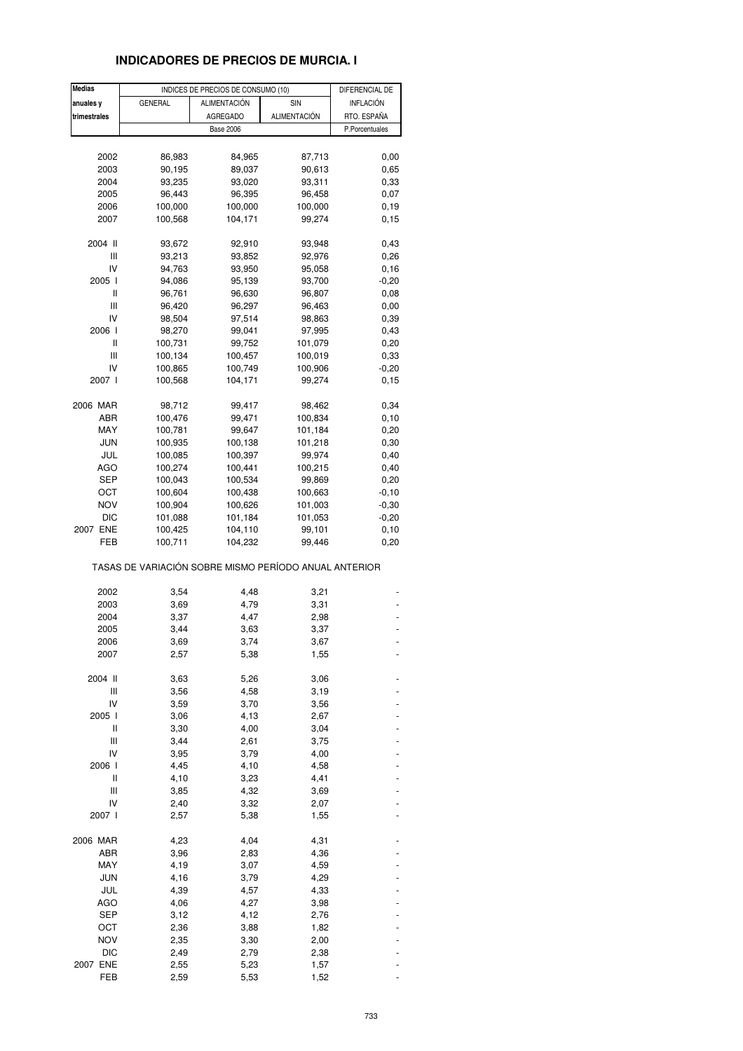# INDICADORES DE PRECIOS DE MURCIA. I

| Medias anuales y trimestrales | INDICES DE PRECIOS DE CONSUMO (10) | | | DIFERENCIAL DE INFLACIÓN RTO. ESPAÑA |
|---|---|---|---|---|
| | GENERAL | ALIMENTACIÓN AGREGADO | SIN ALIMENTACIÓN | |
| | Base 2006 | | | P.Porcentuales |
| 2002 | 86,983 | 84,965 | 87,713 | 0,00 |
| 2003 | 90,195 | 89,037 | 90,613 | 0,65 |
| 2004 | 93,235 | 93,020 | 93,311 | 0,33 |
| 2005 | 96,443 | 96,395 | 96,458 | 0,07 |
| 2006 | 100,000 | 100,000 | 100,000 | 0,19 |
| 2007 | 100,568 | 104,171 | 99,274 | 0,15 |
| 2004 II | 93,672 | 92,910 | 93,948 | 0,43 |
| III | 93,213 | 93,852 | 92,976 | 0,26 |
| IV | 94,763 | 93,950 | 95,058 | 0,16 |
| 2005 I | 94,086 | 95,139 | 93,700 | -0,20 |
| II | 96,761 | 96,630 | 96,807 | 0,08 |
| III | 96,420 | 96,297 | 96,463 | 0,00 |
| IV | 98,504 | 97,514 | 98,863 | 0,39 |
| 2006 I | 98,270 | 99,041 | 97,995 | 0,43 |
| II | 100,731 | 99,752 | 101,079 | 0,20 |
| III | 100,134 | 100,457 | 100,019 | 0,33 |
| IV | 100,865 | 100,749 | 100,906 | -0,20 |
| 2007 I | 100,568 | 104,171 | 99,274 | 0,15 |
| 2006 MAR | 98,712 | 99,417 | 98,462 | 0,34 |
| ABR | 100,476 | 99,471 | 100,834 | 0,10 |
| MAY | 100,781 | 99,647 | 101,184 | 0,20 |
| JUN | 100,935 | 100,138 | 101,218 | 0,30 |
| JUL | 100,085 | 100,397 | 99,974 | 0,40 |
| AGO | 100,274 | 100,441 | 100,215 | 0,40 |
| SEP | 100,043 | 100,534 | 99,869 | 0,20 |
| OCT | 100,604 | 100,438 | 100,663 | -0,10 |
| NOV | 100,904 | 100,626 | 101,003 | -0,30 |
| DIC | 101,088 | 101,184 | 101,053 | -0,20 |
| 2007 ENE | 100,425 | 104,110 | 99,101 | 0,10 |
| FEB | 100,711 | 104,232 | 99,446 | 0,20 |
| TASAS DE VARIACIÓN SOBRE MISMO PERÍODO ANUAL ANTERIOR | | | | |
| 2002 | 3,54 | 4,48 | 3,21 | - |
| 2003 | 3,69 | 4,79 | 3,31 | - |
| 2004 | 3,37 | 4,47 | 2,98 | - |
| 2005 | 3,44 | 3,63 | 3,37 | - |
| 2006 | 3,69 | 3,74 | 3,67 | - |
| 2007 | 2,57 | 5,38 | 1,55 | - |
| 2004 II | 3,63 | 5,26 | 3,06 | - |
| III | 3,56 | 4,58 | 3,19 | - |
| IV | 3,59 | 3,70 | 3,56 | - |
| 2005 I | 3,06 | 4,13 | 2,67 | - |
| II | 3,30 | 4,00 | 3,04 | - |
| III | 3,44 | 2,61 | 3,75 | - |
| IV | 3,95 | 3,79 | 4,00 | - |
| 2006 I | 4,45 | 4,10 | 4,58 | - |
| II | 4,10 | 3,23 | 4,41 | - |
| III | 3,85 | 4,32 | 3,69 | - |
| IV | 2,40 | 3,32 | 2,07 | - |
| 2007 I | 2,57 | 5,38 | 1,55 | - |
| 2006 MAR | 4,23 | 4,04 | 4,31 | - |
| ABR | 3,96 | 2,83 | 4,36 | - |
| MAY | 4,19 | 3,07 | 4,59 | - |
| JUN | 4,16 | 3,79 | 4,29 | - |
| JUL | 4,39 | 4,57 | 4,33 | - |
| AGO | 4,06 | 4,27 | 3,98 | - |
| SEP | 3,12 | 4,12 | 2,76 | - |
| OCT | 2,36 | 3,88 | 1,82 | - |
| NOV | 2,35 | 3,30 | 2,00 | - |
| DIC | 2,49 | 2,79 | 2,38 | - |
| 2007 ENE | 2,55 | 5,23 | 1,57 | - |
| FEB | 2,59 | 5,53 | 1,52 | - |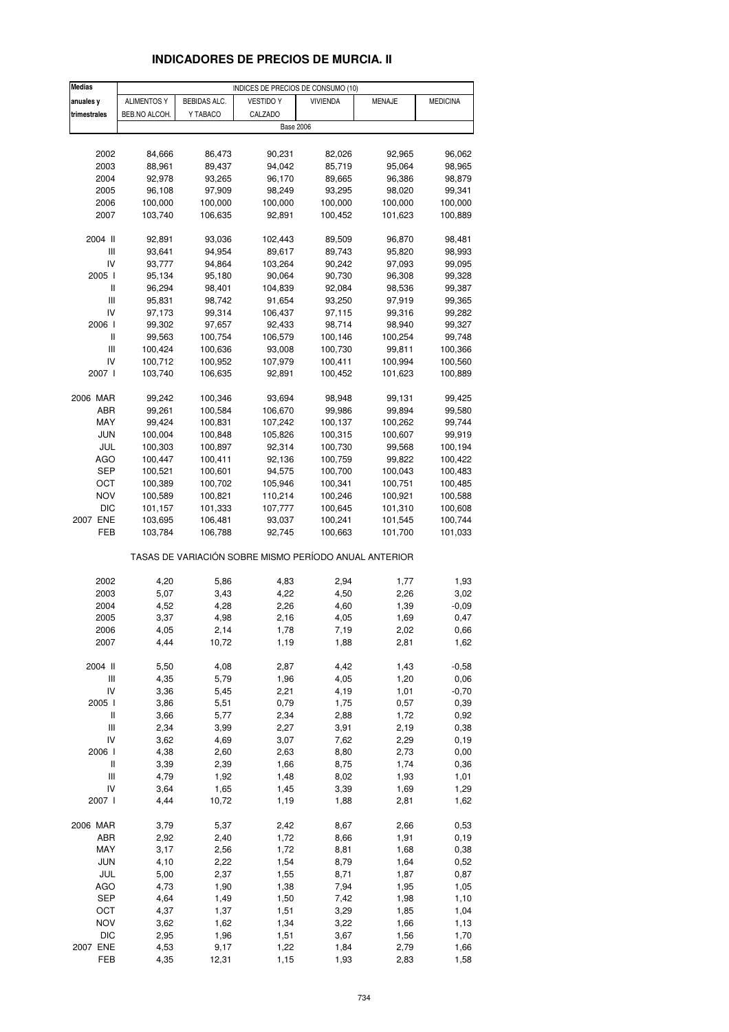## INDICADORES DE PRECIOS DE MURCIA. II

| Medias anuales y trimestrales | INDICES DE PRECIOS DE CONSUMO (10) | | | | | |
|---|---|---|---|---|---|---|
| | ALIMENTOS Y BEB.NO ALCOH. | BEBIDAS ALC. Y TABACO | VESTIDO Y CALZADO | VIVIENDA | MENAJE | MEDICINA |
| | Base 2006 | | | | | |
| 2002 | 84,666 | 86,473 | 90,231 | 82,026 | 92,965 | 96,062 |
| 2003 | 88,961 | 89,437 | 94,042 | 85,719 | 95,064 | 98,965 |
| 2004 | 92,978 | 93,265 | 96,170 | 89,665 | 96,386 | 98,879 |
| 2005 | 96,108 | 97,909 | 98,249 | 93,295 | 98,020 | 99,341 |
| 2006 | 100,000 | 100,000 | 100,000 | 100,000 | 100,000 | 100,000 |
| 2007 | 103,740 | 106,635 | 92,891 | 100,452 | 101,623 | 100,889 |
| 2004 II | 92,891 | 93,036 | 102,443 | 89,509 | 96,870 | 98,481 |
| III | 93,641 | 94,954 | 89,617 | 89,743 | 95,820 | 98,993 |
| IV | 93,777 | 94,864 | 103,264 | 90,242 | 97,093 | 99,095 |
| 2005 I | 95,134 | 95,180 | 90,064 | 90,730 | 96,308 | 99,328 |
| II | 96,294 | 98,401 | 104,839 | 92,084 | 98,536 | 99,387 |
| III | 95,831 | 98,742 | 91,654 | 93,250 | 97,919 | 99,365 |
| IV | 97,173 | 99,314 | 106,437 | 97,115 | 99,316 | 99,282 |
| 2006 I | 99,302 | 97,657 | 92,433 | 98,714 | 98,940 | 99,327 |
| II | 99,563 | 100,754 | 106,579 | 100,146 | 100,254 | 99,748 |
| III | 100,424 | 100,636 | 93,008 | 100,730 | 99,811 | 100,366 |
| IV | 100,712 | 100,952 | 107,979 | 100,411 | 100,994 | 100,560 |
| 2007 I | 103,740 | 106,635 | 92,891 | 100,452 | 101,623 | 100,889 |
| 2006 MAR | 99,242 | 100,346 | 93,694 | 98,948 | 99,131 | 99,425 |
| ABR | 99,261 | 100,584 | 106,670 | 99,986 | 99,894 | 99,580 |
| MAY | 99,424 | 100,831 | 107,242 | 100,137 | 100,262 | 99,744 |
| JUN | 100,004 | 100,848 | 105,826 | 100,315 | 100,607 | 99,919 |
| JUL | 100,303 | 100,897 | 92,314 | 100,730 | 99,568 | 100,194 |
| AGO | 100,447 | 100,411 | 92,136 | 100,759 | 99,822 | 100,422 |
| SEP | 100,521 | 100,601 | 94,575 | 100,700 | 100,043 | 100,483 |
| OCT | 100,389 | 100,702 | 105,946 | 100,341 | 100,751 | 100,485 |
| NOV | 100,589 | 100,821 | 110,214 | 100,246 | 100,921 | 100,588 |
| DIC | 101,157 | 101,333 | 107,777 | 100,645 | 101,310 | 100,608 |
| 2007 ENE | 103,695 | 106,481 | 93,037 | 100,241 | 101,545 | 100,744 |
| FEB | 103,784 | 106,788 | 92,745 | 100,663 | 101,700 | 101,033 |
| | TASAS DE VARIACIÓN SOBRE MISMO PERÍODO ANUAL ANTERIOR | | | | | |
| 2002 | 4,20 | 5,86 | 4,83 | 2,94 | 1,77 | 1,93 |
| 2003 | 5,07 | 3,43 | 4,22 | 4,50 | 2,26 | 3,02 |
| 2004 | 4,52 | 4,28 | 2,26 | 4,60 | 1,39 | -0,09 |
| 2005 | 3,37 | 4,98 | 2,16 | 4,05 | 1,69 | 0,47 |
| 2006 | 4,05 | 2,14 | 1,78 | 7,19 | 2,02 | 0,66 |
| 2007 | 4,44 | 10,72 | 1,19 | 1,88 | 2,81 | 1,62 |
| 2004 II | 5,50 | 4,08 | 2,87 | 4,42 | 1,43 | -0,58 |
| III | 4,35 | 5,79 | 1,96 | 4,05 | 1,20 | 0,06 |
| IV | 3,36 | 5,45 | 2,21 | 4,19 | 1,01 | -0,70 |
| 2005 I | 3,86 | 5,51 | 0,79 | 1,75 | 0,57 | 0,39 |
| II | 3,66 | 5,77 | 2,34 | 2,88 | 1,72 | 0,92 |
| III | 2,34 | 3,99 | 2,27 | 3,91 | 2,19 | 0,38 |
| IV | 3,62 | 4,69 | 3,07 | 7,62 | 2,29 | 0,19 |
| 2006 I | 4,38 | 2,60 | 2,63 | 8,80 | 2,73 | 0,00 |
| II | 3,39 | 2,39 | 1,66 | 8,75 | 1,74 | 0,36 |
| III | 4,79 | 1,92 | 1,48 | 8,02 | 1,93 | 1,01 |
| IV | 3,64 | 1,65 | 1,45 | 3,39 | 1,69 | 1,29 |
| 2007 I | 4,44 | 10,72 | 1,19 | 1,88 | 2,81 | 1,62 |
| 2006 MAR | 3,79 | 5,37 | 2,42 | 8,67 | 2,66 | 0,53 |
| ABR | 2,92 | 2,40 | 1,72 | 8,66 | 1,91 | 0,19 |
| MAY | 3,17 | 2,56 | 1,72 | 8,81 | 1,68 | 0,38 |
| JUN | 4,10 | 2,22 | 1,54 | 8,79 | 1,64 | 0,52 |
| JUL | 5,00 | 2,37 | 1,55 | 8,71 | 1,87 | 0,87 |
| AGO | 4,73 | 1,90 | 1,38 | 7,94 | 1,95 | 1,05 |
| SEP | 4,64 | 1,49 | 1,50 | 7,42 | 1,98 | 1,10 |
| OCT | 4,37 | 1,37 | 1,51 | 3,29 | 1,85 | 1,04 |
| NOV | 3,62 | 1,62 | 1,34 | 3,22 | 1,66 | 1,13 |
| DIC | 2,95 | 1,96 | 1,51 | 3,67 | 1,56 | 1,70 |
| 2007 ENE | 4,53 | 9,17 | 1,22 | 1,84 | 2,79 | 1,66 |
| FEB | 4,35 | 12,31 | 1,15 | 1,93 | 2,83 | 1,58 |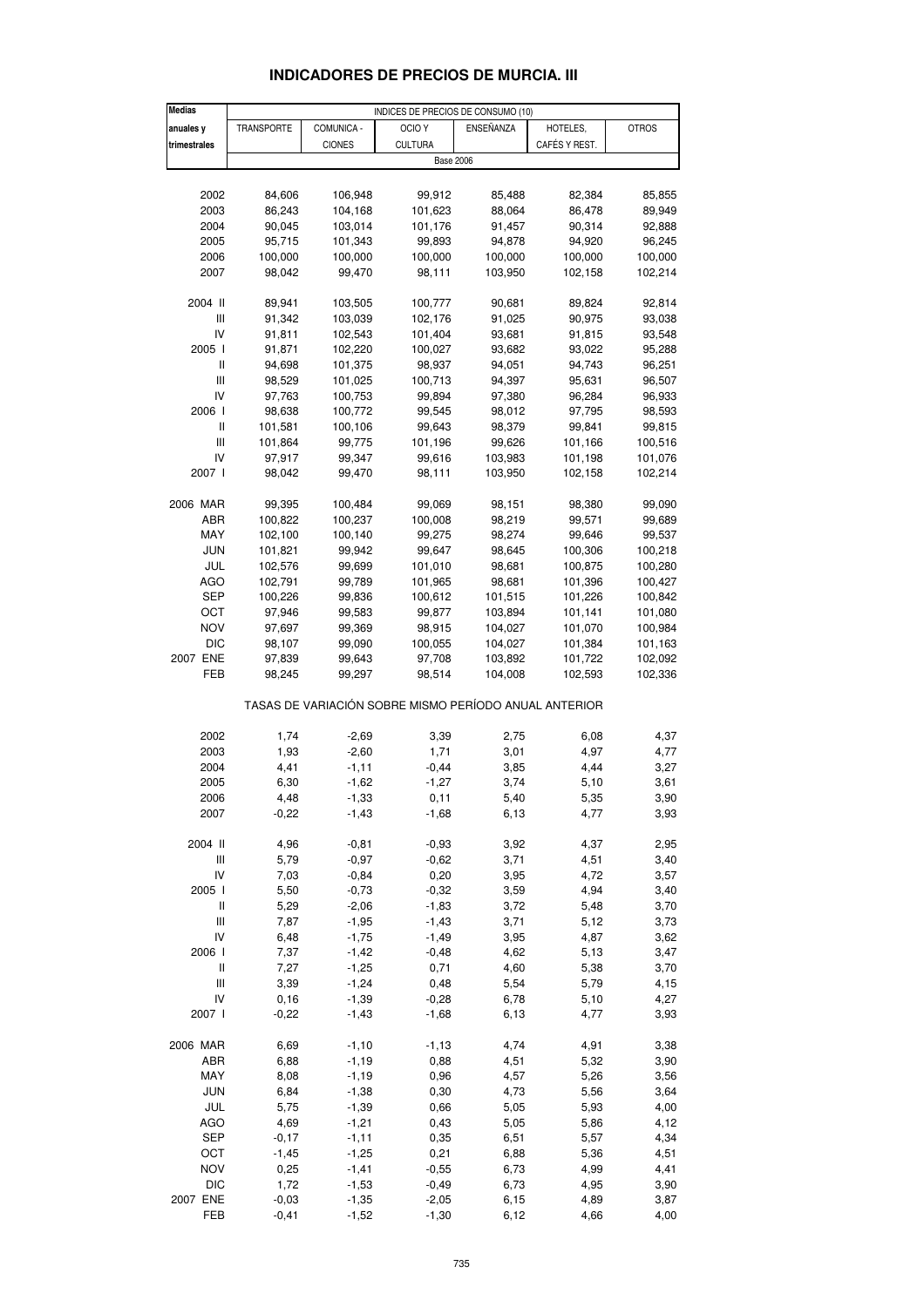# INDICADORES DE PRECIOS DE MURCIA. III

| Medias anuales y trimestrales | INDICES DE PRECIOS DE CONSUMO (10) | | | | | |
|---|---|---|---|---|---|---|
| | TRANSPORTE | COMUNICA - CIONES | OCIO Y CULTURA | ENSEÑANZA | HOTELES, CAFÉS Y REST. | OTROS |
| | Base 2006 | | | | | |
| 2002 | 84,606 | 106,948 | 99,912 | 85,488 | 82,384 | 85,855 |
| 2003 | 86,243 | 104,168 | 101,623 | 88,064 | 86,478 | 89,949 |
| 2004 | 90,045 | 103,014 | 101,176 | 91,457 | 90,314 | 92,888 |
| 2005 | 95,715 | 101,343 | 99,893 | 94,878 | 94,920 | 96,245 |
| 2006 | 100,000 | 100,000 | 100,000 | 100,000 | 100,000 | 100,000 |
| 2007 | 98,042 | 99,470 | 98,111 | 103,950 | 102,158 | 102,214 |
| 2004 II | 89,941 | 103,505 | 100,777 | 90,681 | 89,824 | 92,814 |
| III | 91,342 | 103,039 | 102,176 | 91,025 | 90,975 | 93,038 |
| IV | 91,811 | 102,543 | 101,404 | 93,681 | 91,815 | 93,548 |
| 2005 I | 91,871 | 102,220 | 100,027 | 93,682 | 93,022 | 95,288 |
| II | 94,698 | 101,375 | 98,937 | 94,051 | 94,743 | 96,251 |
| III | 98,529 | 101,025 | 100,713 | 94,397 | 95,631 | 96,507 |
| IV | 97,763 | 100,753 | 99,894 | 97,380 | 96,284 | 96,933 |
| 2006 I | 98,638 | 100,772 | 99,545 | 98,012 | 97,795 | 98,593 |
| II | 101,581 | 100,106 | 99,643 | 98,379 | 99,841 | 99,815 |
| III | 101,864 | 99,775 | 101,196 | 99,626 | 101,166 | 100,516 |
| IV | 97,917 | 99,347 | 99,616 | 103,983 | 101,198 | 101,076 |
| 2007 I | 98,042 | 99,470 | 98,111 | 103,950 | 102,158 | 102,214 |
| 2006 MAR | 99,395 | 100,484 | 99,069 | 98,151 | 98,380 | 99,090 |
| ABR | 100,822 | 100,237 | 100,008 | 98,219 | 99,571 | 99,689 |
| MAY | 102,100 | 100,140 | 99,275 | 98,274 | 99,646 | 99,537 |
| JUN | 101,821 | 99,942 | 99,647 | 98,645 | 100,306 | 100,218 |
| JUL | 102,576 | 99,699 | 101,010 | 98,681 | 100,875 | 100,280 |
| AGO | 102,791 | 99,789 | 101,965 | 98,681 | 101,396 | 100,427 |
| SEP | 100,226 | 99,836 | 100,612 | 101,515 | 101,226 | 100,842 |
| OCT | 97,946 | 99,583 | 99,877 | 103,894 | 101,141 | 101,080 |
| NOV | 97,697 | 99,369 | 98,915 | 104,027 | 101,070 | 100,984 |
| DIC | 98,107 | 99,090 | 100,055 | 104,027 | 101,384 | 101,163 |
| 2007 ENE | 97,839 | 99,643 | 97,708 | 103,892 | 101,722 | 102,092 |
| FEB | 98,245 | 99,297 | 98,514 | 104,008 | 102,593 | 102,336 |
| | TASAS DE VARIACIÓN SOBRE MISMO PERÍODO ANUAL ANTERIOR | | | | | |
| 2002 | 1,74 | -2,69 | 3,39 | 2,75 | 6,08 | 4,37 |
| 2003 | 1,93 | -2,60 | 1,71 | 3,01 | 4,97 | 4,77 |
| 2004 | 4,41 | -1,11 | -0,44 | 3,85 | 4,44 | 3,27 |
| 2005 | 6,30 | -1,62 | -1,27 | 3,74 | 5,10 | 3,61 |
| 2006 | 4,48 | -1,33 | 0,11 | 5,40 | 5,35 | 3,90 |
| 2007 | -0,22 | -1,43 | -1,68 | 6,13 | 4,77 | 3,93 |
| 2004 II | 4,96 | -0,81 | -0,93 | 3,92 | 4,37 | 2,95 |
| III | 5,79 | -0,97 | -0,62 | 3,71 | 4,51 | 3,40 |
| IV | 7,03 | -0,84 | 0,20 | 3,95 | 4,72 | 3,57 |
| 2005 I | 5,50 | -0,73 | -0,32 | 3,59 | 4,94 | 3,40 |
| II | 5,29 | -2,06 | -1,83 | 3,72 | 5,48 | 3,70 |
| III | 7,87 | -1,95 | -1,43 | 3,71 | 5,12 | 3,73 |
| IV | 6,48 | -1,75 | -1,49 | 3,95 | 4,87 | 3,62 |
| 2006 I | 7,37 | -1,42 | -0,48 | 4,62 | 5,13 | 3,47 |
| II | 7,27 | -1,25 | 0,71 | 4,60 | 5,38 | 3,70 |
| III | 3,39 | -1,24 | 0,48 | 5,54 | 5,79 | 4,15 |
| IV | 0,16 | -1,39 | -0,28 | 6,78 | 5,10 | 4,27 |
| 2007 I | -0,22 | -1,43 | -1,68 | 6,13 | 4,77 | 3,93 |
| 2006 MAR | 6,69 | -1,10 | -1,13 | 4,74 | 4,91 | 3,38 |
| ABR | 6,88 | -1,19 | 0,88 | 4,51 | 5,32 | 3,90 |
| MAY | 8,08 | -1,19 | 0,96 | 4,57 | 5,26 | 3,56 |
| JUN | 6,84 | -1,38 | 0,30 | 4,73 | 5,56 | 3,64 |
| JUL | 5,75 | -1,39 | 0,66 | 5,05 | 5,93 | 4,00 |
| AGO | 4,69 | -1,21 | 0,43 | 5,05 | 5,86 | 4,12 |
| SEP | -0,17 | -1,11 | 0,35 | 6,51 | 5,57 | 4,34 |
| OCT | -1,45 | -1,25 | 0,21 | 6,88 | 5,36 | 4,51 |
| NOV | 0,25 | -1,41 | -0,55 | 6,73 | 4,99 | 4,41 |
| DIC | 1,72 | -1,53 | -0,49 | 6,73 | 4,95 | 3,90 |
| 2007 ENE | -0,03 | -1,35 | -2,05 | 6,15 | 4,89 | 3,87 |
| FEB | -0,41 | -1,52 | -1,30 | 6,12 | 4,66 | 4,00 |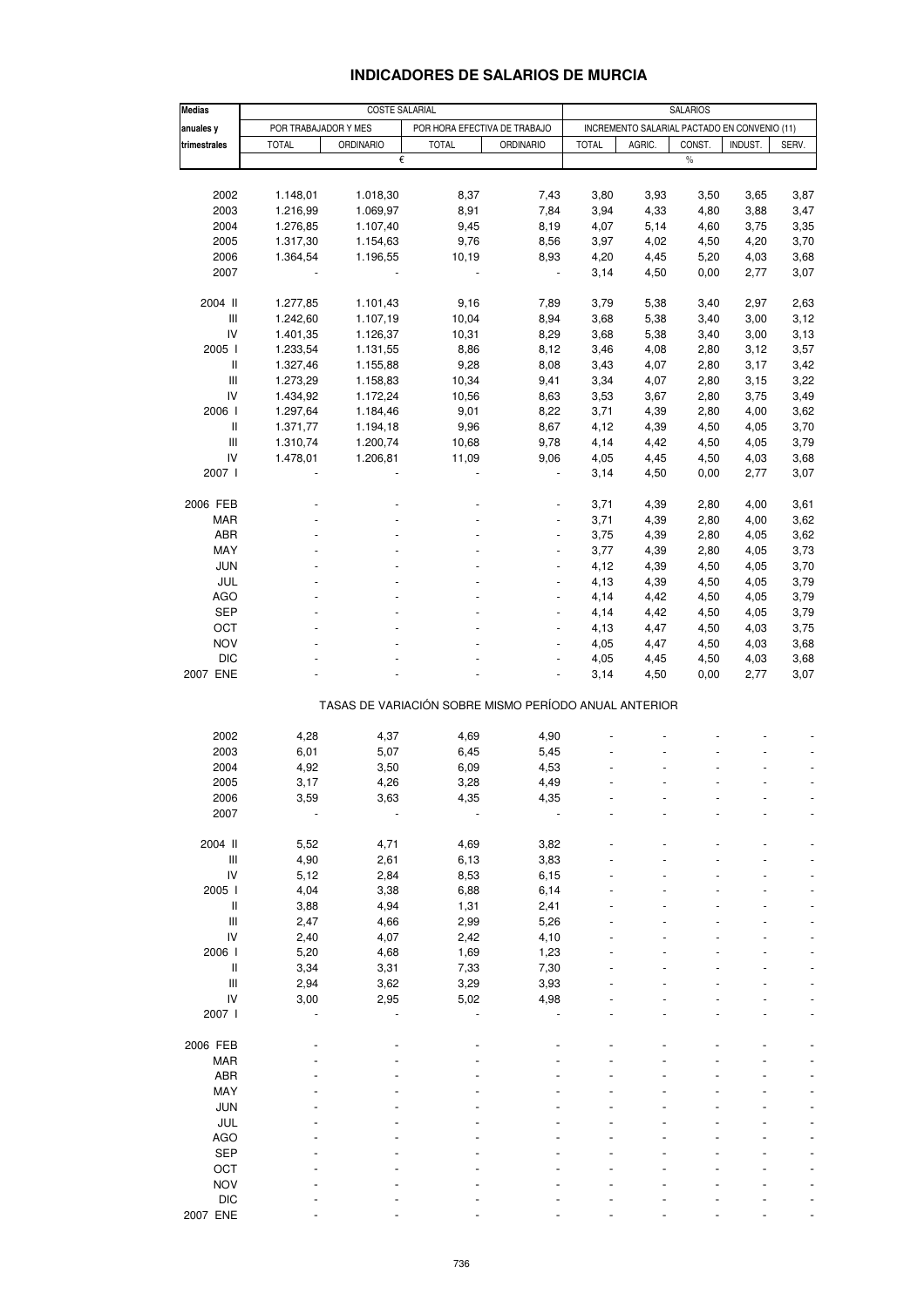# INDICADORES DE SALARIOS DE MURCIA

| Medias anuales y trimestrales | COSTE SALARIAL | | | | SALARIOS | | | | |
|---|---|---|---|---|---|---|---|---|---|
| | POR TRABAJADOR Y MES | | POR HORA EFECTIVA DE TRABAJO | | INCREMENTO SALARIAL PACTADO EN CONVENIO (11) | | | | |
| | TOTAL | ORDINARIO | TOTAL | ORDINARIO | TOTAL | AGRIC. | CONST. | INDUST. | SERV. |
| | € | | | | % | | | | |
| 2002 | 1.148,01 | 1.018,30 | 8,37 | 7,43 | 3,80 | 3,93 | 3,50 | 3,65 | 3,87 |
| 2003 | 1.216,99 | 1.069,97 | 8,91 | 7,84 | 3,94 | 4,33 | 4,80 | 3,88 | 3,47 |
| 2004 | 1.276,85 | 1.107,40 | 9,45 | 8,19 | 4,07 | 5,14 | 4,60 | 3,75 | 3,35 |
| 2005 | 1.317,30 | 1.154,63 | 9,76 | 8,56 | 3,97 | 4,02 | 4,50 | 4,20 | 3,70 |
| 2006 | 1.364,54 | 1.196,55 | 10,19 | 8,93 | 4,20 | 4,45 | 5,20 | 4,03 | 3,68 |
| 2007 | - | - | - | - | 3,14 | 4,50 | 0,00 | 2,77 | 3,07 |
| 2004 II | 1.277,85 | 1.101,43 | 9,16 | 7,89 | 3,79 | 5,38 | 3,40 | 2,97 | 2,63 |
| III | 1.242,60 | 1.107,19 | 10,04 | 8,94 | 3,68 | 5,38 | 3,40 | 3,00 | 3,12 |
| IV | 1.401,35 | 1.126,37 | 10,31 | 8,29 | 3,68 | 5,38 | 3,40 | 3,00 | 3,13 |
| 2005 I | 1.233,54 | 1.131,55 | 8,86 | 8,12 | 3,46 | 4,08 | 2,80 | 3,12 | 3,57 |
| II | 1.327,46 | 1.155,88 | 9,28 | 8,08 | 3,43 | 4,07 | 2,80 | 3,17 | 3,42 |
| III | 1.273,29 | 1.158,83 | 10,34 | 9,41 | 3,34 | 4,07 | 2,80 | 3,15 | 3,22 |
| IV | 1.434,92 | 1.172,24 | 10,56 | 8,63 | 3,53 | 3,67 | 2,80 | 3,75 | 3,49 |
| 2006 I | 1.297,64 | 1.184,46 | 9,01 | 8,22 | 3,71 | 4,39 | 2,80 | 4,00 | 3,62 |
| II | 1.371,77 | 1.194,18 | 9,96 | 8,67 | 4,12 | 4,39 | 4,50 | 4,05 | 3,70 |
| III | 1.310,74 | 1.200,74 | 10,68 | 9,78 | 4,14 | 4,42 | 4,50 | 4,05 | 3,79 |
| IV | 1.478,01 | 1.206,81 | 11,09 | 9,06 | 4,05 | 4,45 | 4,50 | 4,03 | 3,68 |
| 2007 I | - | - | - | - | 3,14 | 4,50 | 0,00 | 2,77 | 3,07 |
| 2006 FEB | - | - | - | - | 3,71 | 4,39 | 2,80 | 4,00 | 3,61 |
| MAR | - | - | - | - | 3,71 | 4,39 | 2,80 | 4,00 | 3,62 |
| ABR | - | - | - | - | 3,75 | 4,39 | 2,80 | 4,05 | 3,62 |
| MAY | - | - | - | - | 3,77 | 4,39 | 2,80 | 4,05 | 3,73 |
| JUN | - | - | - | - | 4,12 | 4,39 | 4,50 | 4,05 | 3,70 |
| JUL | - | - | - | - | 4,13 | 4,39 | 4,50 | 4,05 | 3,79 |
| AGO | - | - | - | - | 4,14 | 4,42 | 4,50 | 4,05 | 3,79 |
| SEP | - | - | - | - | 4,14 | 4,42 | 4,50 | 4,05 | 3,79 |
| OCT | - | - | - | - | 4,13 | 4,47 | 4,50 | 4,03 | 3,75 |
| NOV | - | - | - | - | 4,05 | 4,47 | 4,50 | 4,03 | 3,68 |
| DIC | - | - | - | - | 4,05 | 4,45 | 4,50 | 4,03 | 3,68 |
| 2007 ENE | - | - | - | - | 3,14 | 4,50 | 0,00 | 2,77 | 3,07 |
| | TASAS DE VARIACIÓN SOBRE MISMO PERÍODO ANUAL ANTERIOR | | | | | | | | |
| 2002 | 4,28 | 4,37 | 4,69 | 4,90 | - | - | - | - | - |
| 2003 | 6,01 | 5,07 | 6,45 | 5,45 | - | - | - | - | - |
| 2004 | 4,92 | 3,50 | 6,09 | 4,53 | - | - | - | - | - |
| 2005 | 3,17 | 4,26 | 3,28 | 4,49 | - | - | - | - | - |
| 2006 | 3,59 | 3,63 | 4,35 | 4,35 | - | - | - | - | - |
| 2007 | - | - | - | - | - | - | - | - | - |
| 2004 II | 5,52 | 4,71 | 4,69 | 3,82 | - | - | - | - | - |
| III | 4,90 | 2,61 | 6,13 | 3,83 | - | - | - | - | - |
| IV | 5,12 | 2,84 | 8,53 | 6,15 | - | - | - | - | - |
| 2005 I | 4,04 | 3,38 | 6,88 | 6,14 | - | - | - | - | - |
| II | 3,88 | 4,94 | 1,31 | 2,41 | - | - | - | - | - |
| III | 2,47 | 4,66 | 2,99 | 5,26 | - | - | - | - | - |
| IV | 2,40 | 4,07 | 2,42 | 4,10 | - | - | - | - | - |
| 2006 I | 5,20 | 4,68 | 1,69 | 1,23 | - | - | - | - | - |
| II | 3,34 | 3,31 | 7,33 | 7,30 | - | - | - | - | - |
| III | 2,94 | 3,62 | 3,29 | 3,93 | - | - | - | - | - |
| IV | 3,00 | 2,95 | 5,02 | 4,98 | - | - | - | - | - |
| 2007 I | - | - | - | - | - | - | - | - | - |
| 2006 FEB | - | - | - | - | - | - | - | - | - |
| MAR | - | - | - | - | - | - | - | - | - |
| ABR | - | - | - | - | - | - | - | - | - |
| MAY | - | - | - | - | - | - | - | - | - |
| JUN | - | - | - | - | - | - | - | - | - |
| JUL | - | - | - | - | - | - | - | - | - |
| AGO | - | - | - | - | - | - | - | - | - |
| SEP | - | - | - | - | - | - | - | - | - |
| OCT | - | - | - | - | - | - | - | - | - |
| NOV | - | - | - | - | - | - | - | - | - |
| DIC | - | - | - | - | - | - | - | - | - |
| 2007 ENE | - | - | - | - | - | - | - | - | - |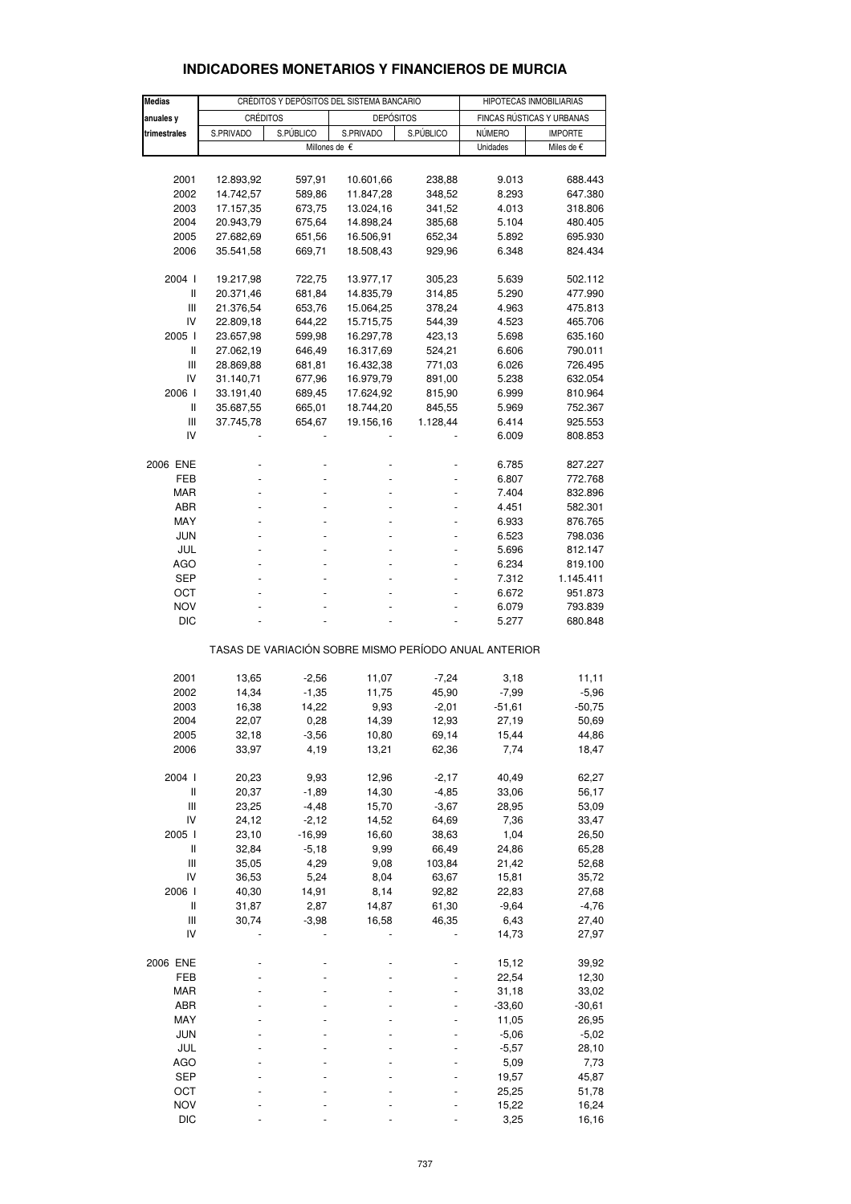## INDICADORES MONETARIOS Y FINANCIEROS DE MURCIA

| Medias anuales y trimestrales | CRÉDITOS Y DEPÓSITOS DEL SISTEMA BANCARIO | | | | HIPOTECAS INMOBILIARIAS | |
|---|---|---|---|---|---|---|
| | CRÉDITOS | | DEPÓSITOS | | FINCAS RÚSTICAS Y URBANAS | |
| | S.PRIVADO | S.PÚBLICO | S.PRIVADO | S.PÚBLICO | NÚMERO | IMPORTE |
| | Millones de € | | | | Unidades | Miles de € |
| 2001 | 12.893,92 | 597,91 | 10.601,66 | 238,88 | 9.013 | 688.443 |
| 2002 | 14.742,57 | 589,86 | 11.847,28 | 348,52 | 8.293 | 647.380 |
| 2003 | 17.157,35 | 673,75 | 13.024,16 | 341,52 | 4.013 | 318.806 |
| 2004 | 20.943,79 | 675,64 | 14.898,24 | 385,68 | 5.104 | 480.405 |
| 2005 | 27.682,69 | 651,56 | 16.506,91 | 652,34 | 5.892 | 695.930 |
| 2006 | 35.541,58 | 669,71 | 18.508,43 | 929,96 | 6.348 | 824.434 |
| 2004 I | 19.217,98 | 722,75 | 13.977,17 | 305,23 | 5.639 | 502.112 |
| II | 20.371,46 | 681,84 | 14.835,79 | 314,85 | 5.290 | 477.990 |
| III | 21.376,54 | 653,76 | 15.064,25 | 378,24 | 4.963 | 475.813 |
| IV | 22.809,18 | 644,22 | 15.715,75 | 544,39 | 4.523 | 465.706 |
| 2005 I | 23.657,98 | 599,98 | 16.297,78 | 423,13 | 5.698 | 635.160 |
| II | 27.062,19 | 646,49 | 16.317,69 | 524,21 | 6.606 | 790.011 |
| III | 28.869,88 | 681,81 | 16.432,38 | 771,03 | 6.026 | 726.495 |
| IV | 31.140,71 | 677,96 | 16.979,79 | 891,00 | 5.238 | 632.054 |
| 2006 I | 33.191,40 | 689,45 | 17.624,92 | 815,90 | 6.999 | 810.964 |
| II | 35.687,55 | 665,01 | 18.744,20 | 845,55 | 5.969 | 752.367 |
| III | 37.745,78 | 654,67 | 19.156,16 | 1.128,44 | 6.414 | 925.553 |
| IV | - | - | - | - | 6.009 | 808.853 |
| 2006 ENE | - | - | - | - | 6.785 | 827.227 |
| FEB | - | - | - | - | 6.807 | 772.768 |
| MAR | - | - | - | - | 7.404 | 832.896 |
| ABR | - | - | - | - | 4.451 | 582.301 |
| MAY | - | - | - | - | 6.933 | 876.765 |
| JUN | - | - | - | - | 6.523 | 798.036 |
| JUL | - | - | - | - | 5.696 | 812.147 |
| AGO | - | - | - | - | 6.234 | 819.100 |
| SEP | - | - | - | - | 7.312 | 1.145.411 |
| OCT | - | - | - | - | 6.672 | 951.873 |
| NOV | - | - | - | - | 6.079 | 793.839 |
| DIC | - | - | - | - | 5.277 | 680.848 |

TASAS DE VARIACIÓN SOBRE MISMO PERÍODO ANUAL ANTERIOR

| | S.PRIVADO | S.PÚBLICO | S.PRIVADO | S.PÚBLICO | NÚMERO | IMPORTE |
|---|---|---|---|---|---|---|
| 2001 | 13,65 | -2,56 | 11,07 | -7,24 | 3,18 | 11,11 |
| 2002 | 14,34 | -1,35 | 11,75 | 45,90 | -7,99 | -5,96 |
| 2003 | 16,38 | 14,22 | 9,93 | -2,01 | -51,61 | -50,75 |
| 2004 | 22,07 | 0,28 | 14,39 | 12,93 | 27,19 | 50,69 |
| 2005 | 32,18 | -3,56 | 10,80 | 69,14 | 15,44 | 44,86 |
| 2006 | 33,97 | 4,19 | 13,21 | 62,36 | 7,74 | 18,47 |
| 2004 I | 20,23 | 9,93 | 12,96 | -2,17 | 40,49 | 62,27 |
| II | 20,37 | -1,89 | 14,30 | -4,85 | 33,06 | 56,17 |
| III | 23,25 | -4,48 | 15,70 | -3,67 | 28,95 | 53,09 |
| IV | 24,12 | -2,12 | 14,52 | 64,69 | 7,36 | 33,47 |
| 2005 I | 23,10 | -16,99 | 16,60 | 38,63 | 1,04 | 26,50 |
| II | 32,84 | -5,18 | 9,99 | 66,49 | 24,86 | 65,28 |
| III | 35,05 | 4,29 | 9,08 | 103,84 | 21,42 | 52,68 |
| IV | 36,53 | 5,24 | 8,04 | 63,67 | 15,81 | 35,72 |
| 2006 I | 40,30 | 14,91 | 8,14 | 92,82 | 22,83 | 27,68 |
| II | 31,87 | 2,87 | 14,87 | 61,30 | -9,64 | -4,76 |
| III | 30,74 | -3,98 | 16,58 | 46,35 | 6,43 | 27,40 |
| IV | - | - | - | - | 14,73 | 27,97 |
| 2006 ENE | - | - | - | - | 15,12 | 39,92 |
| FEB | - | - | - | - | 22,54 | 12,30 |
| MAR | - | - | - | - | 31,18 | 33,02 |
| ABR | - | - | - | - | -33,60 | -30,61 |
| MAY | - | - | - | - | 11,05 | 26,95 |
| JUN | - | - | - | - | -5,06 | -5,02 |
| JUL | - | - | - | - | -5,57 | 28,10 |
| AGO | - | - | - | - | 5,09 | 7,73 |
| SEP | - | - | - | - | 19,57 | 45,87 |
| OCT | - | - | - | - | 25,25 | 51,78 |
| NOV | - | - | - | - | 15,22 | 16,24 |
| DIC | - | - | - | - | 3,25 | 16,16 |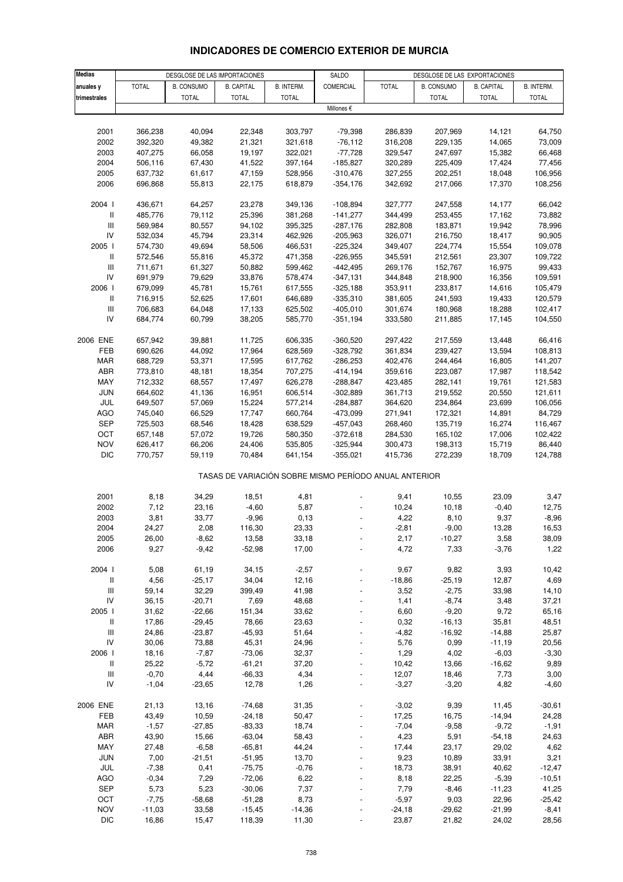# INDICADORES DE COMERCIO EXTERIOR DE MURCIA

| Medias anuales y trimestrales | DESGLOSE DE LAS IMPORTACIONES | | | | SALDO | DESGLOSE DE LAS EXPORTACIONES | | | |
|---|---|---|---|---|---|---|---|---|---|
| | TOTAL | B. CONSUMO TOTAL | B. CAPITAL TOTAL | B. INTERM. TOTAL | COMERCIAL | TOTAL | B. CONSUMO TOTAL | B. CAPITAL TOTAL | B. INTERM. TOTAL |
| | | | | | Millones € | | | | |
| 2001 | 366,238 | 40,094 | 22,348 | 303,797 | -79,398 | 286,839 | 207,969 | 14,121 | 64,750 |
| 2002 | 392,320 | 49,382 | 21,321 | 321,618 | -76,112 | 316,208 | 229,135 | 14,065 | 73,009 |
| 2003 | 407,275 | 66,058 | 19,197 | 322,021 | -77,728 | 329,547 | 247,697 | 15,382 | 66,468 |
| 2004 | 506,116 | 67,430 | 41,522 | 397,164 | -185,827 | 320,289 | 225,409 | 17,424 | 77,456 |
| 2005 | 637,732 | 61,617 | 47,159 | 528,956 | -310,476 | 327,255 | 202,251 | 18,048 | 106,956 |
| 2006 | 696,868 | 55,813 | 22,175 | 618,879 | -354,176 | 342,692 | 217,066 | 17,370 | 108,256 |
| 2004 I | 436,671 | 64,257 | 23,278 | 349,136 | -108,894 | 327,777 | 247,558 | 14,177 | 66,042 |
| II | 485,776 | 79,112 | 25,396 | 381,268 | -141,277 | 344,499 | 253,455 | 17,162 | 73,882 |
| III | 569,984 | 80,557 | 94,102 | 395,325 | -287,176 | 282,808 | 183,871 | 19,942 | 78,996 |
| IV | 532,034 | 45,794 | 23,314 | 462,926 | -205,963 | 326,071 | 216,750 | 18,417 | 90,905 |
| 2005 I | 574,730 | 49,694 | 58,506 | 466,531 | -225,324 | 349,407 | 224,774 | 15,554 | 109,078 |
| II | 572,546 | 55,816 | 45,372 | 471,358 | -226,955 | 345,591 | 212,561 | 23,307 | 109,722 |
| III | 711,671 | 61,327 | 50,882 | 599,462 | -442,495 | 269,176 | 152,767 | 16,975 | 99,433 |
| IV | 691,979 | 79,629 | 33,876 | 578,474 | -347,131 | 344,848 | 218,900 | 16,356 | 109,591 |
| 2006 I | 679,099 | 45,781 | 15,761 | 617,555 | -325,188 | 353,911 | 233,817 | 14,616 | 105,479 |
| II | 716,915 | 52,625 | 17,601 | 646,689 | -335,310 | 381,605 | 241,593 | 19,433 | 120,579 |
| III | 706,683 | 64,048 | 17,133 | 625,502 | -405,010 | 301,674 | 180,968 | 18,288 | 102,417 |
| IV | 684,774 | 60,799 | 38,205 | 585,770 | -351,194 | 333,580 | 211,885 | 17,145 | 104,550 |
| 2006 ENE | 657,942 | 39,881 | 11,725 | 606,335 | -360,520 | 297,422 | 217,559 | 13,448 | 66,416 |
| FEB | 690,626 | 44,092 | 17,964 | 628,569 | -328,792 | 361,834 | 239,427 | 13,594 | 108,813 |
| MAR | 688,729 | 53,371 | 17,595 | 617,762 | -286,253 | 402,476 | 244,464 | 16,805 | 141,207 |
| ABR | 773,810 | 48,181 | 18,354 | 707,275 | -414,194 | 359,616 | 223,087 | 17,987 | 118,542 |
| MAY | 712,332 | 68,557 | 17,497 | 626,278 | -288,847 | 423,485 | 282,141 | 19,761 | 121,583 |
| JUN | 664,602 | 41,136 | 16,951 | 606,514 | -302,889 | 361,713 | 219,552 | 20,550 | 121,611 |
| JUL | 649,507 | 57,069 | 15,224 | 577,214 | -284,887 | 364,620 | 234,864 | 23,699 | 106,056 |
| AGO | 745,040 | 66,529 | 17,747 | 660,764 | -473,099 | 271,941 | 172,321 | 14,891 | 84,729 |
| SEP | 725,503 | 68,546 | 18,428 | 638,529 | -457,043 | 268,460 | 135,719 | 16,274 | 116,467 |
| OCT | 657,148 | 57,072 | 19,726 | 580,350 | -372,618 | 284,530 | 165,102 | 17,006 | 102,422 |
| NOV | 626,417 | 66,206 | 24,406 | 535,805 | -325,944 | 300,473 | 198,313 | 15,719 | 86,440 |
| DIC | 770,757 | 59,119 | 70,484 | 641,154 | -355,021 | 415,736 | 272,239 | 18,709 | 124,788 |
| | TASAS DE VARIACIÓN SOBRE MISMO PERÍODO ANUAL ANTERIOR | | | | | | | | |
| 2001 | 8,18 | 34,29 | 18,51 | 4,81 | - | 9,41 | 10,55 | 23,09 | 3,47 |
| 2002 | 7,12 | 23,16 | -4,60 | 5,87 | - | 10,24 | 10,18 | -0,40 | 12,75 |
| 2003 | 3,81 | 33,77 | -9,96 | 0,13 | - | 4,22 | 8,10 | 9,37 | -8,96 |
| 2004 | 24,27 | 2,08 | 116,30 | 23,33 | - | -2,81 | -9,00 | 13,28 | 16,53 |
| 2005 | 26,00 | -8,62 | 13,58 | 33,18 | - | 2,17 | -10,27 | 3,58 | 38,09 |
| 2006 | 9,27 | -9,42 | -52,98 | 17,00 | - | 4,72 | 7,33 | -3,76 | 1,22 |
| 2004 I | 5,08 | 61,19 | 34,15 | -2,57 | - | 9,67 | 9,82 | 3,93 | 10,42 |
| II | 4,56 | -25,17 | 34,04 | 12,16 | - | -18,86 | -25,19 | 12,87 | 4,69 |
| III | 59,14 | 32,29 | 399,49 | 41,98 | - | 3,52 | -2,75 | 33,98 | 14,10 |
| IV | 36,15 | -20,71 | 7,69 | 48,68 | - | 1,41 | -8,74 | 3,48 | 37,21 |
| 2005 I | 31,62 | -22,66 | 151,34 | 33,62 | - | 6,60 | -9,20 | 9,72 | 65,16 |
| II | 17,86 | -29,45 | 78,66 | 23,63 | - | 0,32 | -16,13 | 35,81 | 48,51 |
| III | 24,86 | -23,87 | -45,93 | 51,64 | - | -4,82 | -16,92 | -14,88 | 25,87 |
| IV | 30,06 | 73,88 | 45,31 | 24,96 | - | 5,76 | 0,99 | -11,19 | 20,56 |
| 2006 I | 18,16 | -7,87 | -73,06 | 32,37 | - | 1,29 | 4,02 | -6,03 | -3,30 |
| II | 25,22 | -5,72 | -61,21 | 37,20 | - | 10,42 | 13,66 | -16,62 | 9,89 |
| III | -0,70 | 4,44 | -66,33 | 4,34 | - | 12,07 | 18,46 | 7,73 | 3,00 |
| IV | -1,04 | -23,65 | 12,78 | 1,26 | - | -3,27 | -3,20 | 4,82 | -4,60 |
| 2006 ENE | 21,13 | 13,16 | -74,68 | 31,35 | - | -3,02 | 9,39 | 11,45 | -30,61 |
| FEB | 43,49 | 10,59 | -24,18 | 50,47 | - | 17,25 | 16,75 | -14,94 | 24,28 |
| MAR | -1,57 | -27,85 | -83,33 | 18,74 | - | -7,04 | -9,58 | -9,72 | -1,91 |
| ABR | 43,90 | 15,66 | -63,04 | 58,43 | - | 4,23 | 5,91 | -54,18 | 24,63 |
| MAY | 27,48 | -6,58 | -65,81 | 44,24 | - | 17,44 | 23,17 | 29,02 | 4,62 |
| JUN | 7,00 | -21,51 | -51,95 | 13,70 | - | 9,23 | 10,89 | 33,91 | 3,21 |
| JUL | -7,38 | 0,41 | -75,75 | -0,76 | - | 18,73 | 38,91 | 40,62 | -12,47 |
| AGO | -0,34 | 7,29 | -72,06 | 6,22 | - | 8,18 | 22,25 | -5,39 | -10,51 |
| SEP | 5,73 | 5,23 | -30,06 | 7,37 | - | 7,79 | -8,46 | -11,23 | 41,25 |
| OCT | -7,75 | -58,68 | -51,28 | 8,73 | - | -5,97 | 9,03 | 22,96 | -25,42 |
| NOV | -11,03 | 33,58 | -15,45 | -14,36 | - | -24,18 | -29,62 | -21,99 | -8,41 |
| DIC | 16,86 | 15,47 | 118,39 | 11,30 | - | 23,87 | 21,82 | 24,02 | 28,56 |